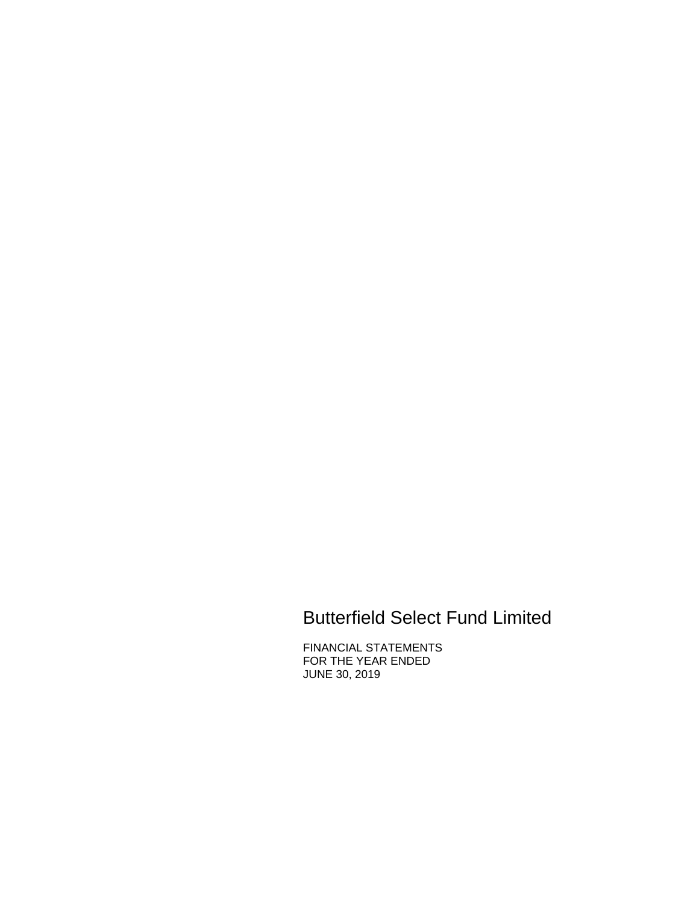# Butterfield Select Fund Limited

FINANCIAL STATEMENTS
FOR THE YEAR ENDED
JUNE 30, 2019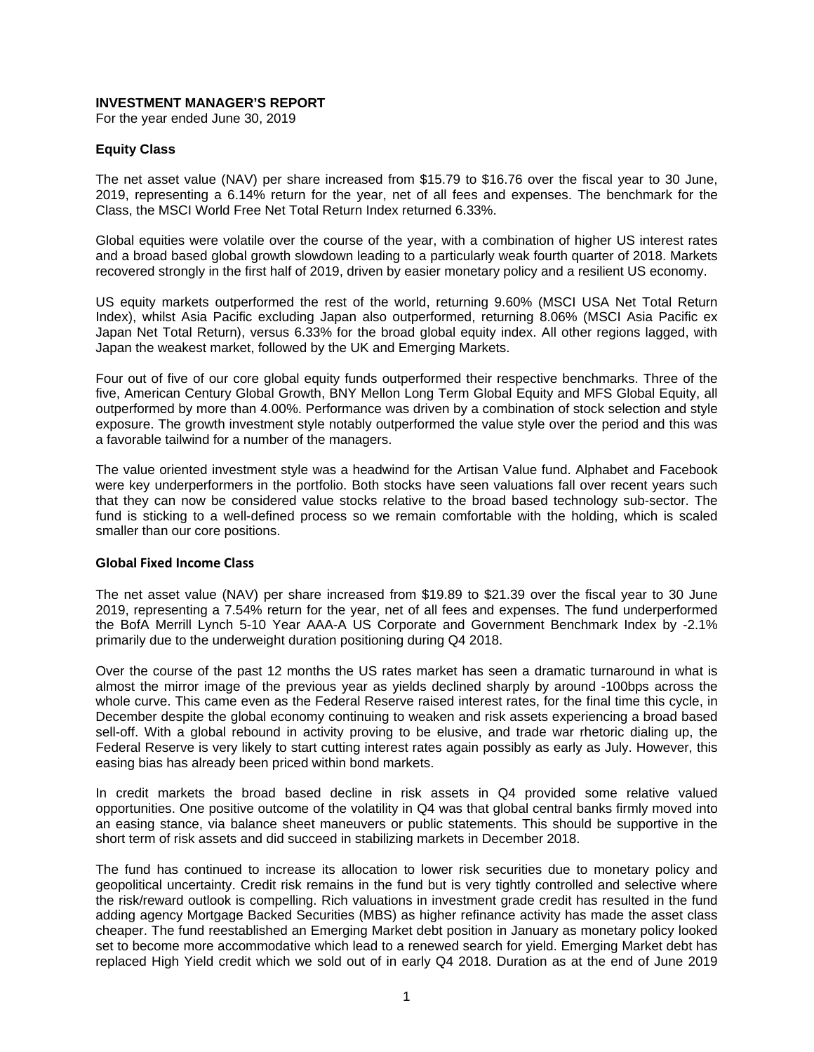## INVESTMENT MANAGER'S REPORT

For the year ended June 30, 2019

### Equity Class

The net asset value (NAV) per share increased from $15.79 to $16.76 over the fiscal year to 30 June, 2019, representing a 6.14% return for the year, net of all fees and expenses. The benchmark for the Class, the MSCI World Free Net Total Return Index returned 6.33%.

Global equities were volatile over the course of the year, with a combination of higher US interest rates and a broad based global growth slowdown leading to a particularly weak fourth quarter of 2018. Markets recovered strongly in the first half of 2019, driven by easier monetary policy and a resilient US economy.

US equity markets outperformed the rest of the world, returning 9.60% (MSCI USA Net Total Return Index), whilst Asia Pacific excluding Japan also outperformed, returning 8.06% (MSCI Asia Pacific ex Japan Net Total Return), versus 6.33% for the broad global equity index. All other regions lagged, with Japan the weakest market, followed by the UK and Emerging Markets.

Four out of five of our core global equity funds outperformed their respective benchmarks. Three of the five, American Century Global Growth, BNY Mellon Long Term Global Equity and MFS Global Equity, all outperformed by more than 4.00%. Performance was driven by a combination of stock selection and style exposure. The growth investment style notably outperformed the value style over the period and this was a favorable tailwind for a number of the managers.

The value oriented investment style was a headwind for the Artisan Value fund. Alphabet and Facebook were key underperformers in the portfolio. Both stocks have seen valuations fall over recent years such that they can now be considered value stocks relative to the broad based technology sub-sector. The fund is sticking to a well-defined process so we remain comfortable with the holding, which is scaled smaller than our core positions.

### Global Fixed Income Class

The net asset value (NAV) per share increased from $19.89 to $21.39 over the fiscal year to 30 June 2019, representing a 7.54% return for the year, net of all fees and expenses. The fund underperformed the BofA Merrill Lynch 5-10 Year AAA-A US Corporate and Government Benchmark Index by -2.1% primarily due to the underweight duration positioning during Q4 2018.

Over the course of the past 12 months the US rates market has seen a dramatic turnaround in what is almost the mirror image of the previous year as yields declined sharply by around -100bps across the whole curve. This came even as the Federal Reserve raised interest rates, for the final time this cycle, in December despite the global economy continuing to weaken and risk assets experiencing a broad based sell-off. With a global rebound in activity proving to be elusive, and trade war rhetoric dialing up, the Federal Reserve is very likely to start cutting interest rates again possibly as early as July. However, this easing bias has already been priced within bond markets.

In credit markets the broad based decline in risk assets in Q4 provided some relative valued opportunities. One positive outcome of the volatility in Q4 was that global central banks firmly moved into an easing stance, via balance sheet maneuvers or public statements. This should be supportive in the short term of risk assets and did succeed in stabilizing markets in December 2018.

The fund has continued to increase its allocation to lower risk securities due to monetary policy and geopolitical uncertainty. Credit risk remains in the fund but is very tightly controlled and selective where the risk/reward outlook is compelling. Rich valuations in investment grade credit has resulted in the fund adding agency Mortgage Backed Securities (MBS) as higher refinance activity has made the asset class cheaper. The fund reestablished an Emerging Market debt position in January as monetary policy looked set to become more accommodative which lead to a renewed search for yield. Emerging Market debt has replaced High Yield credit which we sold out of in early Q4 2018. Duration as at the end of June 2019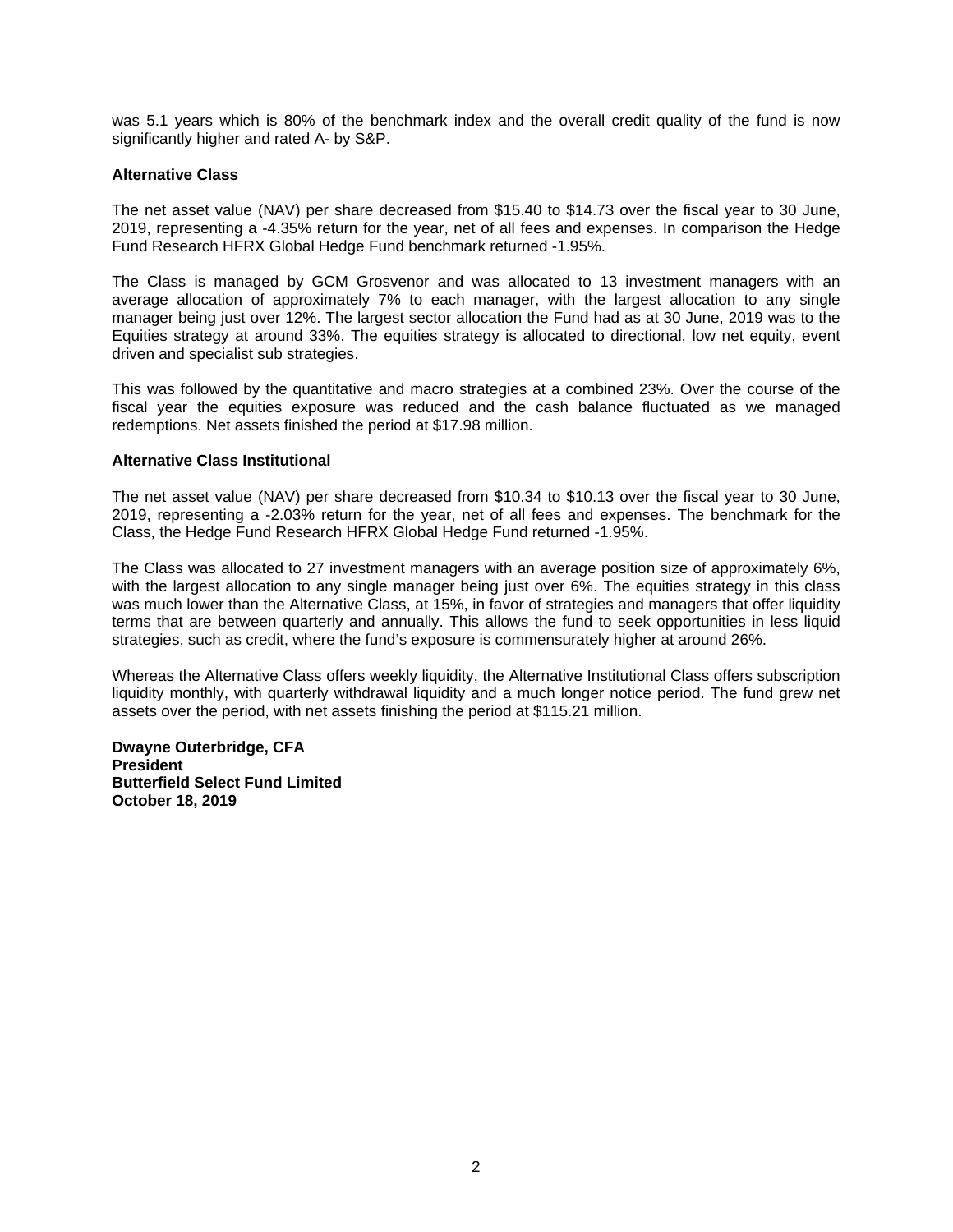was 5.1 years which is 80% of the benchmark index and the overall credit quality of the fund is now significantly higher and rated A- by S&P.

**Alternative Class**

The net asset value (NAV) per share decreased from $15.40 to $14.73 over the fiscal year to 30 June, 2019, representing a -4.35% return for the year, net of all fees and expenses. In comparison the Hedge Fund Research HFRX Global Hedge Fund benchmark returned -1.95%.

The Class is managed by GCM Grosvenor and was allocated to 13 investment managers with an average allocation of approximately 7% to each manager, with the largest allocation to any single manager being just over 12%. The largest sector allocation the Fund had as at 30 June, 2019 was to the Equities strategy at around 33%. The equities strategy is allocated to directional, low net equity, event driven and specialist sub strategies.

This was followed by the quantitative and macro strategies at a combined 23%. Over the course of the fiscal year the equities exposure was reduced and the cash balance fluctuated as we managed redemptions. Net assets finished the period at $17.98 million.

**Alternative Class Institutional**

The net asset value (NAV) per share decreased from $10.34 to $10.13 over the fiscal year to 30 June, 2019, representing a -2.03% return for the year, net of all fees and expenses. The benchmark for the Class, the Hedge Fund Research HFRX Global Hedge Fund returned -1.95%.

The Class was allocated to 27 investment managers with an average position size of approximately 6%, with the largest allocation to any single manager being just over 6%. The equities strategy in this class was much lower than the Alternative Class, at 15%, in favor of strategies and managers that offer liquidity terms that are between quarterly and annually. This allows the fund to seek opportunities in less liquid strategies, such as credit, where the fund's exposure is commensurately higher at around 26%.

Whereas the Alternative Class offers weekly liquidity, the Alternative Institutional Class offers subscription liquidity monthly, with quarterly withdrawal liquidity and a much longer notice period. The fund grew net assets over the period, with net assets finishing the period at $115.21 million.

**Dwayne Outerbridge, CFA**
**President**
**Butterfield Select Fund Limited**
**October 18, 2019**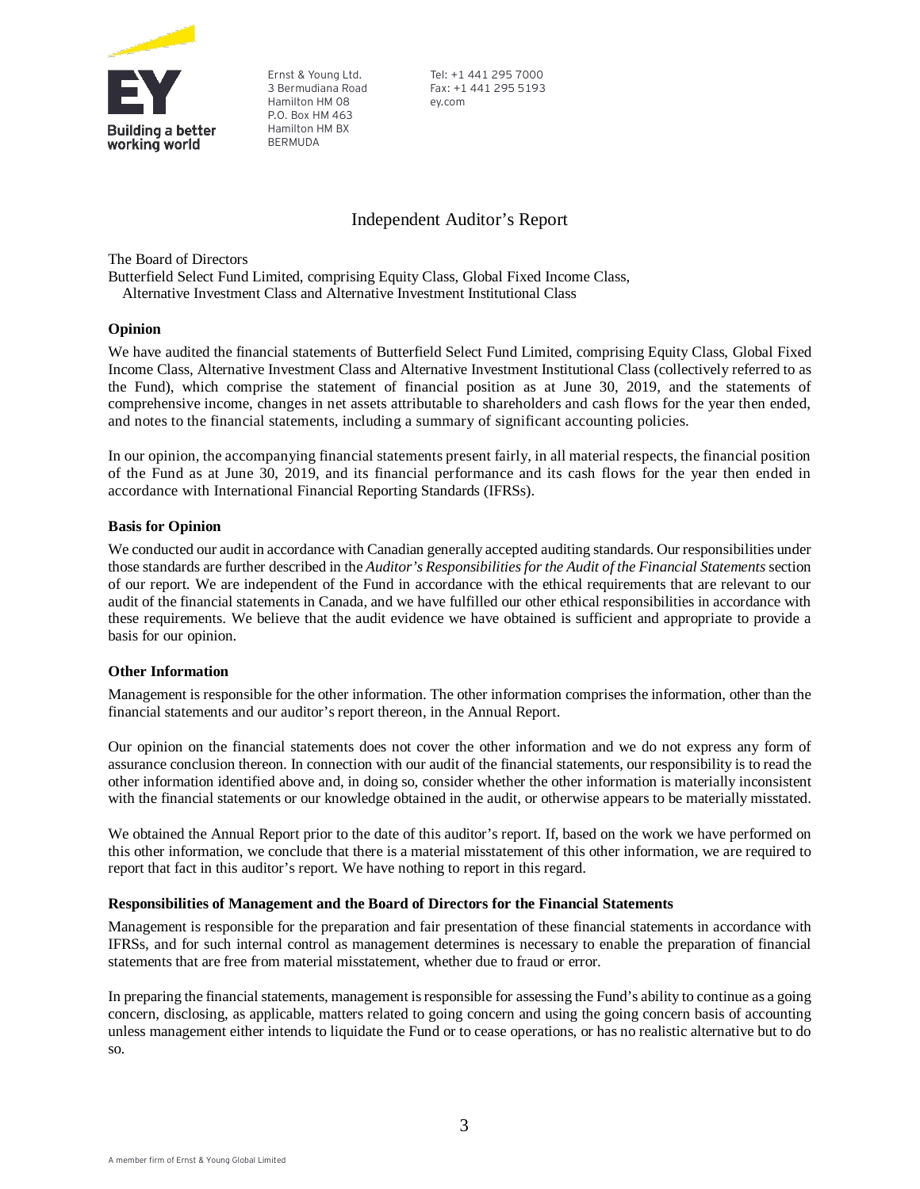Ernst & Young Ltd.
3 Bermudiana Road
Hamilton HM 08
P.O. Box HM 463
Hamilton HM BX
BERMUDA

Tel: +1 441 295 7000
Fax: +1 441 295 5193
ey.com

# Independent Auditor's Report

The Board of Directors
Butterfield Select Fund Limited, comprising Equity Class, Global Fixed Income Class, Alternative Investment Class and Alternative Investment Institutional Class

## Opinion

We have audited the financial statements of Butterfield Select Fund Limited, comprising Equity Class, Global Fixed Income Class, Alternative Investment Class and Alternative Investment Institutional Class (collectively referred to as the Fund), which comprise the statement of financial position as at June 30, 2019, and the statements of comprehensive income, changes in net assets attributable to shareholders and cash flows for the year then ended, and notes to the financial statements, including a summary of significant accounting policies.

In our opinion, the accompanying financial statements present fairly, in all material respects, the financial position of the Fund as at June 30, 2019, and its financial performance and its cash flows for the year then ended in accordance with International Financial Reporting Standards (IFRSs).

## Basis for Opinion

We conducted our audit in accordance with Canadian generally accepted auditing standards. Our responsibilities under those standards are further described in the *Auditor's Responsibilities for the Audit of the Financial Statements* section of our report. We are independent of the Fund in accordance with the ethical requirements that are relevant to our audit of the financial statements in Canada, and we have fulfilled our other ethical responsibilities in accordance with these requirements. We believe that the audit evidence we have obtained is sufficient and appropriate to provide a basis for our opinion.

## Other Information

Management is responsible for the other information. The other information comprises the information, other than the financial statements and our auditor's report thereon, in the Annual Report.

Our opinion on the financial statements does not cover the other information and we do not express any form of assurance conclusion thereon. In connection with our audit of the financial statements, our responsibility is to read the other information identified above and, in doing so, consider whether the other information is materially inconsistent with the financial statements or our knowledge obtained in the audit, or otherwise appears to be materially misstated.

We obtained the Annual Report prior to the date of this auditor's report. If, based on the work we have performed on this other information, we conclude that there is a material misstatement of this other information, we are required to report that fact in this auditor's report. We have nothing to report in this regard.

## Responsibilities of Management and the Board of Directors for the Financial Statements

Management is responsible for the preparation and fair presentation of these financial statements in accordance with IFRSs, and for such internal control as management determines is necessary to enable the preparation of financial statements that are free from material misstatement, whether due to fraud or error.

In preparing the financial statements, management is responsible for assessing the Fund's ability to continue as a going concern, disclosing, as applicable, matters related to going concern and using the going concern basis of accounting unless management either intends to liquidate the Fund or to cease operations, or has no realistic alternative but to do so.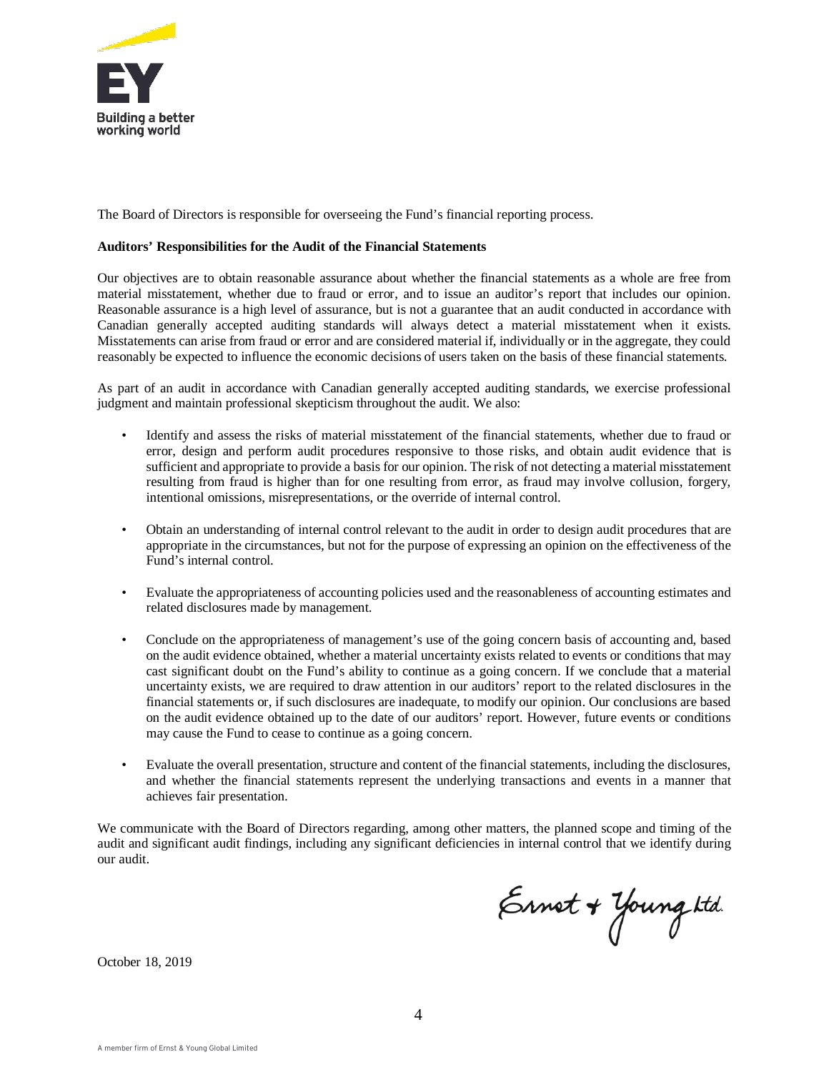The Board of Directors is responsible for overseeing the Fund's financial reporting process.

**Auditors' Responsibilities for the Audit of the Financial Statements**

Our objectives are to obtain reasonable assurance about whether the financial statements as a whole are free from material misstatement, whether due to fraud or error, and to issue an auditor's report that includes our opinion. Reasonable assurance is a high level of assurance, but is not a guarantee that an audit conducted in accordance with Canadian generally accepted auditing standards will always detect a material misstatement when it exists. Misstatements can arise from fraud or error and are considered material if, individually or in the aggregate, they could reasonably be expected to influence the economic decisions of users taken on the basis of these financial statements.

As part of an audit in accordance with Canadian generally accepted auditing standards, we exercise professional judgment and maintain professional skepticism throughout the audit. We also:

- Identify and assess the risks of material misstatement of the financial statements, whether due to fraud or error, design and perform audit procedures responsive to those risks, and obtain audit evidence that is sufficient and appropriate to provide a basis for our opinion. The risk of not detecting a material misstatement resulting from fraud is higher than for one resulting from error, as fraud may involve collusion, forgery, intentional omissions, misrepresentations, or the override of internal control.

- Obtain an understanding of internal control relevant to the audit in order to design audit procedures that are appropriate in the circumstances, but not for the purpose of expressing an opinion on the effectiveness of the Fund's internal control.

- Evaluate the appropriateness of accounting policies used and the reasonableness of accounting estimates and related disclosures made by management.

- Conclude on the appropriateness of management's use of the going concern basis of accounting and, based on the audit evidence obtained, whether a material uncertainty exists related to events or conditions that may cast significant doubt on the Fund's ability to continue as a going concern. If we conclude that a material uncertainty exists, we are required to draw attention in our auditors' report to the related disclosures in the financial statements or, if such disclosures are inadequate, to modify our opinion. Our conclusions are based on the audit evidence obtained up to the date of our auditors' report. However, future events or conditions may cause the Fund to cease to continue as a going concern.

- Evaluate the overall presentation, structure and content of the financial statements, including the disclosures, and whether the financial statements represent the underlying transactions and events in a manner that achieves fair presentation.

We communicate with the Board of Directors regarding, among other matters, the planned scope and timing of the audit and significant audit findings, including any significant deficiencies in internal control that we identify during our audit.

Ernst & Young Ltd.

October 18, 2019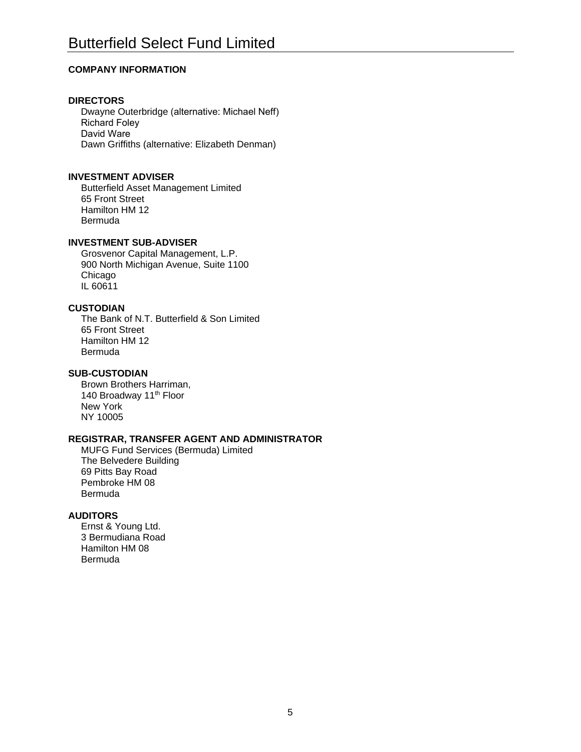# Butterfield Select Fund Limited

## COMPANY INFORMATION

### DIRECTORS

Dwayne Outerbridge (alternative: Michael Neff)
Richard Foley
David Ware
Dawn Griffiths (alternative: Elizabeth Denman)

### INVESTMENT ADVISER

Butterfield Asset Management Limited
65 Front Street
Hamilton HM 12
Bermuda

### INVESTMENT SUB-ADVISER

Grosvenor Capital Management, L.P.
900 North Michigan Avenue, Suite 1100
Chicago
IL 60611

### CUSTODIAN

The Bank of N.T. Butterfield & Son Limited
65 Front Street
Hamilton HM 12
Bermuda

### SUB-CUSTODIAN

Brown Brothers Harriman,
140 Broadway 11th Floor
New York
NY 10005

### REGISTRAR, TRANSFER AGENT AND ADMINISTRATOR

MUFG Fund Services (Bermuda) Limited
The Belvedere Building
69 Pitts Bay Road
Pembroke HM 08
Bermuda

### AUDITORS

Ernst & Young Ltd.
3 Bermudiana Road
Hamilton HM 08
Bermuda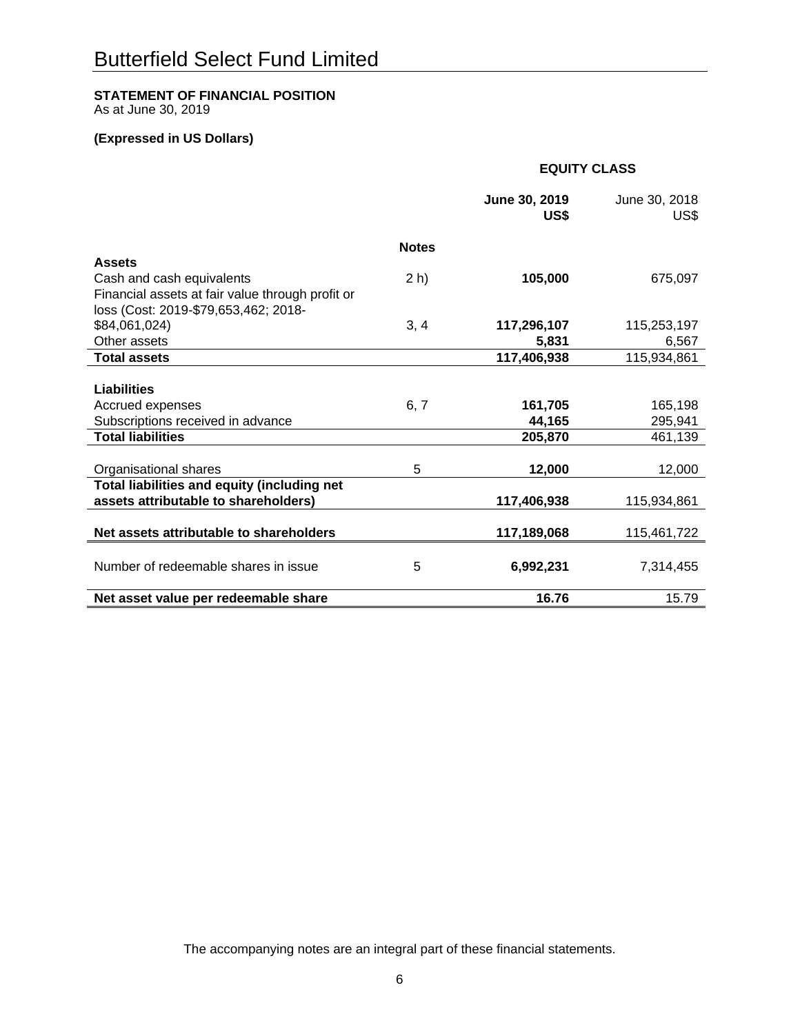# Butterfield Select Fund Limited

**STATEMENT OF FINANCIAL POSITION**
As at June 30, 2019

**(Expressed in US Dollars)**

| | | **EQUITY CLASS** | |
|---|---|---|---|
| | | **June 30, 2019 US$** | June 30, 2018 US$ |
| | **Notes** | | |
| **Assets** | | | |
| Cash and cash equivalents | 2 h) | **105,000** | 675,097 |
| Financial assets at fair value through profit or loss (Cost: 2019-$79,653,462; 2018-$84,061,024) | 3, 4 | **117,296,107** | 115,253,197 |
| Other assets | | **5,831** | 6,567 |
| **Total assets** | | **117,406,938** | 115,934,861 |
| | | | |
| **Liabilities** | | | |
| Accrued expenses | 6, 7 | **161,705** | 165,198 |
| Subscriptions received in advance | | **44,165** | 295,941 |
| **Total liabilities** | | **205,870** | 461,139 |
| | | | |
| Organisational shares | 5 | **12,000** | 12,000 |
| **Total liabilities and equity (including net assets attributable to shareholders)** | | **117,406,938** | 115,934,861 |
| | | | |
| **Net assets attributable to shareholders** | | **117,189,068** | 115,461,722 |
| | | | |
| Number of redeemable shares in issue | 5 | **6,992,231** | 7,314,455 |
| | | | |
| **Net asset value per redeemable share** | | **16.76** | 15.79 |

The accompanying notes are an integral part of these financial statements.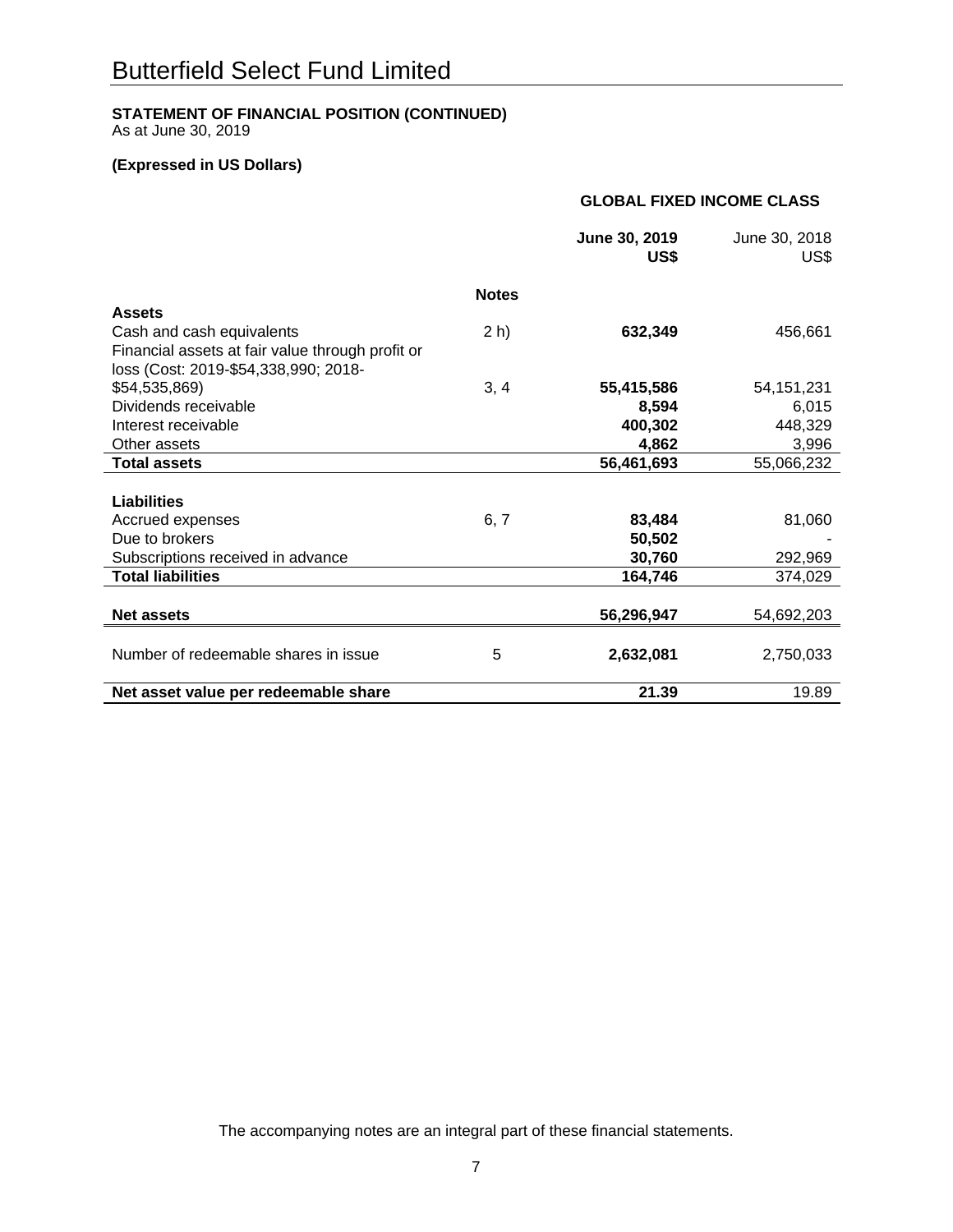# Butterfield Select Fund Limited

**STATEMENT OF FINANCIAL POSITION (CONTINUED)**
As at June 30, 2019

**(Expressed in US Dollars)**

**GLOBAL FIXED INCOME CLASS**

| | Notes | **June 30, 2019 US$** | June 30, 2018 US$ |
|---|---|---|---|
| **Assets** | | | |
| Cash and cash equivalents | 2 h) | **632,349** | 456,661 |
| Financial assets at fair value through profit or loss (Cost: 2019-$54,338,990; 2018-$54,535,869) | 3, 4 | **55,415,586** | 54,151,231 |
| Dividends receivable | | **8,594** | 6,015 |
| Interest receivable | | **400,302** | 448,329 |
| Other assets | | **4,862** | 3,996 |
| **Total assets** | | **56,461,693** | 55,066,232 |
| **Liabilities** | | | |
| Accrued expenses | 6, 7 | **83,484** | 81,060 |
| Due to brokers | | **50,502** | - |
| Subscriptions received in advance | | **30,760** | 292,969 |
| **Total liabilities** | | **164,746** | 374,029 |
| **Net assets** | | **56,296,947** | 54,692,203 |
| Number of redeemable shares in issue | 5 | **2,632,081** | 2,750,033 |
| **Net asset value per redeemable share** | | **21.39** | 19.89 |

The accompanying notes are an integral part of these financial statements.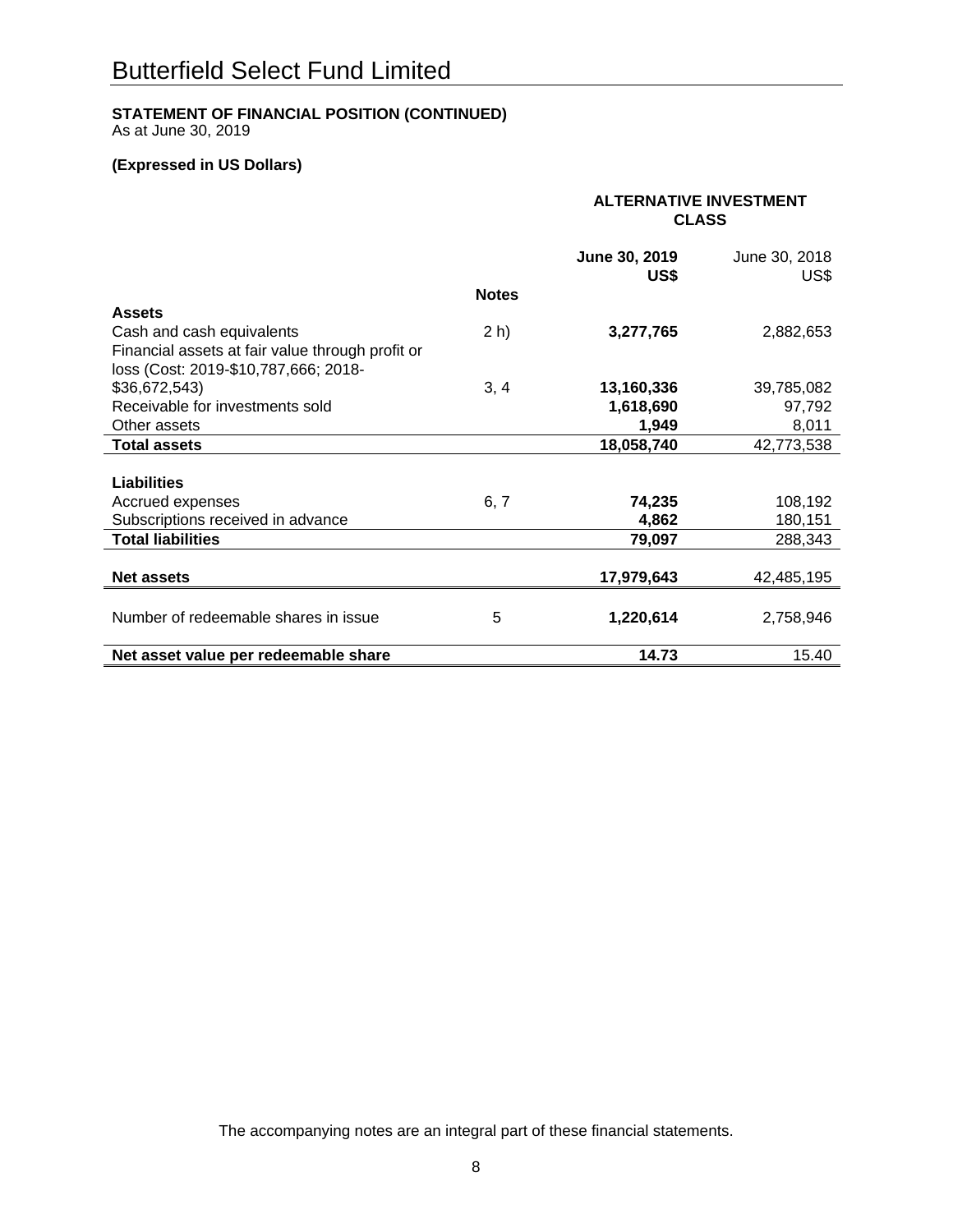# Butterfield Select Fund Limited

**STATEMENT OF FINANCIAL POSITION (CONTINUED)**
As at June 30, 2019

**(Expressed in US Dollars)**

| | | **ALTERNATIVE INVESTMENT CLASS** | |
|---|---|---|---|
| | | **June 30, 2019 US$** | June 30, 2018 US$ |
| | **Notes** | | |
| **Assets** | | | |
| Cash and cash equivalents | 2 h) | **3,277,765** | 2,882,653 |
| Financial assets at fair value through profit or loss (Cost: 2019-$10,787,666; 2018-$36,672,543) | 3, 4 | **13,160,336** | 39,785,082 |
| Receivable for investments sold | | **1,618,690** | 97,792 |
| Other assets | | **1,949** | 8,011 |
| **Total assets** | | **18,058,740** | 42,773,538 |
| **Liabilities** | | | |
| Accrued expenses | 6, 7 | **74,235** | 108,192 |
| Subscriptions received in advance | | **4,862** | 180,151 |
| **Total liabilities** | | **79,097** | 288,343 |
| **Net assets** | | **17,979,643** | 42,485,195 |
| Number of redeemable shares in issue | 5 | **1,220,614** | 2,758,946 |
| **Net asset value per redeemable share** | | **14.73** | 15.40 |

The accompanying notes are an integral part of these financial statements.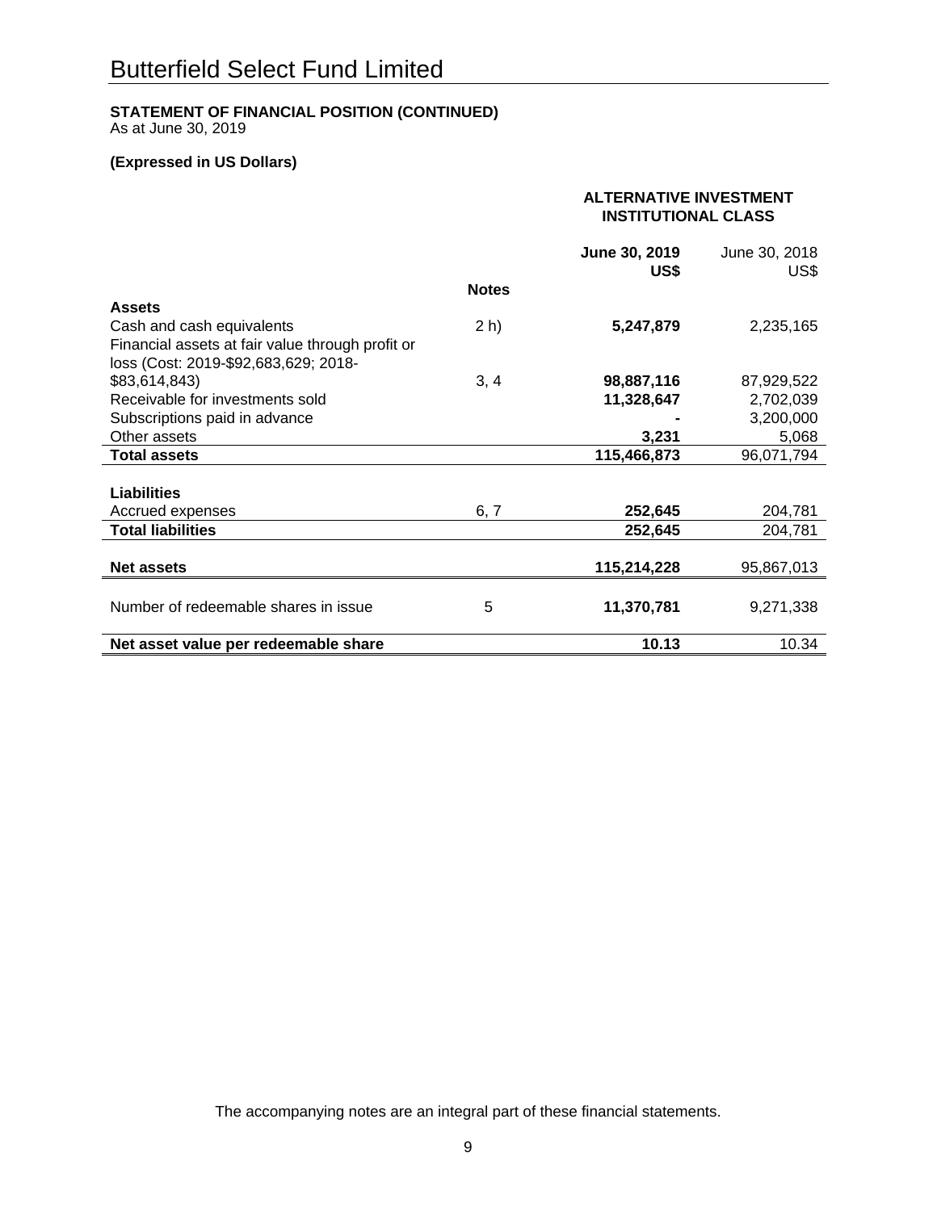# Butterfield Select Fund Limited

**STATEMENT OF FINANCIAL POSITION (CONTINUED)**
As at June 30, 2019

**(Expressed in US Dollars)**

| | | **ALTERNATIVE INVESTMENT INSTITUTIONAL CLASS** | |
|---|---|---|---|
| | | **June 30, 2019 US$** | June 30, 2018 US$ |
| | **Notes** | | |
| **Assets** | | | |
| Cash and cash equivalents | 2 h) | **5,247,879** | 2,235,165 |
| Financial assets at fair value through profit or loss (Cost: 2019-$92,683,629; 2018-$83,614,843) | 3, 4 | **98,887,116** | 87,929,522 |
| Receivable for investments sold | | **11,328,647** | 2,702,039 |
| Subscriptions paid in advance | | **-** | 3,200,000 |
| Other assets | | **3,231** | 5,068 |
| **Total assets** | | **115,466,873** | 96,071,794 |
| | | | |
| **Liabilities** | | | |
| Accrued expenses | 6, 7 | **252,645** | 204,781 |
| **Total liabilities** | | **252,645** | 204,781 |
| | | | |
| **Net assets** | | **115,214,228** | 95,867,013 |
| | | | |
| Number of redeemable shares in issue | 5 | **11,370,781** | 9,271,338 |
| | | | |
| **Net asset value per redeemable share** | | **10.13** | 10.34 |

The accompanying notes are an integral part of these financial statements.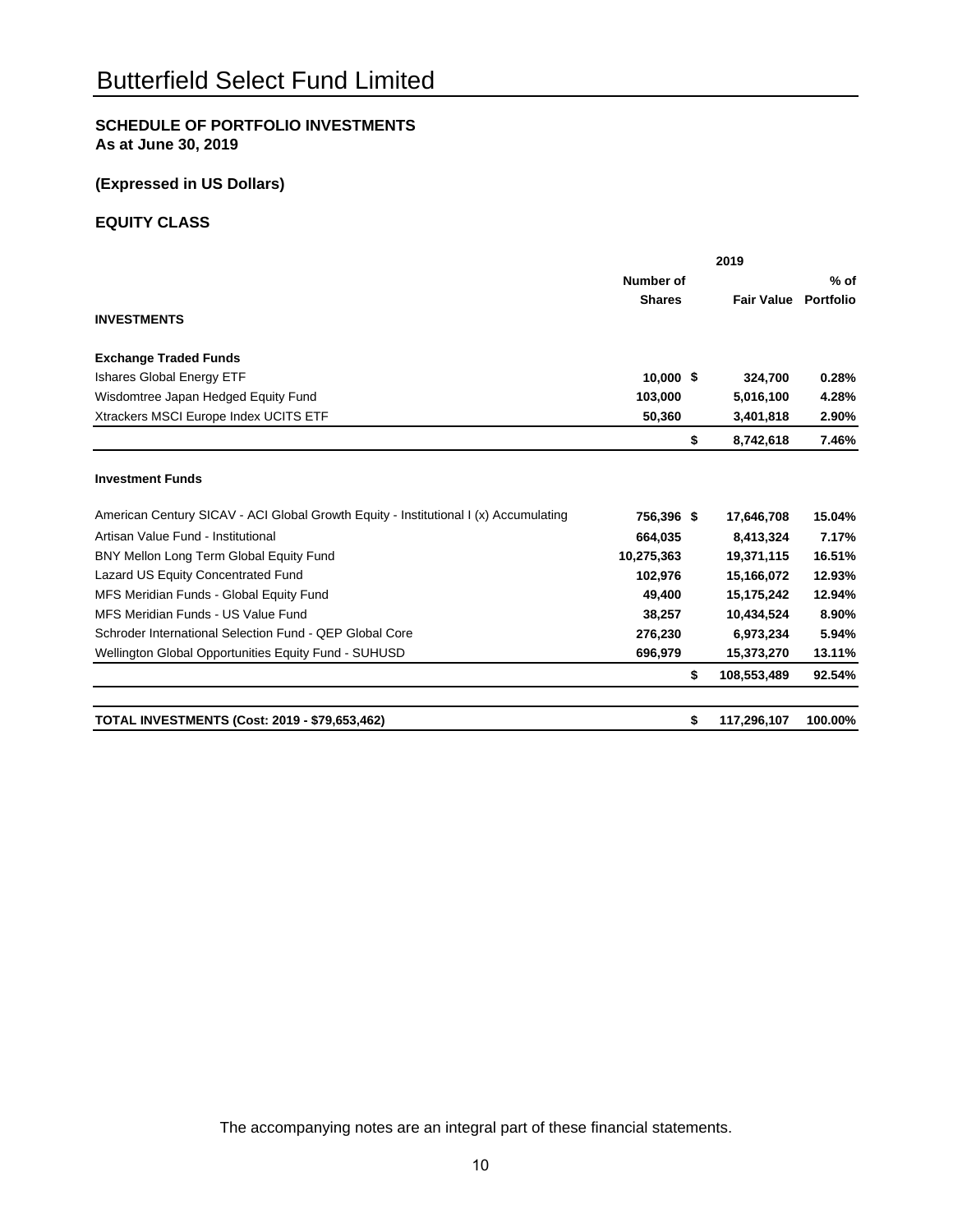# Butterfield Select Fund Limited

## SCHEDULE OF PORTFOLIO INVESTMENTS
**As at June 30, 2019**

**(Expressed in US Dollars)**

### EQUITY CLASS

| | 2019 | | | |
|---|---|---|---|---|
| | **Number of Shares** | | **Fair Value** | **% of Portfolio** |
| **INVESTMENTS** | | | | |
| **Exchange Traded Funds** | | | | |
| Ishares Global Energy ETF | 10,000 | $ | 324,700 | 0.28% |
| Wisdomtree Japan Hedged Equity Fund | 103,000 | | 5,016,100 | 4.28% |
| Xtrackers MSCI Europe Index UCITS ETF | 50,360 | | 3,401,818 | 2.90% |
| | | $ | 8,742,618 | 7.46% |
| **Investment Funds** | | | | |
| American Century SICAV - ACI Global Growth Equity - Institutional I (x) Accumulating | 756,396 | $ | 17,646,708 | 15.04% |
| Artisan Value Fund - Institutional | 664,035 | | 8,413,324 | 7.17% |
| BNY Mellon Long Term Global Equity Fund | 10,275,363 | | 19,371,115 | 16.51% |
| Lazard US Equity Concentrated Fund | 102,976 | | 15,166,072 | 12.93% |
| MFS Meridian Funds - Global Equity Fund | 49,400 | | 15,175,242 | 12.94% |
| MFS Meridian Funds - US Value Fund | 38,257 | | 10,434,524 | 8.90% |
| Schroder International Selection Fund - QEP Global Core | 276,230 | | 6,973,234 | 5.94% |
| Wellington Global Opportunities Equity Fund - SUHUSD | 696,979 | | 15,373,270 | 13.11% |
| | | $ | 108,553,489 | 92.54% |
| **TOTAL INVESTMENTS (Cost: 2019 - $79,653,462)** | | $ | 117,296,107 | 100.00% |

The accompanying notes are an integral part of these financial statements.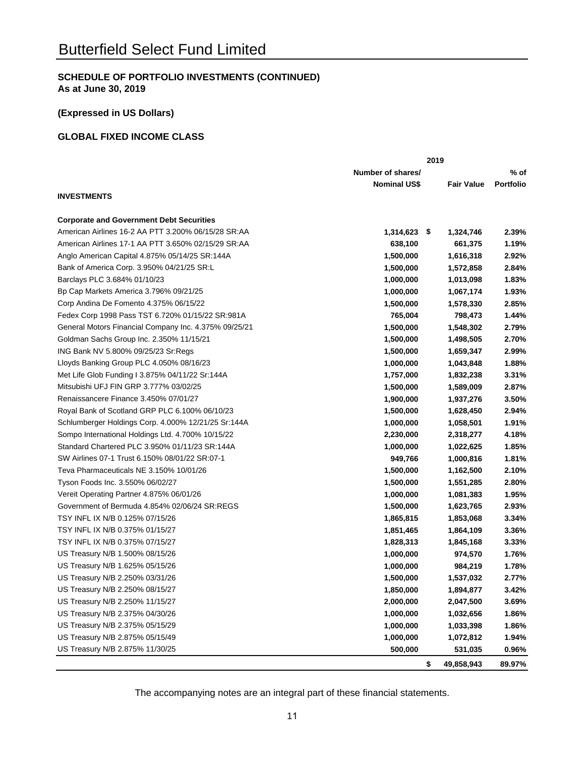# Butterfield Select Fund Limited

**SCHEDULE OF PORTFOLIO INVESTMENTS (CONTINUED)**
**As at June 30, 2019**

**(Expressed in US Dollars)**

**GLOBAL FIXED INCOME CLASS**

| | 2019 | | |
|---|---|---|---|
| | **Number of shares/ Nominal US$** | **Fair Value** | **% of Portfolio** |
| **INVESTMENTS** | | | |
| **Corporate and Government Debt Securities** | | | |
| American Airlines 16-2 AA PTT 3.200% 06/15/28 SR:AA | 1,314,623 | $ 1,324,746 | 2.39% |
| American Airlines 17-1 AA PTT 3.650% 02/15/29 SR:AA | 638,100 | 661,375 | 1.19% |
| Anglo American Capital 4.875% 05/14/25 SR:144A | 1,500,000 | 1,616,318 | 2.92% |
| Bank of America Corp. 3.950% 04/21/25 SR:L | 1,500,000 | 1,572,858 | 2.84% |
| Barclays PLC 3.684% 01/10/23 | 1,000,000 | 1,013,098 | 1.83% |
| Bp Cap Markets America 3.796% 09/21/25 | 1,000,000 | 1,067,174 | 1.93% |
| Corp Andina De Fomento 4.375% 06/15/22 | 1,500,000 | 1,578,330 | 2.85% |
| Fedex Corp 1998 Pass TST 6.720% 01/15/22 SR:981A | 765,004 | 798,473 | 1.44% |
| General Motors Financial Company Inc. 4.375% 09/25/21 | 1,500,000 | 1,548,302 | 2.79% |
| Goldman Sachs Group Inc. 2.350% 11/15/21 | 1,500,000 | 1,498,505 | 2.70% |
| ING Bank NV 5.800% 09/25/23 Sr:Regs | 1,500,000 | 1,659,347 | 2.99% |
| Lloyds Banking Group PLC 4.050% 08/16/23 | 1,000,000 | 1,043,848 | 1.88% |
| Met Life Glob Funding I 3.875% 04/11/22 Sr:144A | 1,757,000 | 1,832,238 | 3.31% |
| Mitsubishi UFJ FIN GRP 3.777% 03/02/25 | 1,500,000 | 1,589,009 | 2.87% |
| Renaissancere Finance 3.450% 07/01/27 | 1,900,000 | 1,937,276 | 3.50% |
| Royal Bank of Scotland GRP PLC 6.100% 06/10/23 | 1,500,000 | 1,628,450 | 2.94% |
| Schlumberger Holdings Corp. 4.000% 12/21/25 Sr:144A | 1,000,000 | 1,058,501 | 1.91% |
| Sompo International Holdings Ltd. 4.700% 10/15/22 | 2,230,000 | 2,318,277 | 4.18% |
| Standard Chartered PLC 3.950% 01/11/23 SR:144A | 1,000,000 | 1,022,625 | 1.85% |
| SW Airlines 07-1 Trust 6.150% 08/01/22 SR:07-1 | 949,766 | 1,000,816 | 1.81% |
| Teva Pharmaceuticals NE 3.150% 10/01/26 | 1,500,000 | 1,162,500 | 2.10% |
| Tyson Foods Inc. 3.550% 06/02/27 | 1,500,000 | 1,551,285 | 2.80% |
| Vereit Operating Partner 4.875% 06/01/26 | 1,000,000 | 1,081,383 | 1.95% |
| Government of Bermuda 4.854% 02/06/24 SR:REGS | 1,500,000 | 1,623,765 | 2.93% |
| TSY INFL IX N/B 0.125% 07/15/26 | 1,865,815 | 1,853,068 | 3.34% |
| TSY INFL IX N/B 0.375% 01/15/27 | 1,851,465 | 1,864,109 | 3.36% |
| TSY INFL IX N/B 0.375% 07/15/27 | 1,828,313 | 1,845,168 | 3.33% |
| US Treasury N/B 1.500% 08/15/26 | 1,000,000 | 974,570 | 1.76% |
| US Treasury N/B 1.625% 05/15/26 | 1,000,000 | 984,219 | 1.78% |
| US Treasury N/B 2.250% 03/31/26 | 1,500,000 | 1,537,032 | 2.77% |
| US Treasury N/B 2.250% 08/15/27 | 1,850,000 | 1,894,877 | 3.42% |
| US Treasury N/B 2.250% 11/15/27 | 2,000,000 | 2,047,500 | 3.69% |
| US Treasury N/B 2.375% 04/30/26 | 1,000,000 | 1,032,656 | 1.86% |
| US Treasury N/B 2.375% 05/15/29 | 1,000,000 | 1,033,398 | 1.86% |
| US Treasury N/B 2.875% 05/15/49 | 1,000,000 | 1,072,812 | 1.94% |
| US Treasury N/B 2.875% 11/30/25 | 500,000 | 531,035 | 0.96% |
| | | $ 49,858,943 | 89.97% |

The accompanying notes are an integral part of these financial statements.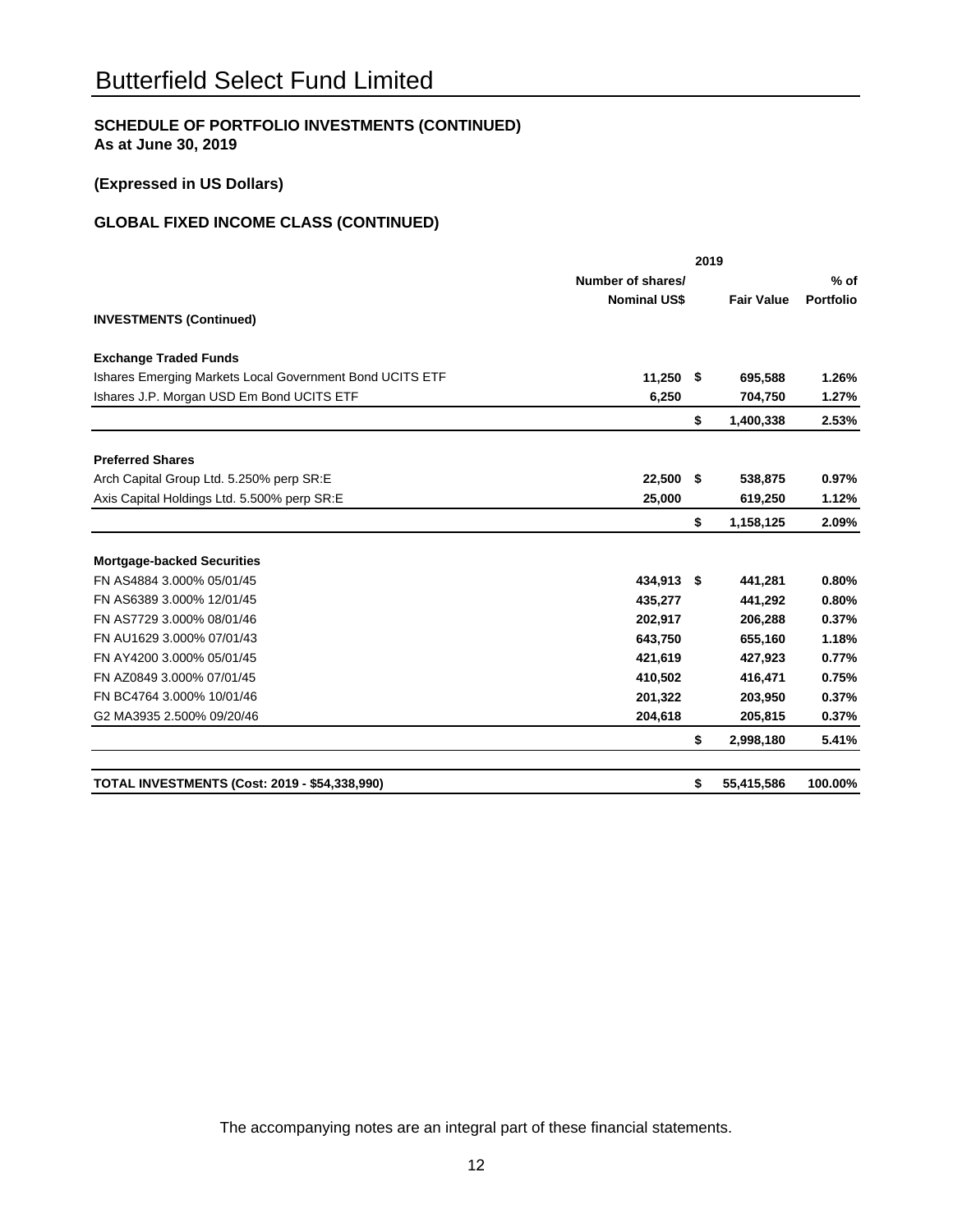# Butterfield Select Fund Limited

**SCHEDULE OF PORTFOLIO INVESTMENTS (CONTINUED)**
**As at June 30, 2019**

**(Expressed in US Dollars)**

**GLOBAL FIXED INCOME CLASS (CONTINUED)**

| | 2019 | | |
|---|---|---|---|
| | **Number of shares/ Nominal US$** | **Fair Value** | **% of Portfolio** |
| **INVESTMENTS (Continued)** | | | |
| **Exchange Traded Funds** | | | |
| Ishares Emerging Markets Local Government Bond UCITS ETF | 11,250 | $ 695,588 | 1.26% |
| Ishares J.P. Morgan USD Em Bond UCITS ETF | 6,250 | 704,750 | 1.27% |
| | | $ 1,400,338 | 2.53% |
| **Preferred Shares** | | | |
| Arch Capital Group Ltd. 5.250% perp SR:E | 22,500 | $ 538,875 | 0.97% |
| Axis Capital Holdings Ltd. 5.500% perp SR:E | 25,000 | 619,250 | 1.12% |
| | | $ 1,158,125 | 2.09% |
| **Mortgage-backed Securities** | | | |
| FN AS4884 3.000% 05/01/45 | 434,913 | $ 441,281 | 0.80% |
| FN AS6389 3.000% 12/01/45 | 435,277 | 441,292 | 0.80% |
| FN AS7729 3.000% 08/01/46 | 202,917 | 206,288 | 0.37% |
| FN AU1629 3.000% 07/01/43 | 643,750 | 655,160 | 1.18% |
| FN AY4200 3.000% 05/01/45 | 421,619 | 427,923 | 0.77% |
| FN AZ0849 3.000% 07/01/45 | 410,502 | 416,471 | 0.75% |
| FN BC4764 3.000% 10/01/46 | 201,322 | 203,950 | 0.37% |
| G2 MA3935 2.500% 09/20/46 | 204,618 | 205,815 | 0.37% |
| | | $ 2,998,180 | 5.41% |
| **TOTAL INVESTMENTS (Cost: 2019 - $54,338,990)** | | $ 55,415,586 | 100.00% |

The accompanying notes are an integral part of these financial statements.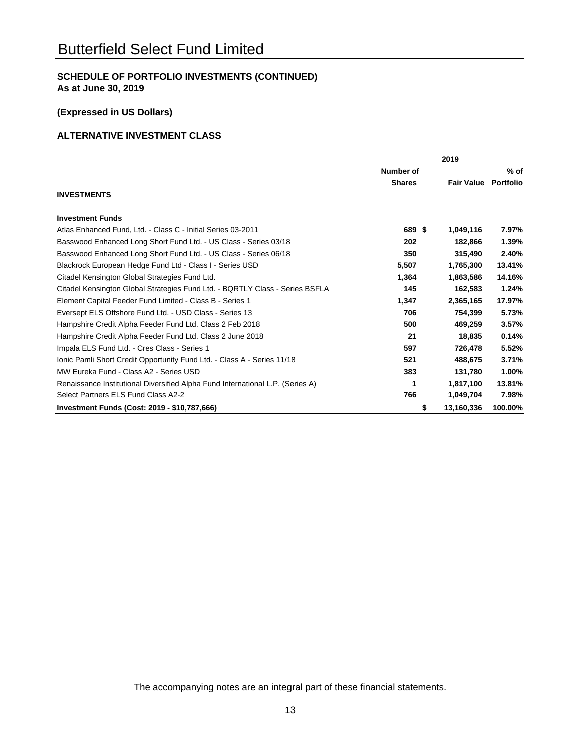# Butterfield Select Fund Limited

**SCHEDULE OF PORTFOLIO INVESTMENTS (CONTINUED)**
**As at June 30, 2019**

**(Expressed in US Dollars)**

**ALTERNATIVE INVESTMENT CLASS**

| | 2019 | | |
|---|---|---|---|
| | **Number of Shares** | **Fair Value** | **% of Portfolio** |
| **INVESTMENTS** | | | |
| **Investment Funds** | | | |
| Atlas Enhanced Fund, Ltd. - Class C - Initial Series 03-2011 | 689 | $ 1,049,116 | 7.97% |
| Basswood Enhanced Long Short Fund Ltd. - US Class - Series 03/18 | 202 | 182,866 | 1.39% |
| Basswood Enhanced Long Short Fund Ltd. - US Class - Series 06/18 | 350 | 315,490 | 2.40% |
| Blackrock European Hedge Fund Ltd - Class I - Series USD | 5,507 | 1,765,300 | 13.41% |
| Citadel Kensington Global Strategies Fund Ltd. | 1,364 | 1,863,586 | 14.16% |
| Citadel Kensington Global Strategies Fund Ltd. - BQRTLY Class - Series BSFLA | 145 | 162,583 | 1.24% |
| Element Capital Feeder Fund Limited - Class B - Series 1 | 1,347 | 2,365,165 | 17.97% |
| Eversept ELS Offshore Fund Ltd. - USD Class - Series 13 | 706 | 754,399 | 5.73% |
| Hampshire Credit Alpha Feeder Fund Ltd. Class 2 Feb 2018 | 500 | 469,259 | 3.57% |
| Hampshire Credit Alpha Feeder Fund Ltd. Class 2 June 2018 | 21 | 18,835 | 0.14% |
| Impala ELS Fund Ltd. - Cres Class - Series 1 | 597 | 726,478 | 5.52% |
| Ionic Pamli Short Credit Opportunity Fund Ltd. - Class A - Series 11/18 | 521 | 488,675 | 3.71% |
| MW Eureka Fund - Class A2 - Series USD | 383 | 131,780 | 1.00% |
| Renaissance Institutional Diversified Alpha Fund International L.P. (Series A) | 1 | 1,817,100 | 13.81% |
| Select Partners ELS Fund Class A2-2 | 766 | 1,049,704 | 7.98% |
| **Investment Funds (Cost: 2019 - $10,787,666)** | | **$ 13,160,336** | **100.00%** |

The accompanying notes are an integral part of these financial statements.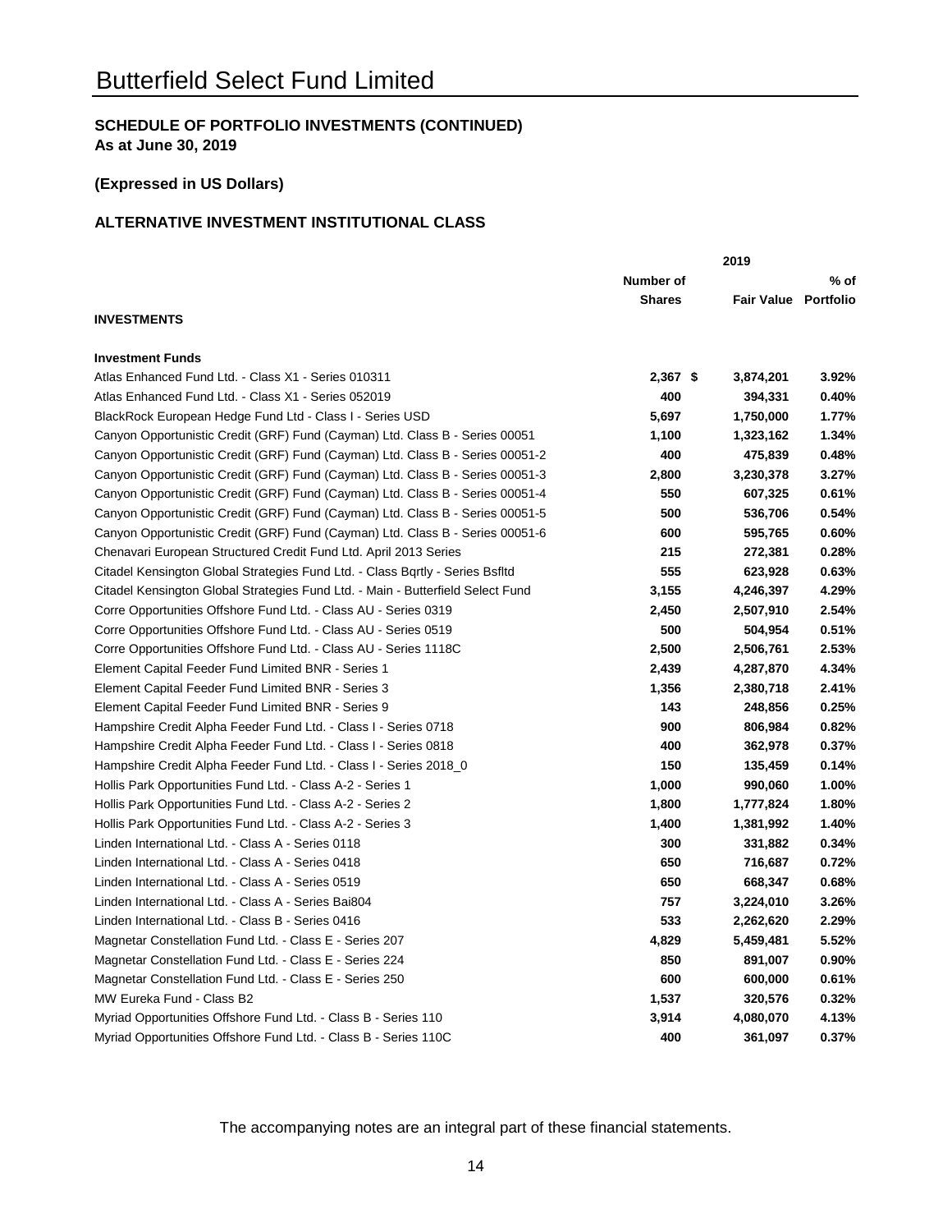# Butterfield Select Fund Limited

**SCHEDULE OF PORTFOLIO INVESTMENTS (CONTINUED)**
**As at June 30, 2019**

**(Expressed in US Dollars)**

**ALTERNATIVE INVESTMENT INSTITUTIONAL CLASS**

| | 2019 | | |
|---|---|---|---|
| | Number of Shares | Fair Value | % of Portfolio |
| **INVESTMENTS** | | | |
| **Investment Funds** | | | |
| Atlas Enhanced Fund Ltd. - Class X1 - Series 010311 | 2,367 | $ 3,874,201 | 3.92% |
| Atlas Enhanced Fund Ltd. - Class X1 - Series 052019 | 400 | 394,331 | 0.40% |
| BlackRock European Hedge Fund Ltd - Class I - Series USD | 5,697 | 1,750,000 | 1.77% |
| Canyon Opportunistic Credit (GRF) Fund (Cayman) Ltd. Class B - Series 00051 | 1,100 | 1,323,162 | 1.34% |
| Canyon Opportunistic Credit (GRF) Fund (Cayman) Ltd. Class B - Series 00051-2 | 400 | 475,839 | 0.48% |
| Canyon Opportunistic Credit (GRF) Fund (Cayman) Ltd. Class B - Series 00051-3 | 2,800 | 3,230,378 | 3.27% |
| Canyon Opportunistic Credit (GRF) Fund (Cayman) Ltd. Class B - Series 00051-4 | 550 | 607,325 | 0.61% |
| Canyon Opportunistic Credit (GRF) Fund (Cayman) Ltd. Class B - Series 00051-5 | 500 | 536,706 | 0.54% |
| Canyon Opportunistic Credit (GRF) Fund (Cayman) Ltd. Class B - Series 00051-6 | 600 | 595,765 | 0.60% |
| Chenavari European Structured Credit Fund Ltd. April 2013 Series | 215 | 272,381 | 0.28% |
| Citadel Kensington Global Strategies Fund Ltd. - Class Bqrtly - Series Bsfltd | 555 | 623,928 | 0.63% |
| Citadel Kensington Global Strategies Fund Ltd. - Main - Butterfield Select Fund | 3,155 | 4,246,397 | 4.29% |
| Corre Opportunities Offshore Fund Ltd. - Class AU - Series 0319 | 2,450 | 2,507,910 | 2.54% |
| Corre Opportunities Offshore Fund Ltd. - Class AU - Series 0519 | 500 | 504,954 | 0.51% |
| Corre Opportunities Offshore Fund Ltd. - Class AU - Series 1118C | 2,500 | 2,506,761 | 2.53% |
| Element Capital Feeder Fund Limited BNR - Series 1 | 2,439 | 4,287,870 | 4.34% |
| Element Capital Feeder Fund Limited BNR - Series 3 | 1,356 | 2,380,718 | 2.41% |
| Element Capital Feeder Fund Limited BNR - Series 9 | 143 | 248,856 | 0.25% |
| Hampshire Credit Alpha Feeder Fund Ltd. - Class I - Series 0718 | 900 | 806,984 | 0.82% |
| Hampshire Credit Alpha Feeder Fund Ltd. - Class I - Series 0818 | 400 | 362,978 | 0.37% |
| Hampshire Credit Alpha Feeder Fund Ltd. - Class I - Series 2018_0 | 150 | 135,459 | 0.14% |
| Hollis Park Opportunities Fund Ltd. - Class A-2 - Series 1 | 1,000 | 990,060 | 1.00% |
| Hollis Park Opportunities Fund Ltd. - Class A-2 - Series 2 | 1,800 | 1,777,824 | 1.80% |
| Hollis Park Opportunities Fund Ltd. - Class A-2 - Series 3 | 1,400 | 1,381,992 | 1.40% |
| Linden International Ltd. - Class A - Series 0118 | 300 | 331,882 | 0.34% |
| Linden International Ltd. - Class A - Series 0418 | 650 | 716,687 | 0.72% |
| Linden International Ltd. - Class A - Series 0519 | 650 | 668,347 | 0.68% |
| Linden International Ltd. - Class A - Series Bai804 | 757 | 3,224,010 | 3.26% |
| Linden International Ltd. - Class B - Series 0416 | 533 | 2,262,620 | 2.29% |
| Magnetar Constellation Fund Ltd. - Class E - Series 207 | 4,829 | 5,459,481 | 5.52% |
| Magnetar Constellation Fund Ltd. - Class E - Series 224 | 850 | 891,007 | 0.90% |
| Magnetar Constellation Fund Ltd. - Class E - Series 250 | 600 | 600,000 | 0.61% |
| MW Eureka Fund - Class B2 | 1,537 | 320,576 | 0.32% |
| Myriad Opportunities Offshore Fund Ltd. - Class B - Series 110 | 3,914 | 4,080,070 | 4.13% |
| Myriad Opportunities Offshore Fund Ltd. - Class B - Series 110C | 400 | 361,097 | 0.37% |

The accompanying notes are an integral part of these financial statements.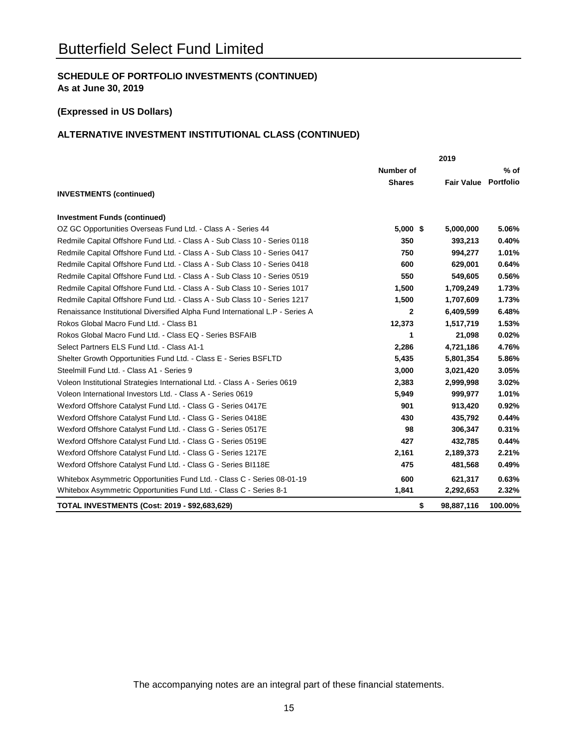# Butterfield Select Fund Limited

**SCHEDULE OF PORTFOLIO INVESTMENTS (CONTINUED)**
**As at June 30, 2019**

**(Expressed in US Dollars)**

**ALTERNATIVE INVESTMENT INSTITUTIONAL CLASS (CONTINUED)**

| | 2019 | | |
|---|---|---|---|
| | Number of Shares | Fair Value | % of Portfolio |
| **INVESTMENTS (continued)** | | | |
| **Investment Funds (continued)** | | | |
| OZ GC Opportunities Overseas Fund Ltd. - Class A - Series 44 | 5,000 | $ 5,000,000 | 5.06% |
| Redmile Capital Offshore Fund Ltd. - Class A - Sub Class 10 - Series 0118 | 350 | 393,213 | 0.40% |
| Redmile Capital Offshore Fund Ltd. - Class A - Sub Class 10 - Series 0417 | 750 | 994,277 | 1.01% |
| Redmile Capital Offshore Fund Ltd. - Class A - Sub Class 10 - Series 0418 | 600 | 629,001 | 0.64% |
| Redmile Capital Offshore Fund Ltd. - Class A - Sub Class 10 - Series 0519 | 550 | 549,605 | 0.56% |
| Redmile Capital Offshore Fund Ltd. - Class A - Sub Class 10 - Series 1017 | 1,500 | 1,709,249 | 1.73% |
| Redmile Capital Offshore Fund Ltd. - Class A - Sub Class 10 - Series 1217 | 1,500 | 1,707,609 | 1.73% |
| Renaissance Institutional Diversified Alpha Fund International L.P - Series A | 2 | 6,409,599 | 6.48% |
| Rokos Global Macro Fund Ltd. - Class B1 | 12,373 | 1,517,719 | 1.53% |
| Rokos Global Macro Fund Ltd. - Class EQ - Series BSFAIB | 1 | 21,098 | 0.02% |
| Select Partners ELS Fund Ltd. - Class A1-1 | 2,286 | 4,721,186 | 4.76% |
| Shelter Growth Opportunities Fund Ltd. - Class E - Series BSFLTD | 5,435 | 5,801,354 | 5.86% |
| Steelmill Fund Ltd. - Class A1 - Series 9 | 3,000 | 3,021,420 | 3.05% |
| Voleon Institutional Strategies International Ltd. - Class A - Series 0619 | 2,383 | 2,999,998 | 3.02% |
| Voleon International Investors Ltd. - Class A - Series 0619 | 5,949 | 999,977 | 1.01% |
| Wexford Offshore Catalyst Fund Ltd. - Class G - Series 0417E | 901 | 913,420 | 0.92% |
| Wexford Offshore Catalyst Fund Ltd. - Class G - Series 0418E | 430 | 435,792 | 0.44% |
| Wexford Offshore Catalyst Fund Ltd. - Class G - Series 0517E | 98 | 306,347 | 0.31% |
| Wexford Offshore Catalyst Fund Ltd. - Class G - Series 0519E | 427 | 432,785 | 0.44% |
| Wexford Offshore Catalyst Fund Ltd. - Class G - Series 1217E | 2,161 | 2,189,373 | 2.21% |
| Wexford Offshore Catalyst Fund Ltd. - Class G - Series BI118E | 475 | 481,568 | 0.49% |
| Whitebox Asymmetric Opportunities Fund Ltd. - Class C - Series 08-01-19 | 600 | 621,317 | 0.63% |
| Whitebox Asymmetric Opportunities Fund Ltd. - Class C - Series 8-1 | 1,841 | 2,292,653 | 2.32% |
| **TOTAL INVESTMENTS (Cost: 2019 - $92,683,629)** | | **$ 98,887,116** | **100.00%** |

The accompanying notes are an integral part of these financial statements.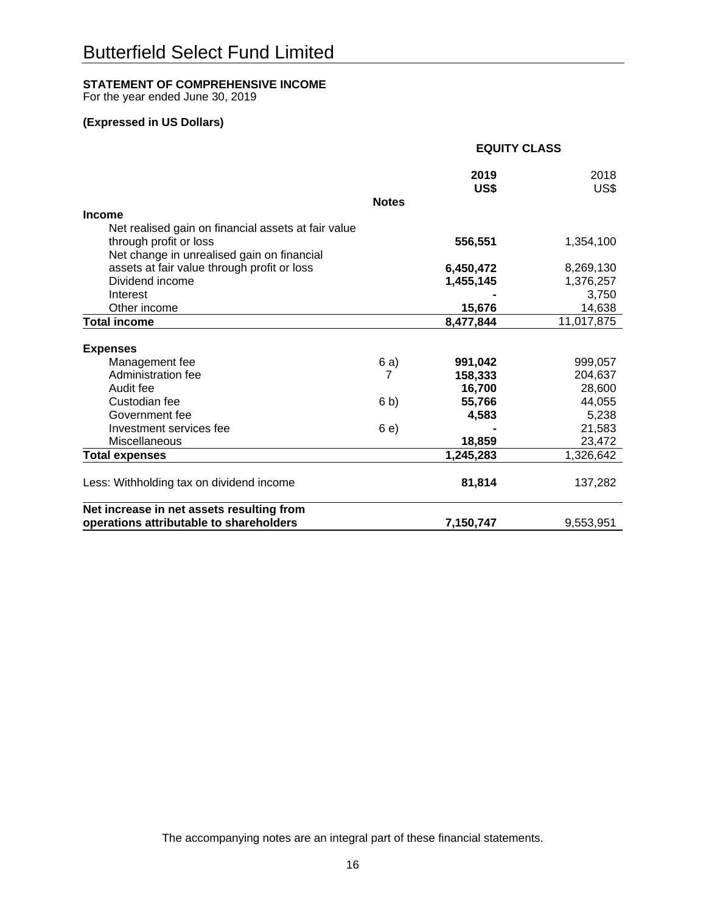# Butterfield Select Fund Limited

**STATEMENT OF COMPREHENSIVE INCOME**
For the year ended June 30, 2019

**(Expressed in US Dollars)**

| | | **EQUITY CLASS** | |
|---|---|---|---|
| | | **2019** | 2018 |
| | **Notes** | **US$** | US$ |
| **Income** | | | |
| Net realised gain on financial assets at fair value through profit or loss | | **556,551** | 1,354,100 |
| Net change in unrealised gain on financial assets at fair value through profit or loss | | **6,450,472** | 8,269,130 |
| Dividend income | | **1,455,145** | 1,376,257 |
| Interest | | **-** | 3,750 |
| Other income | | **15,676** | 14,638 |
| **Total income** | | **8,477,844** | 11,017,875 |
| | | | |
| **Expenses** | | | |
| Management fee | 6 a) | **991,042** | 999,057 |
| Administration fee | 7 | **158,333** | 204,637 |
| Audit fee | | **16,700** | 28,600 |
| Custodian fee | 6 b) | **55,766** | 44,055 |
| Government fee | | **4,583** | 5,238 |
| Investment services fee | 6 e) | **-** | 21,583 |
| Miscellaneous | | **18,859** | 23,472 |
| **Total expenses** | | **1,245,283** | 1,326,642 |
| | | | |
| Less: Withholding tax on dividend income | | **81,814** | 137,282 |
| | | | |
| **Net increase in net assets resulting from operations attributable to shareholders** | | **7,150,747** | 9,553,951 |

The accompanying notes are an integral part of these financial statements.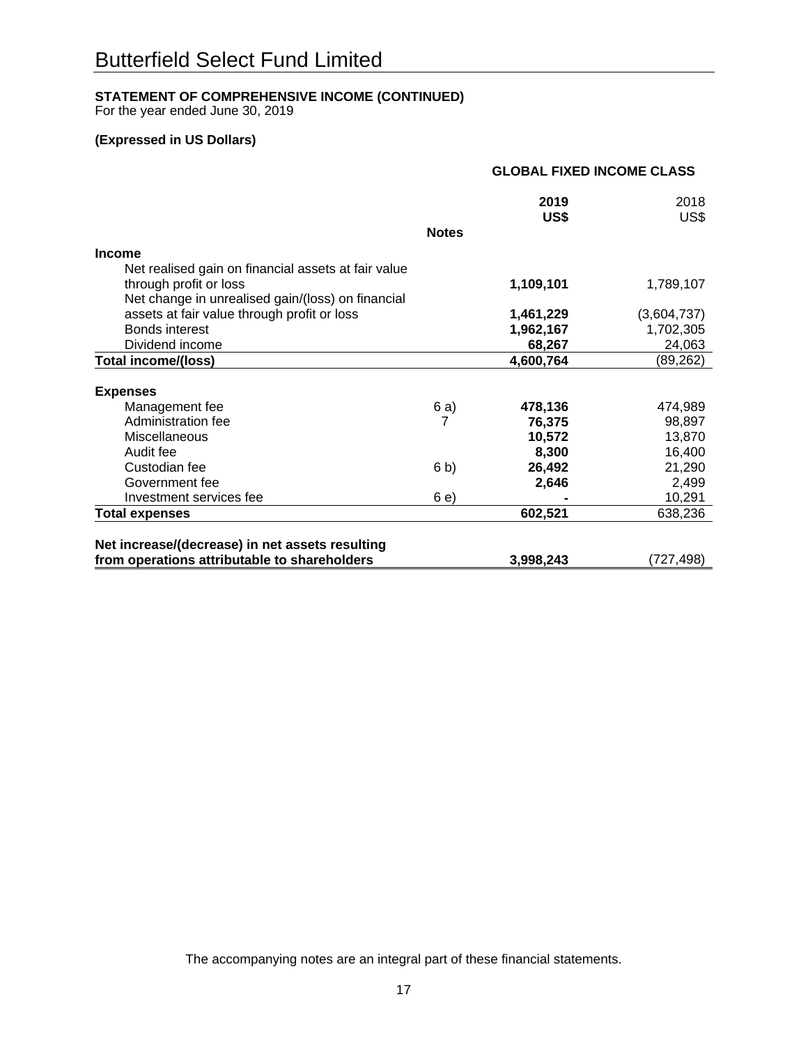# Butterfield Select Fund Limited

**STATEMENT OF COMPREHENSIVE INCOME (CONTINUED)**
For the year ended June 30, 2019

**(Expressed in US Dollars)**

| | Notes | **GLOBAL FIXED INCOME CLASS** | |
|---|---|---|---|
| | | **2019 US$** | 2018 US$ |
| **Income** | | | |
| Net realised gain on financial assets at fair value through profit or loss | | **1,109,101** | 1,789,107 |
| Net change in unrealised gain/(loss) on financial assets at fair value through profit or loss | | **1,461,229** | (3,604,737) |
| Bonds interest | | **1,962,167** | 1,702,305 |
| Dividend income | | **68,267** | 24,063 |
| **Total income/(loss)** | | **4,600,764** | (89,262) |
| **Expenses** | | | |
| Management fee | 6 a) | **478,136** | 474,989 |
| Administration fee | 7 | **76,375** | 98,897 |
| Miscellaneous | | **10,572** | 13,870 |
| Audit fee | | **8,300** | 16,400 |
| Custodian fee | 6 b) | **26,492** | 21,290 |
| Government fee | | **2,646** | 2,499 |
| Investment services fee | 6 e) | **-** | 10,291 |
| **Total expenses** | | **602,521** | 638,236 |
| **Net increase/(decrease) in net assets resulting from operations attributable to shareholders** | | **3,998,243** | (727,498) |

The accompanying notes are an integral part of these financial statements.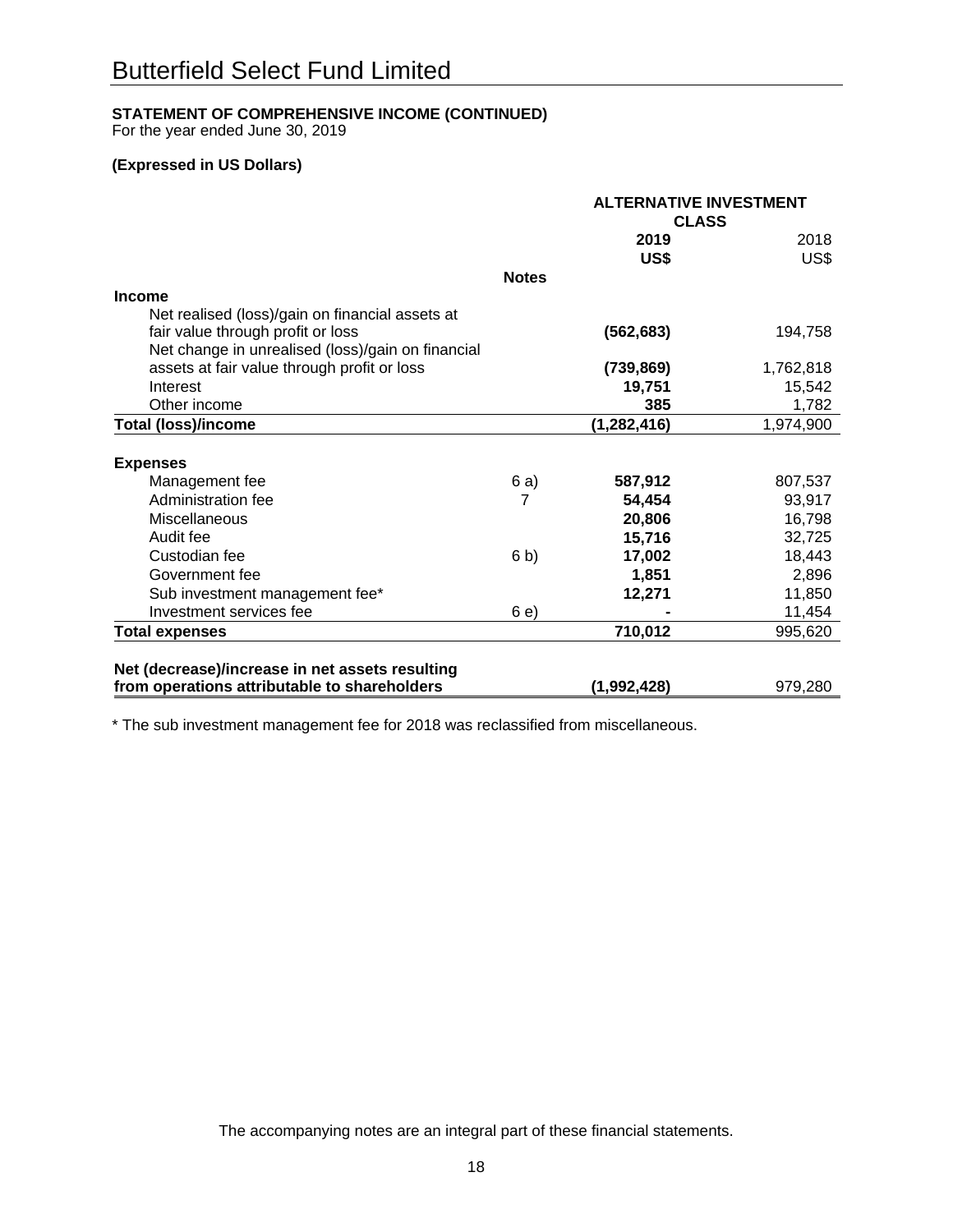# Butterfield Select Fund Limited

**STATEMENT OF COMPREHENSIVE INCOME (CONTINUED)**
For the year ended June 30, 2019

**(Expressed in US Dollars)**

| | | **ALTERNATIVE INVESTMENT CLASS** | |
|---|---|---|---|
| | | **2019** | 2018 |
| | | **US$** | US$ |
| | **Notes** | | |
| **Income** | | | |
| Net realised (loss)/gain on financial assets at fair value through profit or loss | | **(562,683)** | 194,758 |
| Net change in unrealised (loss)/gain on financial assets at fair value through profit or loss | | **(739,869)** | 1,762,818 |
| Interest | | **19,751** | 15,542 |
| Other income | | **385** | 1,782 |
| **Total (loss)/income** | | **(1,282,416)** | 1,974,900 |
| | | | |
| **Expenses** | | | |
| Management fee | 6 a) | **587,912** | 807,537 |
| Administration fee | 7 | **54,454** | 93,917 |
| Miscellaneous | | **20,806** | 16,798 |
| Audit fee | | **15,716** | 32,725 |
| Custodian fee | 6 b) | **17,002** | 18,443 |
| Government fee | | **1,851** | 2,896 |
| Sub investment management fee* | | **12,271** | 11,850 |
| Investment services fee | 6 e) | **-** | 11,454 |
| **Total expenses** | | **710,012** | 995,620 |
| | | | |
| **Net (decrease)/increase in net assets resulting from operations attributable to shareholders** | | **(1,992,428)** | 979,280 |

\* The sub investment management fee for 2018 was reclassified from miscellaneous.

The accompanying notes are an integral part of these financial statements.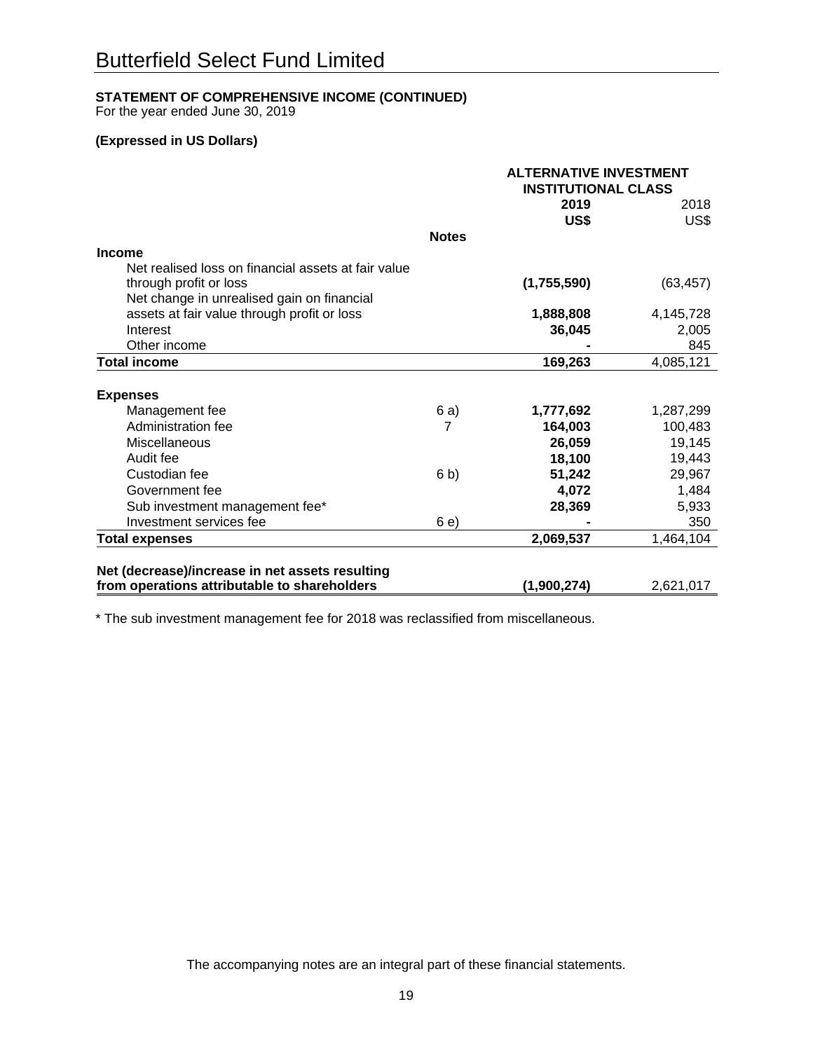# Butterfield Select Fund Limited

**STATEMENT OF COMPREHENSIVE INCOME (CONTINUED)**
For the year ended June 30, 2019

**(Expressed in US Dollars)**

| | Notes | **ALTERNATIVE INVESTMENT INSTITUTIONAL CLASS** | |
|---|---|---|---|
| | | **2019** | 2018 |
| | | **US$** | US$ |
| **Income** | | | |
| Net realised loss on financial assets at fair value through profit or loss | | **(1,755,590)** | (63,457) |
| Net change in unrealised gain on financial assets at fair value through profit or loss | | **1,888,808** | 4,145,728 |
| Interest | | **36,045** | 2,005 |
| Other income | | **-** | 845 |
| **Total income** | | **169,263** | 4,085,121 |
| **Expenses** | | | |
| Management fee | 6 a) | **1,777,692** | 1,287,299 |
| Administration fee | 7 | **164,003** | 100,483 |
| Miscellaneous | | **26,059** | 19,145 |
| Audit fee | | **18,100** | 19,443 |
| Custodian fee | 6 b) | **51,242** | 29,967 |
| Government fee | | **4,072** | 1,484 |
| Sub investment management fee* | | **28,369** | 5,933 |
| Investment services fee | 6 e) | **-** | 350 |
| **Total expenses** | | **2,069,537** | 1,464,104 |
| **Net (decrease)/increase in net assets resulting from operations attributable to shareholders** | | **(1,900,274)** | 2,621,017 |

* The sub investment management fee for 2018 was reclassified from miscellaneous.

The accompanying notes are an integral part of these financial statements.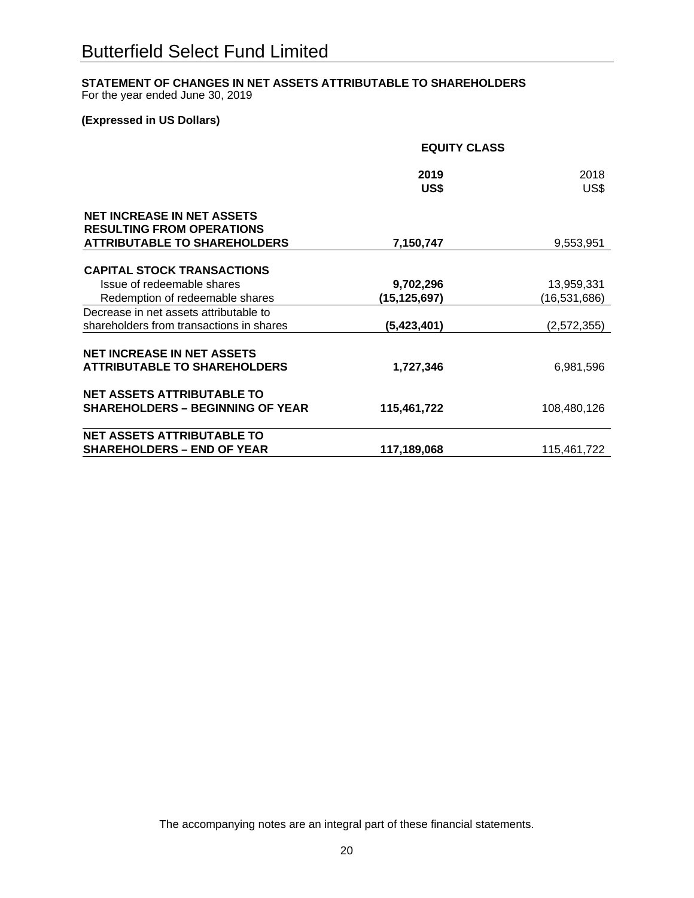# Butterfield Select Fund Limited

**STATEMENT OF CHANGES IN NET ASSETS ATTRIBUTABLE TO SHAREHOLDERS**
For the year ended June 30, 2019

**(Expressed in US Dollars)**

| | **EQUITY CLASS** | |
|---|---|---|
| | **2019 US$** | 2018 US$ |
| **NET INCREASE IN NET ASSETS RESULTING FROM OPERATIONS ATTRIBUTABLE TO SHAREHOLDERS** | **7,150,747** | 9,553,951 |
| **CAPITAL STOCK TRANSACTIONS** | | |
| Issue of redeemable shares | **9,702,296** | 13,959,331 |
| Redemption of redeemable shares | **(15,125,697)** | (16,531,686) |
| Decrease in net assets attributable to shareholders from transactions in shares | **(5,423,401)** | (2,572,355) |
| **NET INCREASE IN NET ASSETS ATTRIBUTABLE TO SHAREHOLDERS** | **1,727,346** | 6,981,596 |
| **NET ASSETS ATTRIBUTABLE TO SHAREHOLDERS – BEGINNING OF YEAR** | **115,461,722** | 108,480,126 |
| **NET ASSETS ATTRIBUTABLE TO SHAREHOLDERS – END OF YEAR** | **117,189,068** | 115,461,722 |

The accompanying notes are an integral part of these financial statements.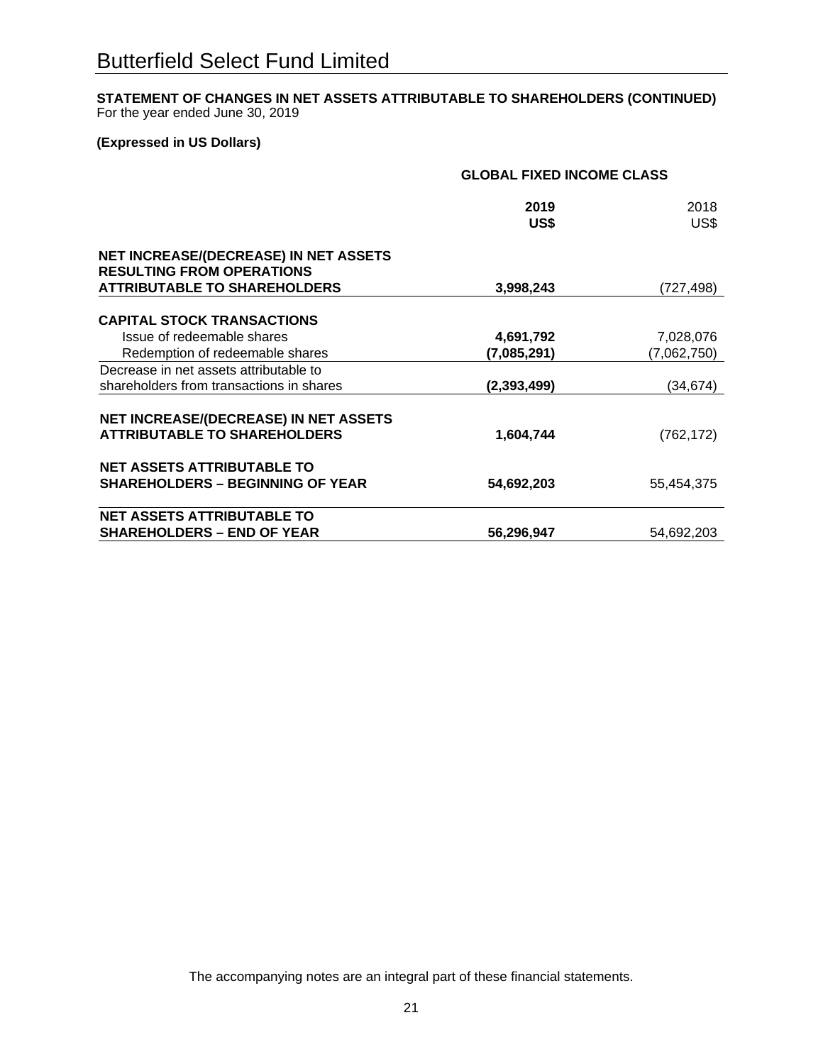# Butterfield Select Fund Limited

**STATEMENT OF CHANGES IN NET ASSETS ATTRIBUTABLE TO SHAREHOLDERS (CONTINUED)**
For the year ended June 30, 2019

**(Expressed in US Dollars)**

| | GLOBAL FIXED INCOME CLASS | |
|---|---|---|
| | **2019 US$** | 2018 US$ |
| **NET INCREASE/(DECREASE) IN NET ASSETS RESULTING FROM OPERATIONS ATTRIBUTABLE TO SHAREHOLDERS** | **3,998,243** | (727,498) |
| **CAPITAL STOCK TRANSACTIONS** | | |
| Issue of redeemable shares | **4,691,792** | 7,028,076 |
| Redemption of redeemable shares | **(7,085,291)** | (7,062,750) |
| Decrease in net assets attributable to shareholders from transactions in shares | **(2,393,499)** | (34,674) |
| **NET INCREASE/(DECREASE) IN NET ASSETS ATTRIBUTABLE TO SHAREHOLDERS** | **1,604,744** | (762,172) |
| **NET ASSETS ATTRIBUTABLE TO SHAREHOLDERS – BEGINNING OF YEAR** | **54,692,203** | 55,454,375 |
| **NET ASSETS ATTRIBUTABLE TO SHAREHOLDERS – END OF YEAR** | **56,296,947** | 54,692,203 |

The accompanying notes are an integral part of these financial statements.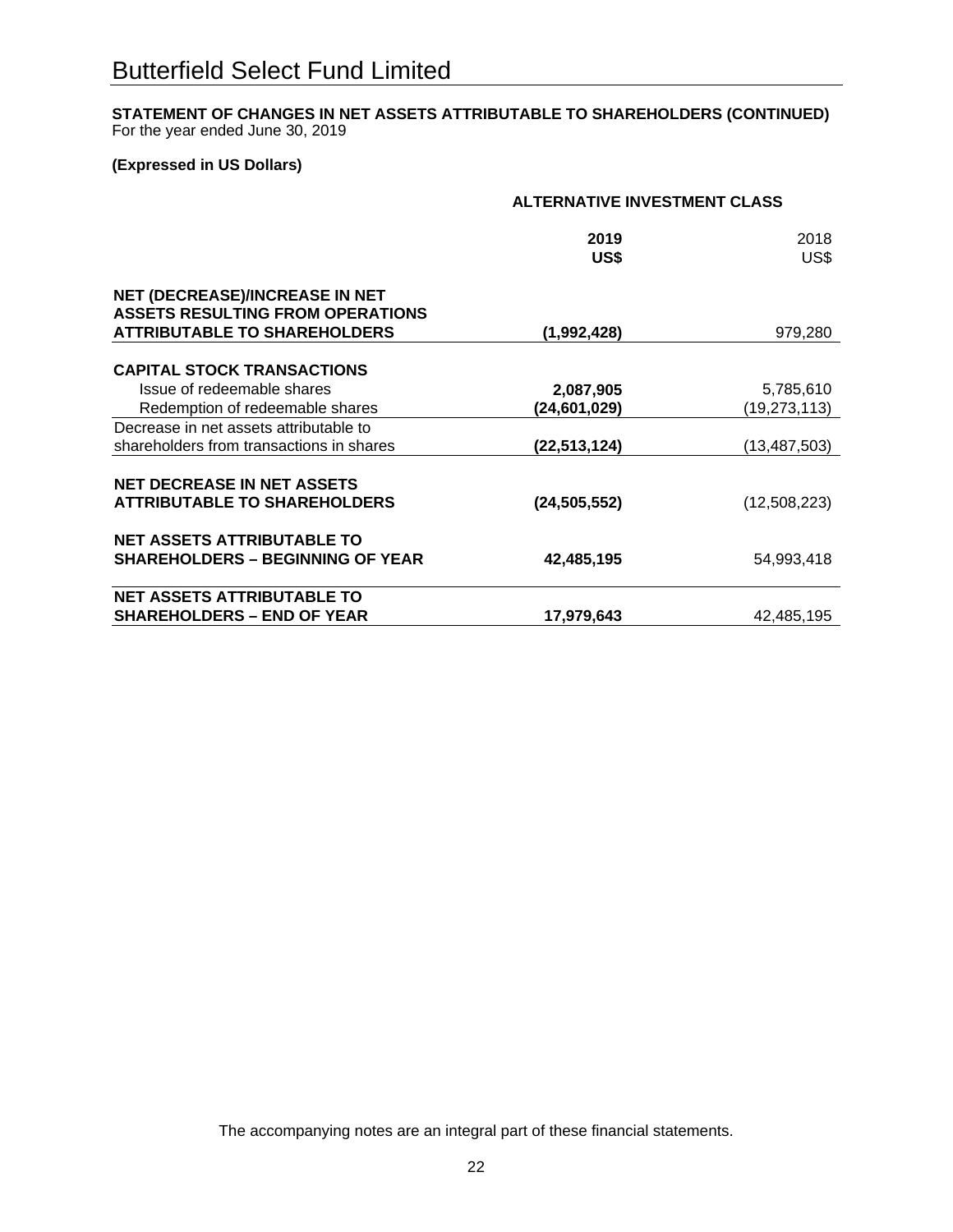# Butterfield Select Fund Limited

**STATEMENT OF CHANGES IN NET ASSETS ATTRIBUTABLE TO SHAREHOLDERS (CONTINUED)**
For the year ended June 30, 2019

**(Expressed in US Dollars)**

| | ALTERNATIVE INVESTMENT CLASS | |
|---|---|---|
| | **2019 US$** | 2018 US$ |
| **NET (DECREASE)/INCREASE IN NET ASSETS RESULTING FROM OPERATIONS ATTRIBUTABLE TO SHAREHOLDERS** | **(1,992,428)** | 979,280 |
| **CAPITAL STOCK TRANSACTIONS** | | |
| Issue of redeemable shares | **2,087,905** | 5,785,610 |
| Redemption of redeemable shares | **(24,601,029)** | (19,273,113) |
| Decrease in net assets attributable to shareholders from transactions in shares | **(22,513,124)** | (13,487,503) |
| **NET DECREASE IN NET ASSETS ATTRIBUTABLE TO SHAREHOLDERS** | **(24,505,552)** | (12,508,223) |
| **NET ASSETS ATTRIBUTABLE TO SHAREHOLDERS – BEGINNING OF YEAR** | **42,485,195** | 54,993,418 |
| **NET ASSETS ATTRIBUTABLE TO SHAREHOLDERS – END OF YEAR** | **17,979,643** | 42,485,195 |

The accompanying notes are an integral part of these financial statements.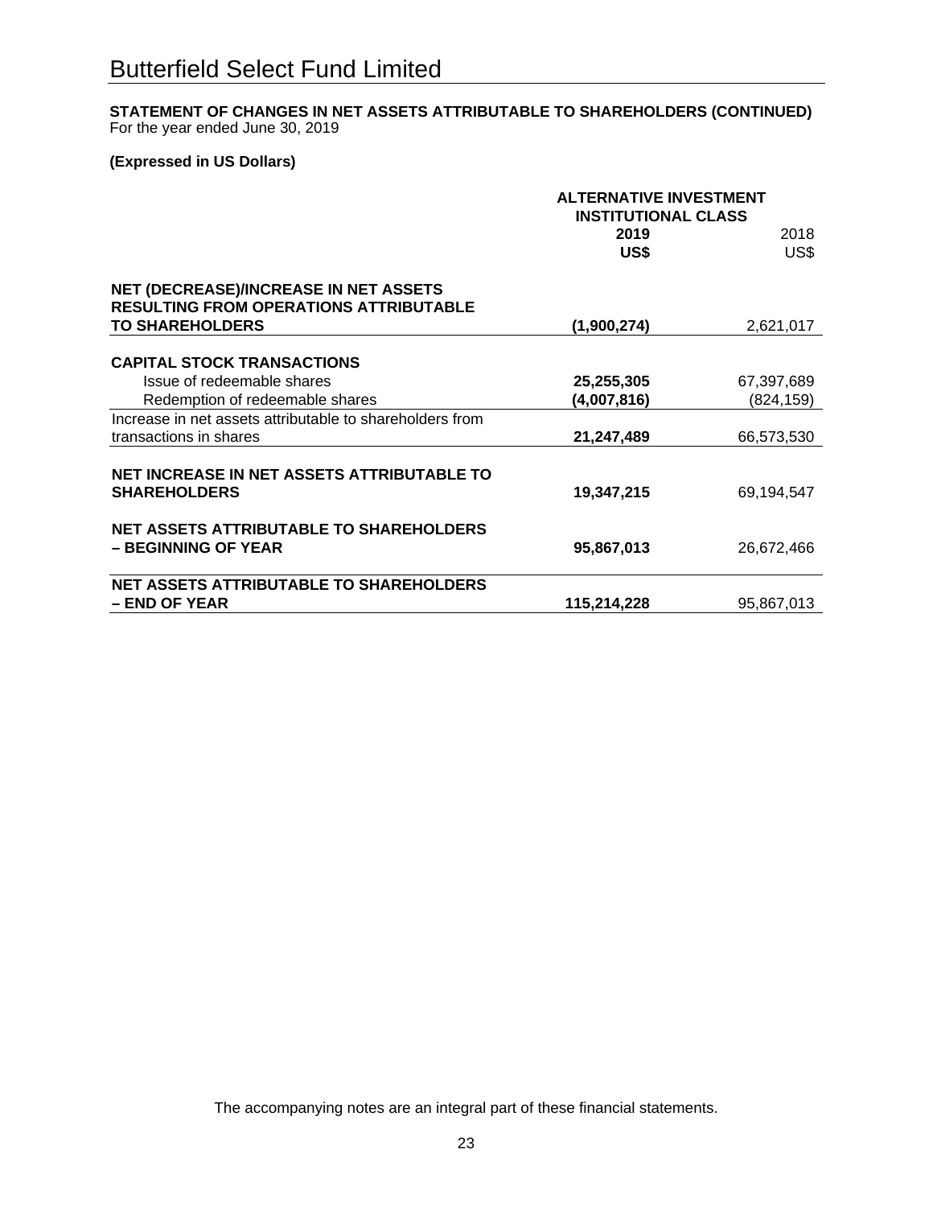# Butterfield Select Fund Limited

**STATEMENT OF CHANGES IN NET ASSETS ATTRIBUTABLE TO SHAREHOLDERS (CONTINUED)**
For the year ended June 30, 2019

**(Expressed in US Dollars)**

| | ALTERNATIVE INVESTMENT INSTITUTIONAL CLASS | |
|---|---|---|
| | **2019** | 2018 |
| | **US$** | US$ |
| **NET (DECREASE)/INCREASE IN NET ASSETS RESULTING FROM OPERATIONS ATTRIBUTABLE TO SHAREHOLDERS** | **(1,900,274)** | 2,621,017 |
| **CAPITAL STOCK TRANSACTIONS** | | |
| Issue of redeemable shares | **25,255,305** | 67,397,689 |
| Redemption of redeemable shares | **(4,007,816)** | (824,159) |
| Increase in net assets attributable to shareholders from transactions in shares | **21,247,489** | 66,573,530 |
| **NET INCREASE IN NET ASSETS ATTRIBUTABLE TO SHAREHOLDERS** | **19,347,215** | 69,194,547 |
| **NET ASSETS ATTRIBUTABLE TO SHAREHOLDERS – BEGINNING OF YEAR** | **95,867,013** | 26,672,466 |
| **NET ASSETS ATTRIBUTABLE TO SHAREHOLDERS – END OF YEAR** | **115,214,228** | 95,867,013 |

The accompanying notes are an integral part of these financial statements.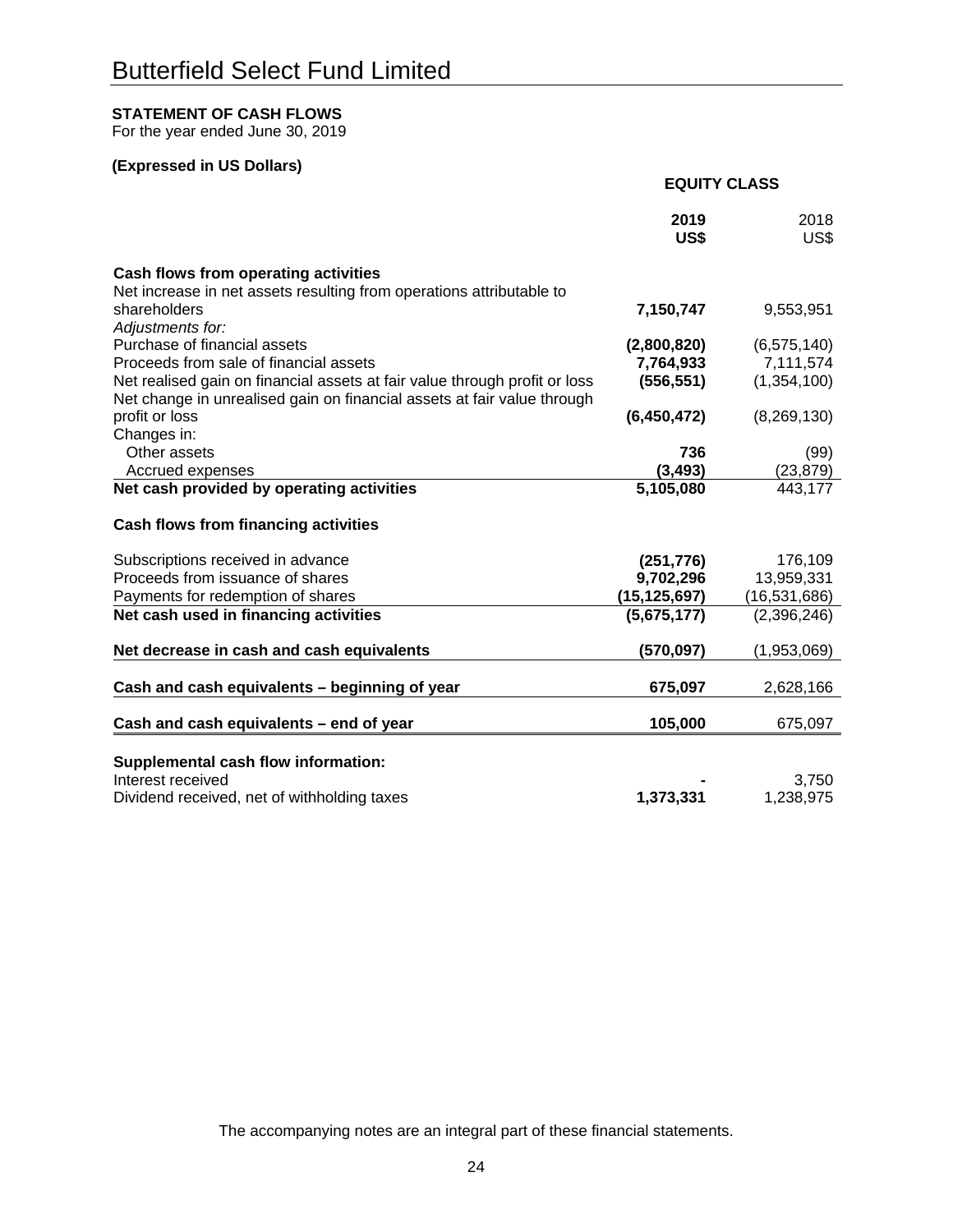# Butterfield Select Fund Limited

**STATEMENT OF CASH FLOWS**
For the year ended June 30, 2019

**(Expressed in US Dollars)**

| | **EQUITY CLASS** | |
|---|---|---|
| | **2019 US$** | 2018 US$ |
| **Cash flows from operating activities** | | |
| Net increase in net assets resulting from operations attributable to shareholders | **7,150,747** | 9,553,951 |
| *Adjustments for:* | | |
| Purchase of financial assets | **(2,800,820)** | (6,575,140) |
| Proceeds from sale of financial assets | **7,764,933** | 7,111,574 |
| Net realised gain on financial assets at fair value through profit or loss | **(556,551)** | (1,354,100) |
| Net change in unrealised gain on financial assets at fair value through profit or loss | **(6,450,472)** | (8,269,130) |
| Changes in: | | |
| Other assets | **736** | (99) |
| Accrued expenses | **(3,493)** | (23,879) |
| **Net cash provided by operating activities** | **5,105,080** | 443,177 |
| **Cash flows from financing activities** | | |
| Subscriptions received in advance | **(251,776)** | 176,109 |
| Proceeds from issuance of shares | **9,702,296** | 13,959,331 |
| Payments for redemption of shares | **(15,125,697)** | (16,531,686) |
| **Net cash used in financing activities** | **(5,675,177)** | (2,396,246) |
| **Net decrease in cash and cash equivalents** | **(570,097)** | (1,953,069) |
| **Cash and cash equivalents – beginning of year** | **675,097** | 2,628,166 |
| **Cash and cash equivalents – end of year** | **105,000** | 675,097 |
| **Supplemental cash flow information:** | | |
| Interest received | **-** | 3,750 |
| Dividend received, net of withholding taxes | **1,373,331** | 1,238,975 |

The accompanying notes are an integral part of these financial statements.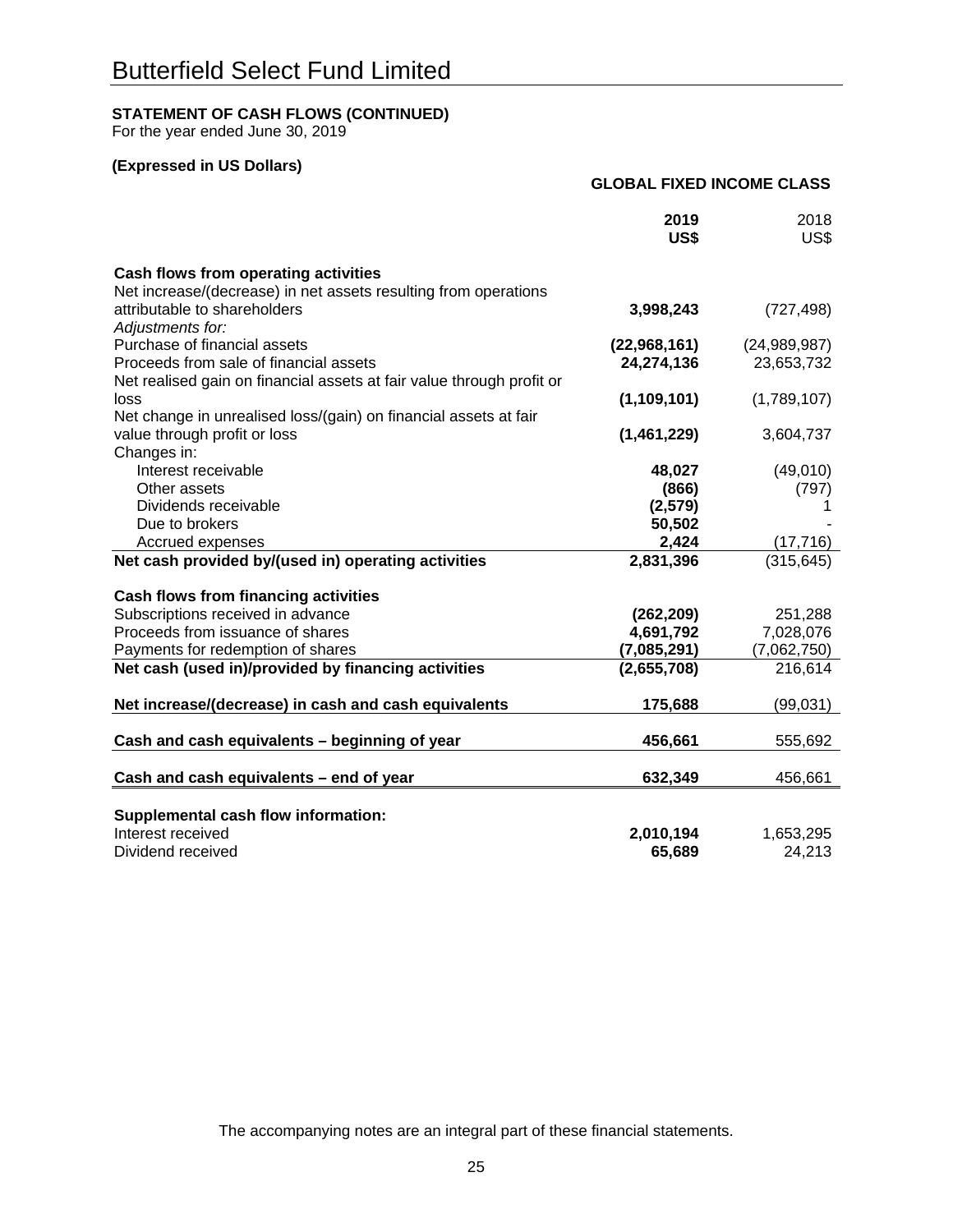# Butterfield Select Fund Limited

**STATEMENT OF CASH FLOWS (CONTINUED)**
For the year ended June 30, 2019

**(Expressed in US Dollars)**

| | GLOBAL FIXED INCOME CLASS | |
|---|---|---|
| | **2019 US$** | 2018 US$ |
| **Cash flows from operating activities** | | |
| Net increase/(decrease) in net assets resulting from operations attributable to shareholders | **3,998,243** | (727,498) |
| *Adjustments for:* | | |
| Purchase of financial assets | **(22,968,161)** | (24,989,987) |
| Proceeds from sale of financial assets | **24,274,136** | 23,653,732 |
| Net realised gain on financial assets at fair value through profit or loss | **(1,109,101)** | (1,789,107) |
| Net change in unrealised loss/(gain) on financial assets at fair value through profit or loss | **(1,461,229)** | 3,604,737 |
| Changes in: | | |
| Interest receivable | **48,027** | (49,010) |
| Other assets | **(866)** | (797) |
| Dividends receivable | **(2,579)** | 1 |
| Due to brokers | **50,502** | - |
| Accrued expenses | **2,424** | (17,716) |
| **Net cash provided by/(used in) operating activities** | **2,831,396** | (315,645) |
| **Cash flows from financing activities** | | |
| Subscriptions received in advance | **(262,209)** | 251,288 |
| Proceeds from issuance of shares | **4,691,792** | 7,028,076 |
| Payments for redemption of shares | **(7,085,291)** | (7,062,750) |
| **Net cash (used in)/provided by financing activities** | **(2,655,708)** | 216,614 |
| **Net increase/(decrease) in cash and cash equivalents** | **175,688** | (99,031) |
| **Cash and cash equivalents – beginning of year** | **456,661** | 555,692 |
| **Cash and cash equivalents – end of year** | **632,349** | 456,661 |
| **Supplemental cash flow information:** | | |
| Interest received | **2,010,194** | 1,653,295 |
| Dividend received | **65,689** | 24,213 |

The accompanying notes are an integral part of these financial statements.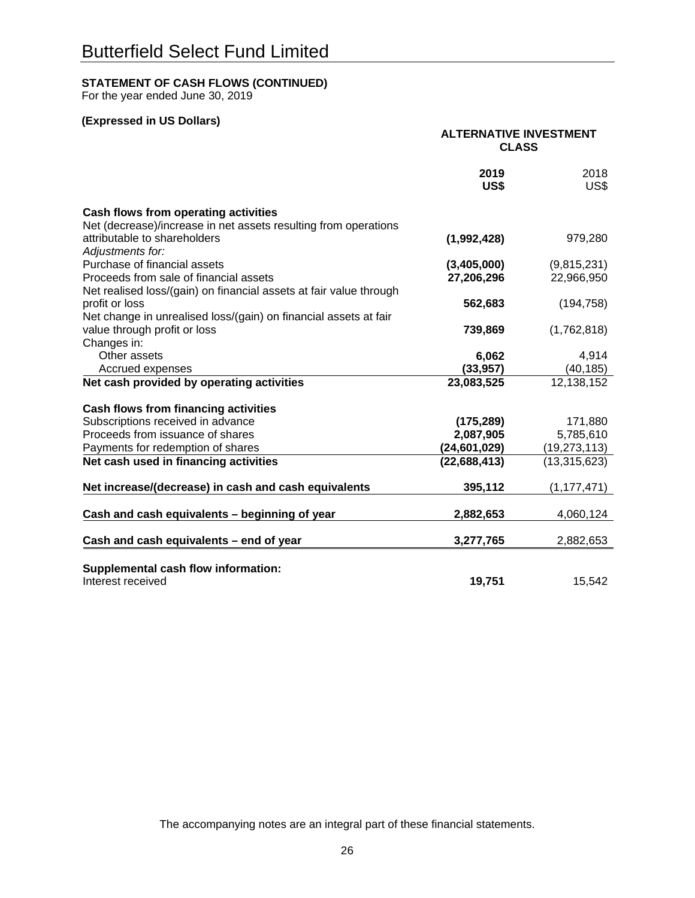# Butterfield Select Fund Limited

**STATEMENT OF CASH FLOWS (CONTINUED)**
For the year ended June 30, 2019

**(Expressed in US Dollars)**

| | **ALTERNATIVE INVESTMENT CLASS** | |
|---|---|---|
| | **2019 US$** | 2018 US$ |
| **Cash flows from operating activities** | | |
| Net (decrease)/increase in net assets resulting from operations attributable to shareholders | **(1,992,428)** | 979,280 |
| *Adjustments for:* | | |
| Purchase of financial assets | **(3,405,000)** | (9,815,231) |
| Proceeds from sale of financial assets | **27,206,296** | 22,966,950 |
| Net realised loss/(gain) on financial assets at fair value through profit or loss | **562,683** | (194,758) |
| Net change in unrealised loss/(gain) on financial assets at fair value through profit or loss | **739,869** | (1,762,818) |
| Changes in: | | |
| Other assets | **6,062** | 4,914 |
| Accrued expenses | **(33,957)** | (40,185) |
| **Net cash provided by operating activities** | **23,083,525** | 12,138,152 |
| **Cash flows from financing activities** | | |
| Subscriptions received in advance | **(175,289)** | 171,880 |
| Proceeds from issuance of shares | **2,087,905** | 5,785,610 |
| Payments for redemption of shares | **(24,601,029)** | (19,273,113) |
| **Net cash used in financing activities** | **(22,688,413)** | (13,315,623) |
| **Net increase/(decrease) in cash and cash equivalents** | **395,112** | (1,177,471) |
| **Cash and cash equivalents – beginning of year** | **2,882,653** | 4,060,124 |
| **Cash and cash equivalents – end of year** | **3,277,765** | 2,882,653 |
| **Supplemental cash flow information:** | | |
| Interest received | **19,751** | 15,542 |

The accompanying notes are an integral part of these financial statements.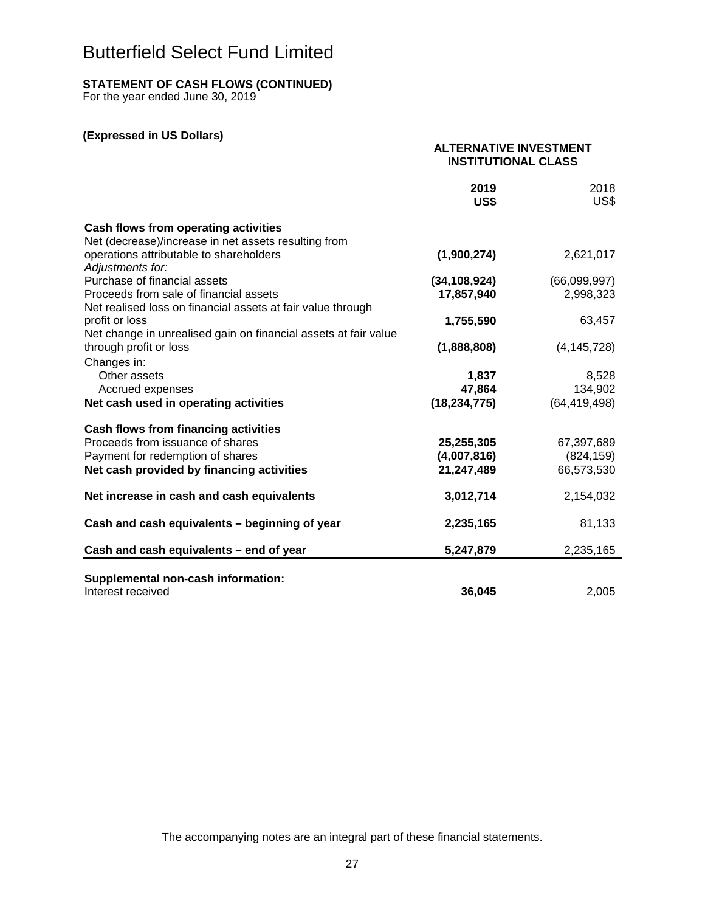# Butterfield Select Fund Limited

**STATEMENT OF CASH FLOWS (CONTINUED)**
For the year ended June 30, 2019

**(Expressed in US Dollars)**

| | **ALTERNATIVE INVESTMENT INSTITUTIONAL CLASS** | |
|---|---|---|
| | **2019 US$** | 2018 US$ |
| **Cash flows from operating activities** | | |
| Net (decrease)/increase in net assets resulting from operations attributable to shareholders | **(1,900,274)** | 2,621,017 |
| *Adjustments for:* | | |
| Purchase of financial assets | **(34,108,924)** | (66,099,997) |
| Proceeds from sale of financial assets | **17,857,940** | 2,998,323 |
| Net realised loss on financial assets at fair value through profit or loss | **1,755,590** | 63,457 |
| Net change in unrealised gain on financial assets at fair value through profit or loss | **(1,888,808)** | (4,145,728) |
| Changes in: | | |
| Other assets | **1,837** | 8,528 |
| Accrued expenses | **47,864** | 134,902 |
| **Net cash used in operating activities** | **(18,234,775)** | (64,419,498) |
| **Cash flows from financing activities** | | |
| Proceeds from issuance of shares | **25,255,305** | 67,397,689 |
| Payment for redemption of shares | **(4,007,816)** | (824,159) |
| **Net cash provided by financing activities** | **21,247,489** | 66,573,530 |
| **Net increase in cash and cash equivalents** | **3,012,714** | 2,154,032 |
| **Cash and cash equivalents – beginning of year** | **2,235,165** | 81,133 |
| **Cash and cash equivalents – end of year** | **5,247,879** | 2,235,165 |
| **Supplemental non-cash information:** | | |
| Interest received | **36,045** | 2,005 |

The accompanying notes are an integral part of these financial statements.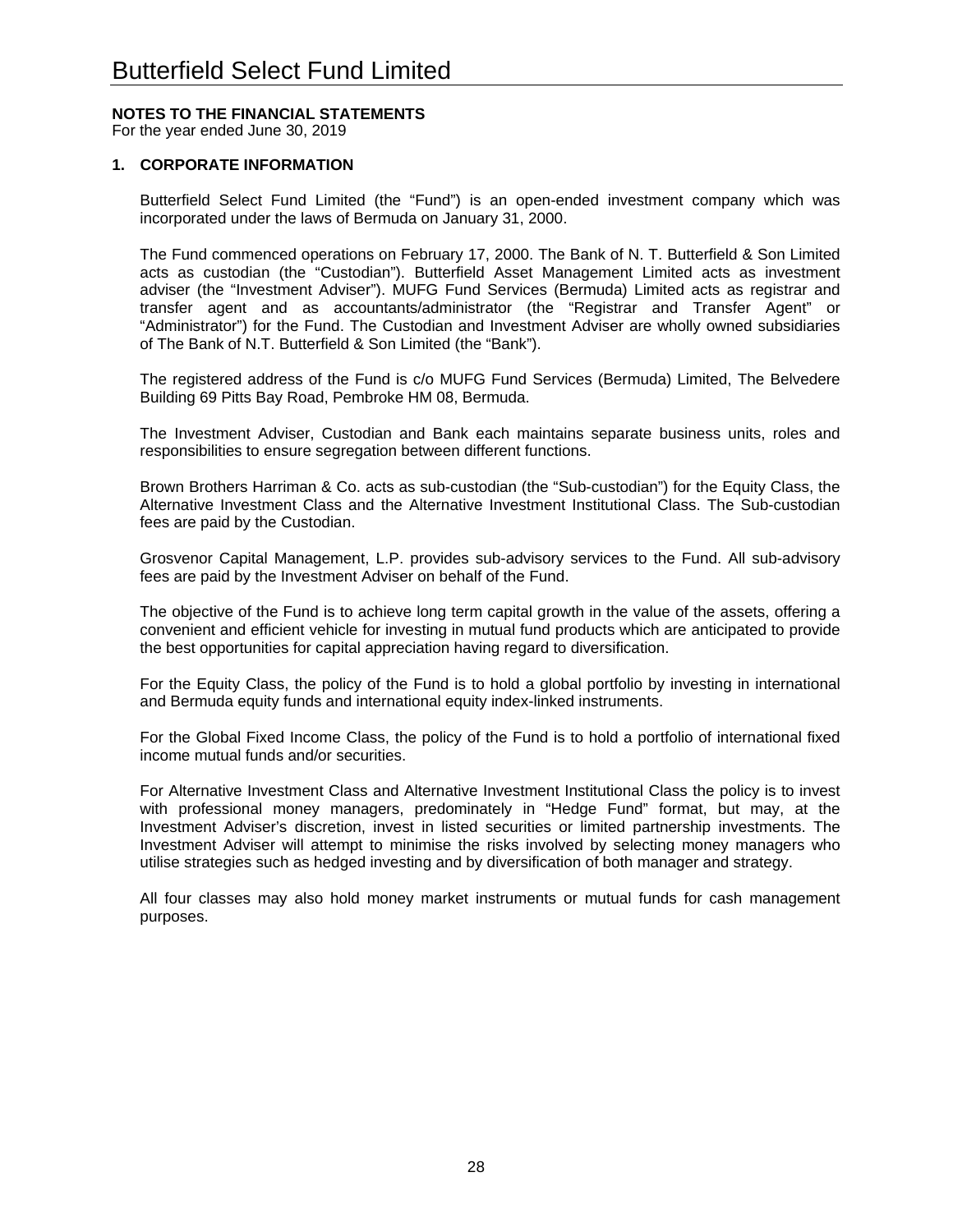# Butterfield Select Fund Limited

**NOTES TO THE FINANCIAL STATEMENTS**
For the year ended June 30, 2019

## 1. CORPORATE INFORMATION

Butterfield Select Fund Limited (the "Fund") is an open-ended investment company which was incorporated under the laws of Bermuda on January 31, 2000.

The Fund commenced operations on February 17, 2000. The Bank of N. T. Butterfield & Son Limited acts as custodian (the "Custodian"). Butterfield Asset Management Limited acts as investment adviser (the "Investment Adviser"). MUFG Fund Services (Bermuda) Limited acts as registrar and transfer agent and as accountants/administrator (the "Registrar and Transfer Agent" or "Administrator") for the Fund. The Custodian and Investment Adviser are wholly owned subsidiaries of The Bank of N.T. Butterfield & Son Limited (the "Bank").

The registered address of the Fund is c/o MUFG Fund Services (Bermuda) Limited, The Belvedere Building 69 Pitts Bay Road, Pembroke HM 08, Bermuda.

The Investment Adviser, Custodian and Bank each maintains separate business units, roles and responsibilities to ensure segregation between different functions.

Brown Brothers Harriman & Co. acts as sub-custodian (the "Sub-custodian") for the Equity Class, the Alternative Investment Class and the Alternative Investment Institutional Class. The Sub-custodian fees are paid by the Custodian.

Grosvenor Capital Management, L.P. provides sub-advisory services to the Fund. All sub-advisory fees are paid by the Investment Adviser on behalf of the Fund.

The objective of the Fund is to achieve long term capital growth in the value of the assets, offering a convenient and efficient vehicle for investing in mutual fund products which are anticipated to provide the best opportunities for capital appreciation having regard to diversification.

For the Equity Class, the policy of the Fund is to hold a global portfolio by investing in international and Bermuda equity funds and international equity index-linked instruments.

For the Global Fixed Income Class, the policy of the Fund is to hold a portfolio of international fixed income mutual funds and/or securities.

For Alternative Investment Class and Alternative Investment Institutional Class the policy is to invest with professional money managers, predominately in "Hedge Fund" format, but may, at the Investment Adviser's discretion, invest in listed securities or limited partnership investments. The Investment Adviser will attempt to minimise the risks involved by selecting money managers who utilise strategies such as hedged investing and by diversification of both manager and strategy.

All four classes may also hold money market instruments or mutual funds for cash management purposes.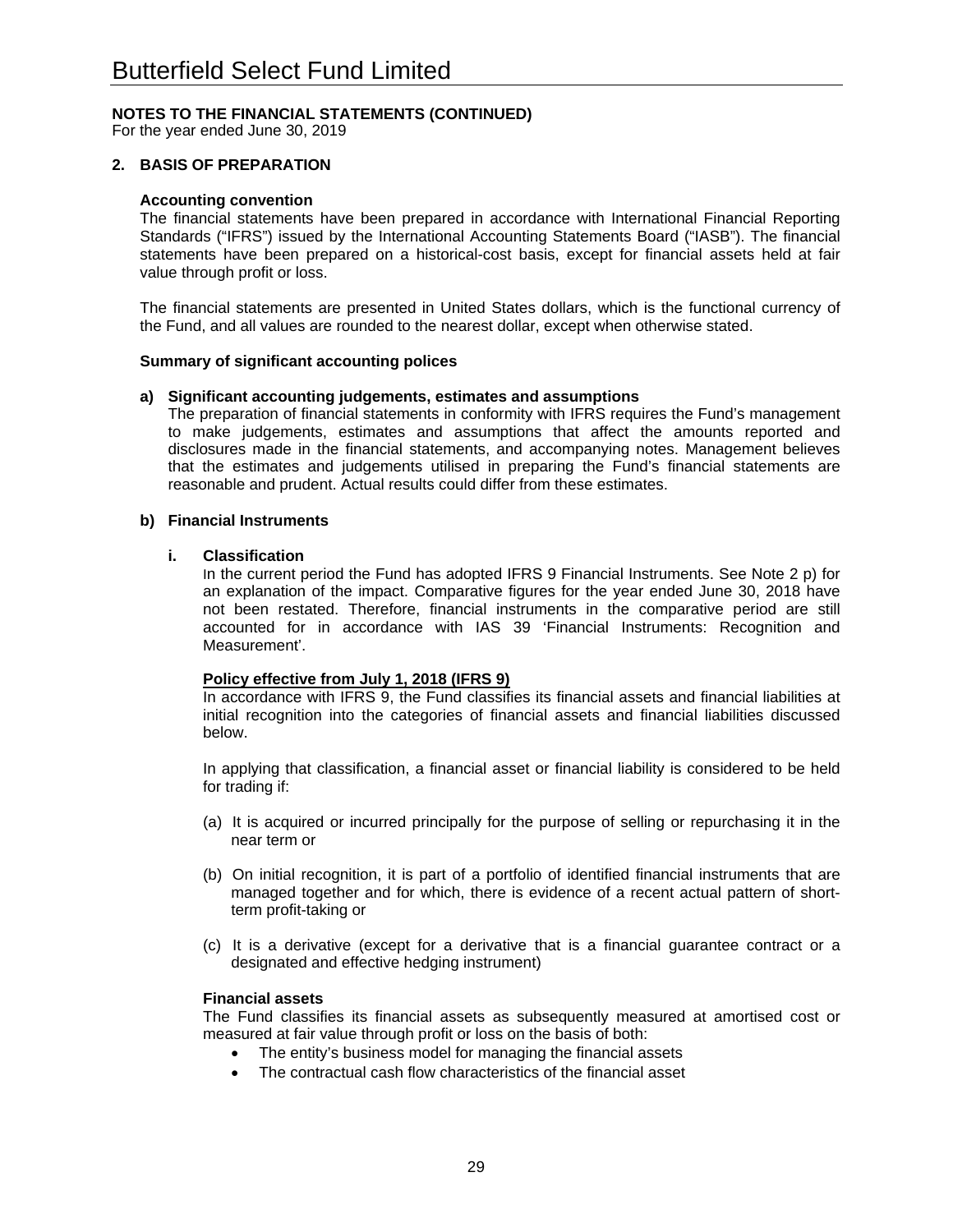# Butterfield Select Fund Limited

**NOTES TO THE FINANCIAL STATEMENTS (CONTINUED)**
For the year ended June 30, 2019

## 2. BASIS OF PREPARATION

**Accounting convention**

The financial statements have been prepared in accordance with International Financial Reporting Standards ("IFRS") issued by the International Accounting Statements Board ("IASB"). The financial statements have been prepared on a historical-cost basis, except for financial assets held at fair value through profit or loss.

The financial statements are presented in United States dollars, which is the functional currency of the Fund, and all values are rounded to the nearest dollar, except when otherwise stated.

**Summary of significant accounting polices**

**a) Significant accounting judgements, estimates and assumptions**

The preparation of financial statements in conformity with IFRS requires the Fund's management to make judgements, estimates and assumptions that affect the amounts reported and disclosures made in the financial statements, and accompanying notes. Management believes that the estimates and judgements utilised in preparing the Fund's financial statements are reasonable and prudent. Actual results could differ from these estimates.

**b) Financial Instruments**

**i. Classification**

In the current period the Fund has adopted IFRS 9 Financial Instruments. See Note 2 p) for an explanation of the impact. Comparative figures for the year ended June 30, 2018 have not been restated. Therefore, financial instruments in the comparative period are still accounted for in accordance with IAS 39 'Financial Instruments: Recognition and Measurement'.

**Policy effective from July 1, 2018 (IFRS 9)**

In accordance with IFRS 9, the Fund classifies its financial assets and financial liabilities at initial recognition into the categories of financial assets and financial liabilities discussed below.

In applying that classification, a financial asset or financial liability is considered to be held for trading if:

(a) It is acquired or incurred principally for the purpose of selling or repurchasing it in the near term or

(b) On initial recognition, it is part of a portfolio of identified financial instruments that are managed together and for which, there is evidence of a recent actual pattern of short-term profit-taking or

(c) It is a derivative (except for a derivative that is a financial guarantee contract or a designated and effective hedging instrument)

**Financial assets**

The Fund classifies its financial assets as subsequently measured at amortised cost or measured at fair value through profit or loss on the basis of both:

- The entity's business model for managing the financial assets
- The contractual cash flow characteristics of the financial asset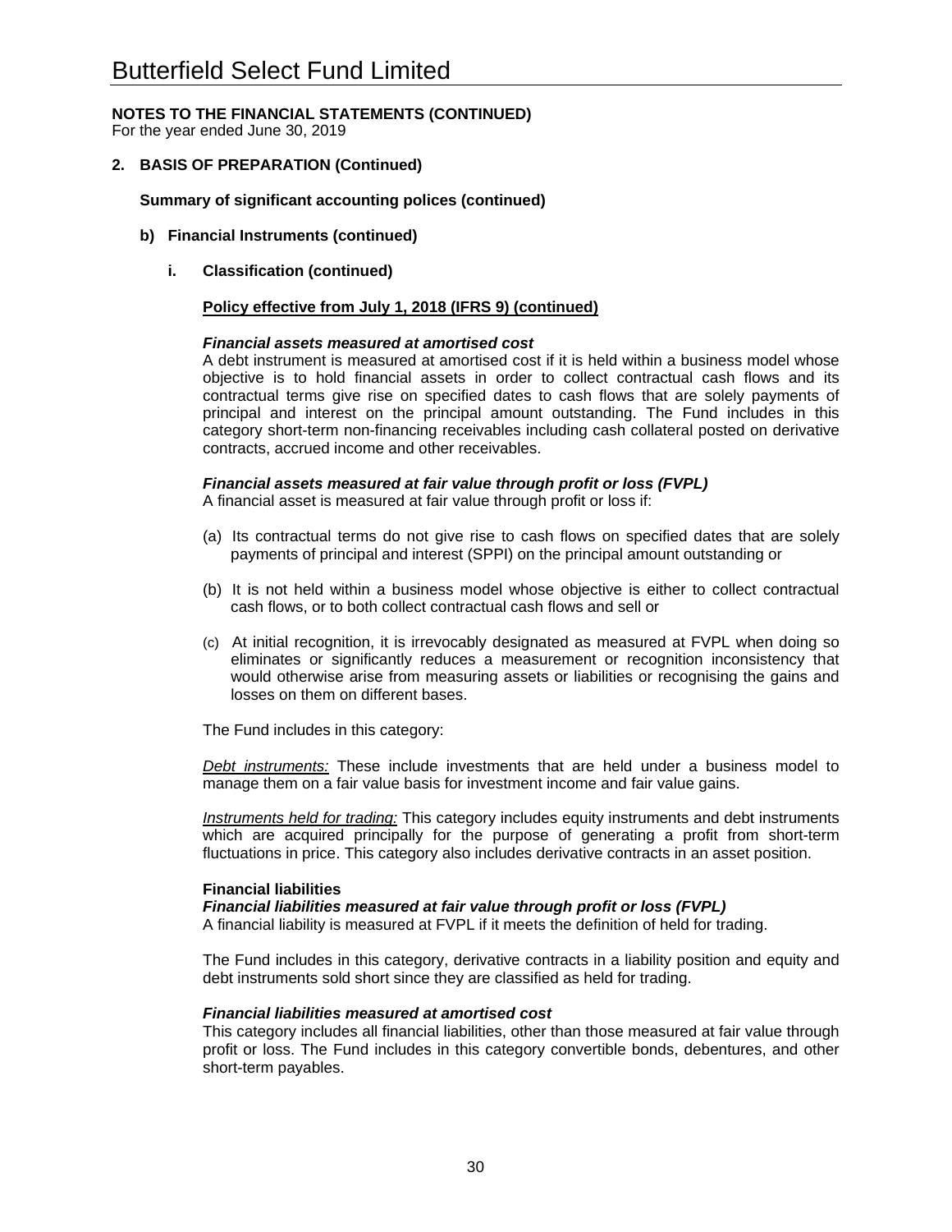## NOTES TO THE FINANCIAL STATEMENTS (CONTINUED)

For the year ended June 30, 2019

### 2. BASIS OF PREPARATION (Continued)

**Summary of significant accounting polices (continued)**

**b) Financial Instruments (continued)**

**i. Classification (continued)**

**Policy effective from July 1, 2018 (IFRS 9) (continued)**

***Financial assets measured at amortised cost***

A debt instrument is measured at amortised cost if it is held within a business model whose objective is to hold financial assets in order to collect contractual cash flows and its contractual terms give rise on specified dates to cash flows that are solely payments of principal and interest on the principal amount outstanding. The Fund includes in this category short-term non-financing receivables including cash collateral posted on derivative contracts, accrued income and other receivables.

***Financial assets measured at fair value through profit or loss (FVPL)***

A financial asset is measured at fair value through profit or loss if:

(a) Its contractual terms do not give rise to cash flows on specified dates that are solely payments of principal and interest (SPPI) on the principal amount outstanding or

(b) It is not held within a business model whose objective is either to collect contractual cash flows, or to both collect contractual cash flows and sell or

(c) At initial recognition, it is irrevocably designated as measured at FVPL when doing so eliminates or significantly reduces a measurement or recognition inconsistency that would otherwise arise from measuring assets or liabilities or recognising the gains and losses on them on different bases.

The Fund includes in this category:

*Debt instruments:* These include investments that are held under a business model to manage them on a fair value basis for investment income and fair value gains.

*Instruments held for trading:* This category includes equity instruments and debt instruments which are acquired principally for the purpose of generating a profit from short-term fluctuations in price. This category also includes derivative contracts in an asset position.

**Financial liabilities**

***Financial liabilities measured at fair value through profit or loss (FVPL)***

A financial liability is measured at FVPL if it meets the definition of held for trading.

The Fund includes in this category, derivative contracts in a liability position and equity and debt instruments sold short since they are classified as held for trading.

***Financial liabilities measured at amortised cost***

This category includes all financial liabilities, other than those measured at fair value through profit or loss. The Fund includes in this category convertible bonds, debentures, and other short-term payables.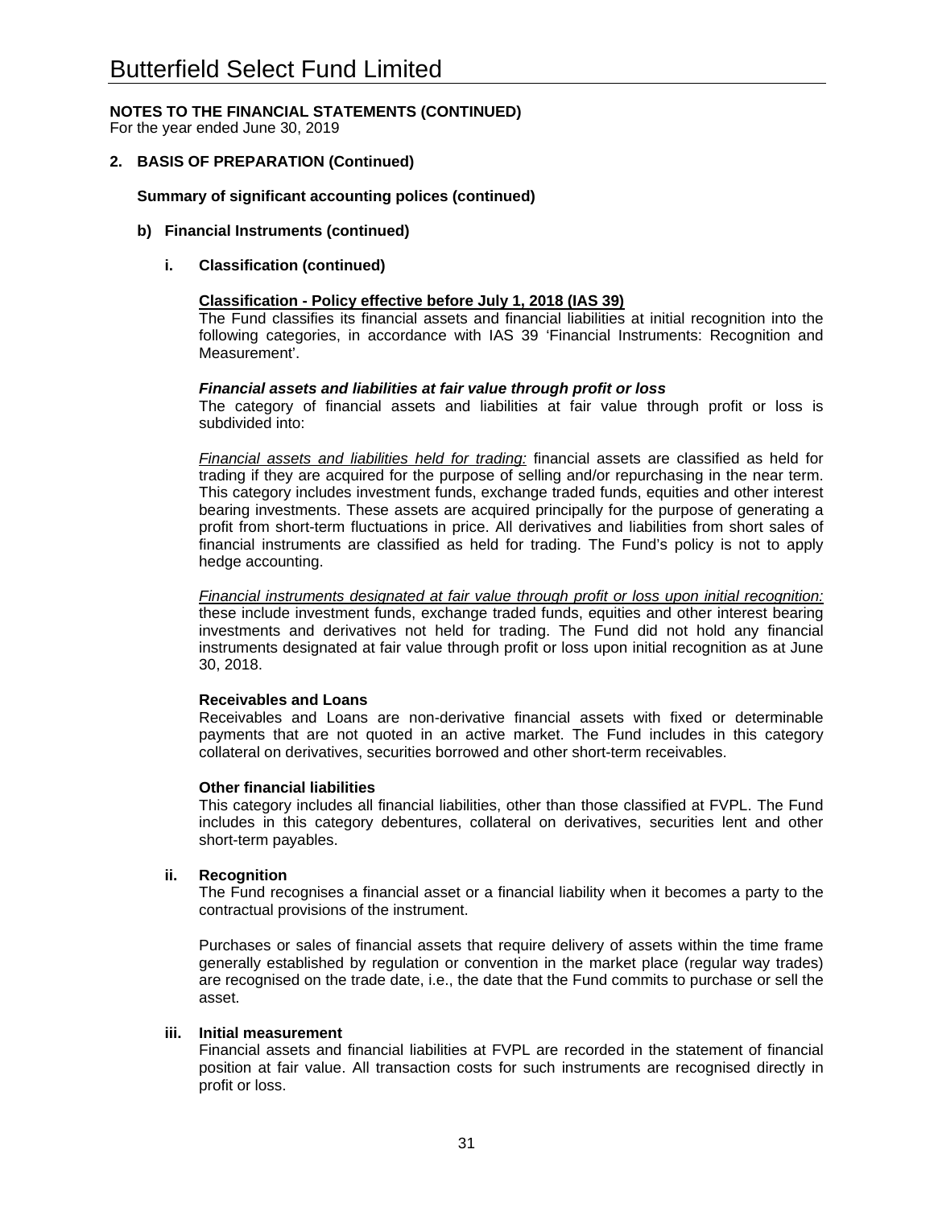# Butterfield Select Fund Limited

**NOTES TO THE FINANCIAL STATEMENTS (CONTINUED)**
For the year ended June 30, 2019

## 2. BASIS OF PREPARATION (Continued)

**Summary of significant accounting polices (continued)**

### b) Financial Instruments (continued)

#### i. Classification (continued)

**Classification - Policy effective before July 1, 2018 (IAS 39)**
The Fund classifies its financial assets and financial liabilities at initial recognition into the following categories, in accordance with IAS 39 'Financial Instruments: Recognition and Measurement'.

***Financial assets and liabilities at fair value through profit or loss***
The category of financial assets and liabilities at fair value through profit or loss is subdivided into:

*Financial assets and liabilities held for trading:* financial assets are classified as held for trading if they are acquired for the purpose of selling and/or repurchasing in the near term. This category includes investment funds, exchange traded funds, equities and other interest bearing investments. These assets are acquired principally for the purpose of generating a profit from short-term fluctuations in price. All derivatives and liabilities from short sales of financial instruments are classified as held for trading. The Fund's policy is not to apply hedge accounting.

*Financial instruments designated at fair value through profit or loss upon initial recognition:* these include investment funds, exchange traded funds, equities and other interest bearing investments and derivatives not held for trading. The Fund did not hold any financial instruments designated at fair value through profit or loss upon initial recognition as at June 30, 2018.

**Receivables and Loans**
Receivables and Loans are non-derivative financial assets with fixed or determinable payments that are not quoted in an active market. The Fund includes in this category collateral on derivatives, securities borrowed and other short-term receivables.

**Other financial liabilities**
This category includes all financial liabilities, other than those classified at FVPL. The Fund includes in this category debentures, collateral on derivatives, securities lent and other short-term payables.

#### ii. Recognition
The Fund recognises a financial asset or a financial liability when it becomes a party to the contractual provisions of the instrument.

Purchases or sales of financial assets that require delivery of assets within the time frame generally established by regulation or convention in the market place (regular way trades) are recognised on the trade date, i.e., the date that the Fund commits to purchase or sell the asset.

#### iii. Initial measurement
Financial assets and financial liabilities at FVPL are recorded in the statement of financial position at fair value. All transaction costs for such instruments are recognised directly in profit or loss.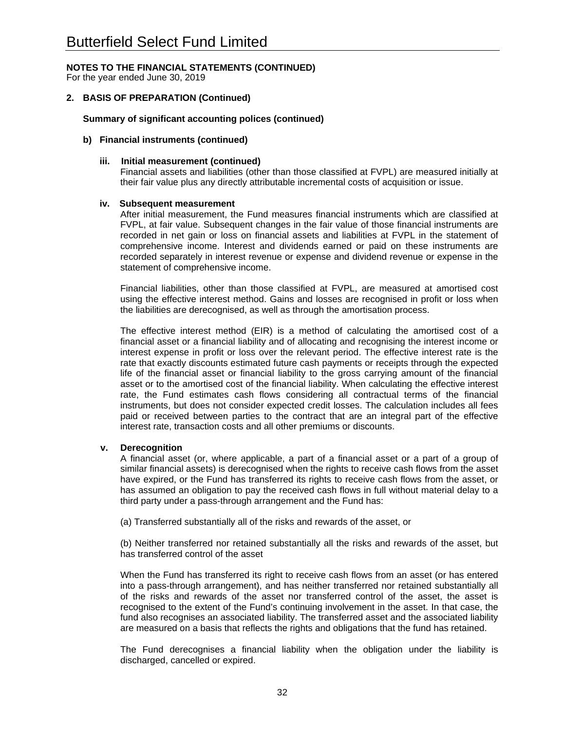# Butterfield Select Fund Limited

**NOTES TO THE FINANCIAL STATEMENTS (CONTINUED)**
For the year ended June 30, 2019

**2. BASIS OF PREPARATION (Continued)**

**Summary of significant accounting polices (continued)**

**b) Financial instruments (continued)**

**iii. Initial measurement (continued)**
Financial assets and liabilities (other than those classified at FVPL) are measured initially at their fair value plus any directly attributable incremental costs of acquisition or issue.

**iv. Subsequent measurement**
After initial measurement, the Fund measures financial instruments which are classified at FVPL, at fair value. Subsequent changes in the fair value of those financial instruments are recorded in net gain or loss on financial assets and liabilities at FVPL in the statement of comprehensive income. Interest and dividends earned or paid on these instruments are recorded separately in interest revenue or expense and dividend revenue or expense in the statement of comprehensive income.

Financial liabilities, other than those classified at FVPL, are measured at amortised cost using the effective interest method. Gains and losses are recognised in profit or loss when the liabilities are derecognised, as well as through the amortisation process.

The effective interest method (EIR) is a method of calculating the amortised cost of a financial asset or a financial liability and of allocating and recognising the interest income or interest expense in profit or loss over the relevant period. The effective interest rate is the rate that exactly discounts estimated future cash payments or receipts through the expected life of the financial asset or financial liability to the gross carrying amount of the financial asset or to the amortised cost of the financial liability. When calculating the effective interest rate, the Fund estimates cash flows considering all contractual terms of the financial instruments, but does not consider expected credit losses. The calculation includes all fees paid or received between parties to the contract that are an integral part of the effective interest rate, transaction costs and all other premiums or discounts.

**v. Derecognition**
A financial asset (or, where applicable, a part of a financial asset or a part of a group of similar financial assets) is derecognised when the rights to receive cash flows from the asset have expired, or the Fund has transferred its rights to receive cash flows from the asset, or has assumed an obligation to pay the received cash flows in full without material delay to a third party under a pass-through arrangement and the Fund has:

(a) Transferred substantially all of the risks and rewards of the asset, or

(b) Neither transferred nor retained substantially all the risks and rewards of the asset, but has transferred control of the asset

When the Fund has transferred its right to receive cash flows from an asset (or has entered into a pass-through arrangement), and has neither transferred nor retained substantially all of the risks and rewards of the asset nor transferred control of the asset, the asset is recognised to the extent of the Fund's continuing involvement in the asset. In that case, the fund also recognises an associated liability. The transferred asset and the associated liability are measured on a basis that reflects the rights and obligations that the fund has retained.

The Fund derecognises a financial liability when the obligation under the liability is discharged, cancelled or expired.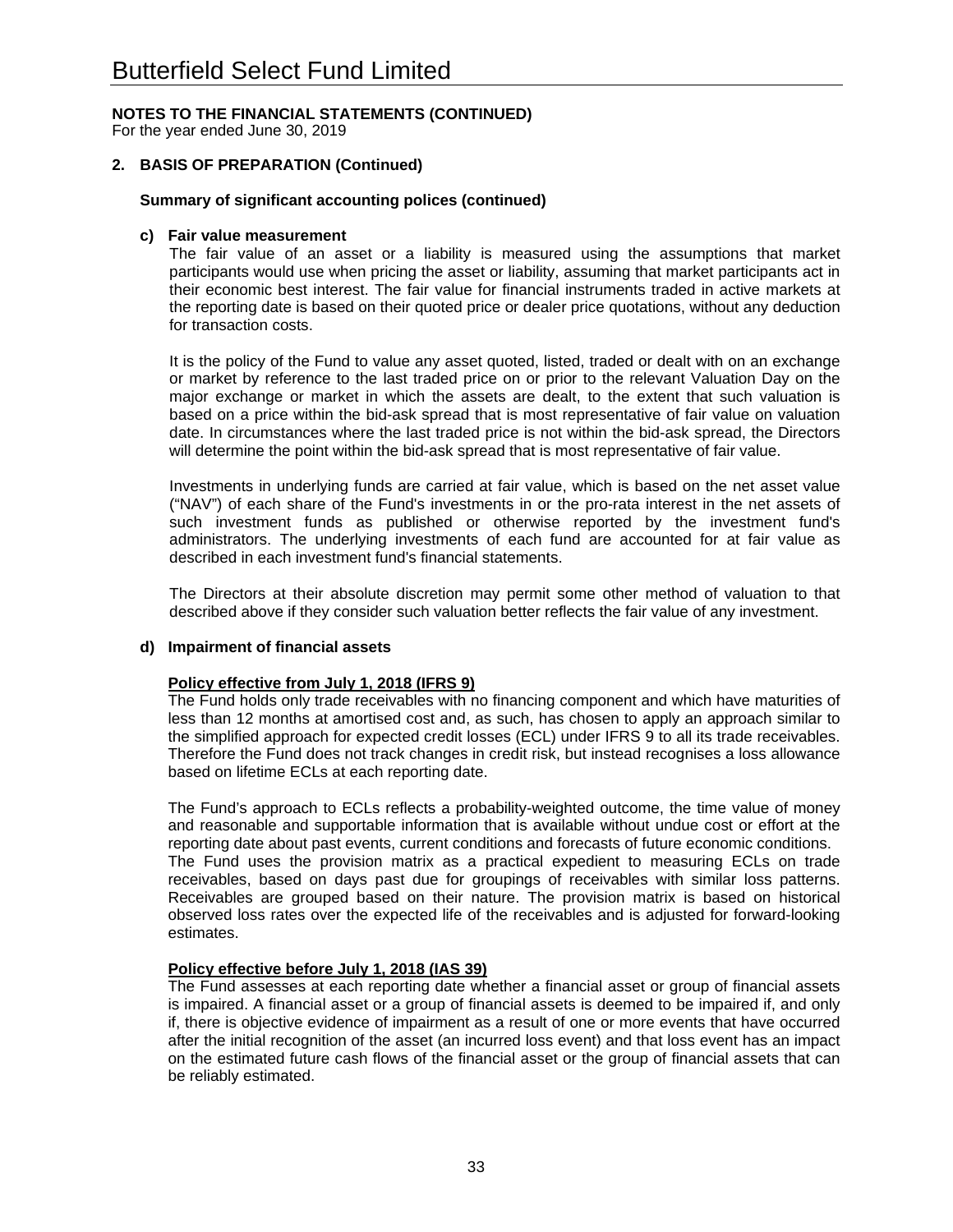# Butterfield Select Fund Limited

**NOTES TO THE FINANCIAL STATEMENTS (CONTINUED)**
For the year ended June 30, 2019

## 2. BASIS OF PREPARATION (Continued)

### Summary of significant accounting polices (continued)

#### c) Fair value measurement

The fair value of an asset or a liability is measured using the assumptions that market participants would use when pricing the asset or liability, assuming that market participants act in their economic best interest. The fair value for financial instruments traded in active markets at the reporting date is based on their quoted price or dealer price quotations, without any deduction for transaction costs.

It is the policy of the Fund to value any asset quoted, listed, traded or dealt with on an exchange or market by reference to the last traded price on or prior to the relevant Valuation Day on the major exchange or market in which the assets are dealt, to the extent that such valuation is based on a price within the bid-ask spread that is most representative of fair value on valuation date. In circumstances where the last traded price is not within the bid-ask spread, the Directors will determine the point within the bid-ask spread that is most representative of fair value.

Investments in underlying funds are carried at fair value, which is based on the net asset value ("NAV") of each share of the Fund's investments in or the pro-rata interest in the net assets of such investment funds as published or otherwise reported by the investment fund's administrators. The underlying investments of each fund are accounted for at fair value as described in each investment fund's financial statements.

The Directors at their absolute discretion may permit some other method of valuation to that described above if they consider such valuation better reflects the fair value of any investment.

#### d) Impairment of financial assets

**Policy effective from July 1, 2018 (IFRS 9)**

The Fund holds only trade receivables with no financing component and which have maturities of less than 12 months at amortised cost and, as such, has chosen to apply an approach similar to the simplified approach for expected credit losses (ECL) under IFRS 9 to all its trade receivables. Therefore the Fund does not track changes in credit risk, but instead recognises a loss allowance based on lifetime ECLs at each reporting date.

The Fund's approach to ECLs reflects a probability-weighted outcome, the time value of money and reasonable and supportable information that is available without undue cost or effort at the reporting date about past events, current conditions and forecasts of future economic conditions.
The Fund uses the provision matrix as a practical expedient to measuring ECLs on trade receivables, based on days past due for groupings of receivables with similar loss patterns. Receivables are grouped based on their nature. The provision matrix is based on historical observed loss rates over the expected life of the receivables and is adjusted for forward-looking estimates.

**Policy effective before July 1, 2018 (IAS 39)**

The Fund assesses at each reporting date whether a financial asset or group of financial assets is impaired. A financial asset or a group of financial assets is deemed to be impaired if, and only if, there is objective evidence of impairment as a result of one or more events that have occurred after the initial recognition of the asset (an incurred loss event) and that loss event has an impact on the estimated future cash flows of the financial asset or the group of financial assets that can be reliably estimated.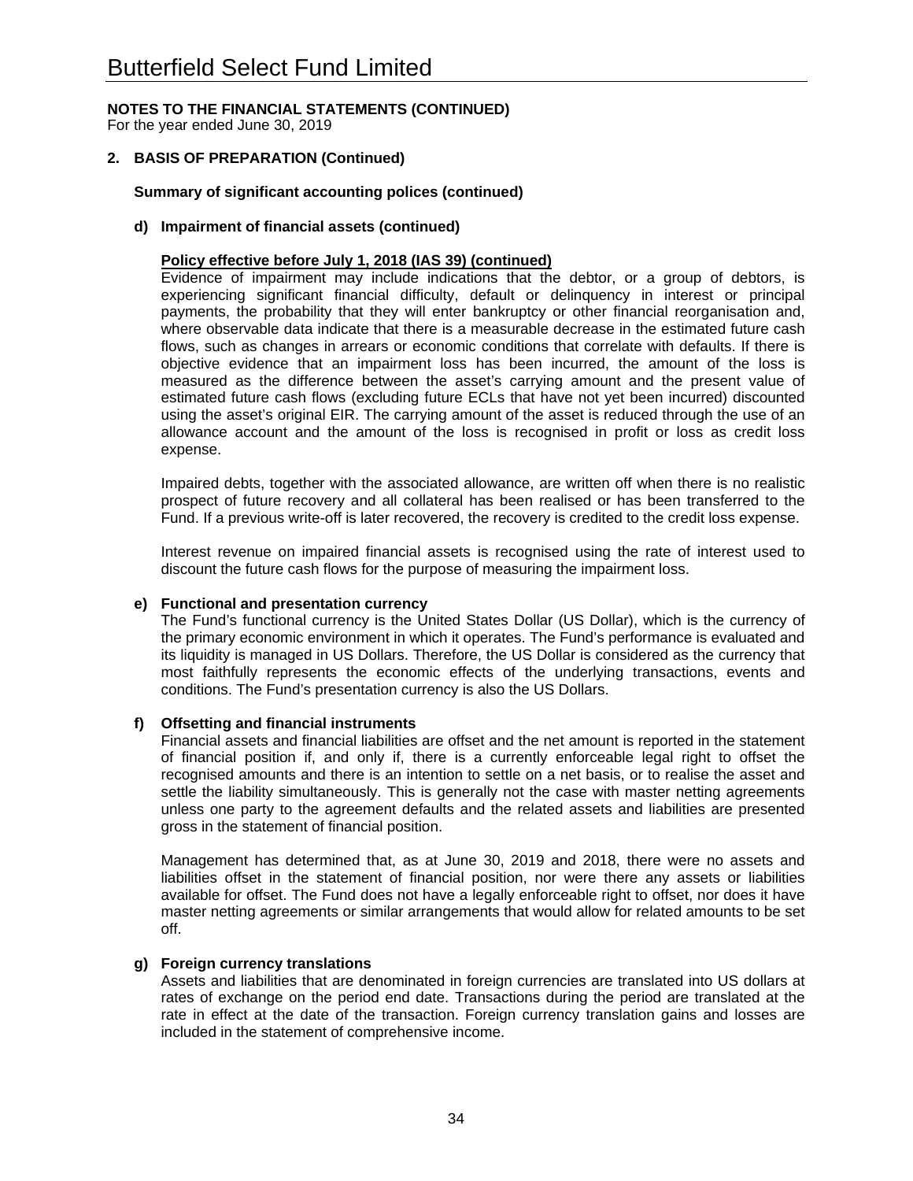# Butterfield Select Fund Limited

**NOTES TO THE FINANCIAL STATEMENTS (CONTINUED)**
For the year ended June 30, 2019

## 2. BASIS OF PREPARATION (Continued)

### Summary of significant accounting polices (continued)

#### d) Impairment of financial assets (continued)

**Policy effective before July 1, 2018 (IAS 39) (continued)**

Evidence of impairment may include indications that the debtor, or a group of debtors, is experiencing significant financial difficulty, default or delinquency in interest or principal payments, the probability that they will enter bankruptcy or other financial reorganisation and, where observable data indicate that there is a measurable decrease in the estimated future cash flows, such as changes in arrears or economic conditions that correlate with defaults. If there is objective evidence that an impairment loss has been incurred, the amount of the loss is measured as the difference between the asset's carrying amount and the present value of estimated future cash flows (excluding future ECLs that have not yet been incurred) discounted using the asset's original EIR. The carrying amount of the asset is reduced through the use of an allowance account and the amount of the loss is recognised in profit or loss as credit loss expense.

Impaired debts, together with the associated allowance, are written off when there is no realistic prospect of future recovery and all collateral has been realised or has been transferred to the Fund. If a previous write-off is later recovered, the recovery is credited to the credit loss expense.

Interest revenue on impaired financial assets is recognised using the rate of interest used to discount the future cash flows for the purpose of measuring the impairment loss.

#### e) Functional and presentation currency

The Fund's functional currency is the United States Dollar (US Dollar), which is the currency of the primary economic environment in which it operates. The Fund's performance is evaluated and its liquidity is managed in US Dollars. Therefore, the US Dollar is considered as the currency that most faithfully represents the economic effects of the underlying transactions, events and conditions. The Fund's presentation currency is also the US Dollars.

#### f) Offsetting and financial instruments

Financial assets and financial liabilities are offset and the net amount is reported in the statement of financial position if, and only if, there is a currently enforceable legal right to offset the recognised amounts and there is an intention to settle on a net basis, or to realise the asset and settle the liability simultaneously. This is generally not the case with master netting agreements unless one party to the agreement defaults and the related assets and liabilities are presented gross in the statement of financial position.

Management has determined that, as at June 30, 2019 and 2018, there were no assets and liabilities offset in the statement of financial position, nor were there any assets or liabilities available for offset. The Fund does not have a legally enforceable right to offset, nor does it have master netting agreements or similar arrangements that would allow for related amounts to be set off.

#### g) Foreign currency translations

Assets and liabilities that are denominated in foreign currencies are translated into US dollars at rates of exchange on the period end date. Transactions during the period are translated at the rate in effect at the date of the transaction. Foreign currency translation gains and losses are included in the statement of comprehensive income.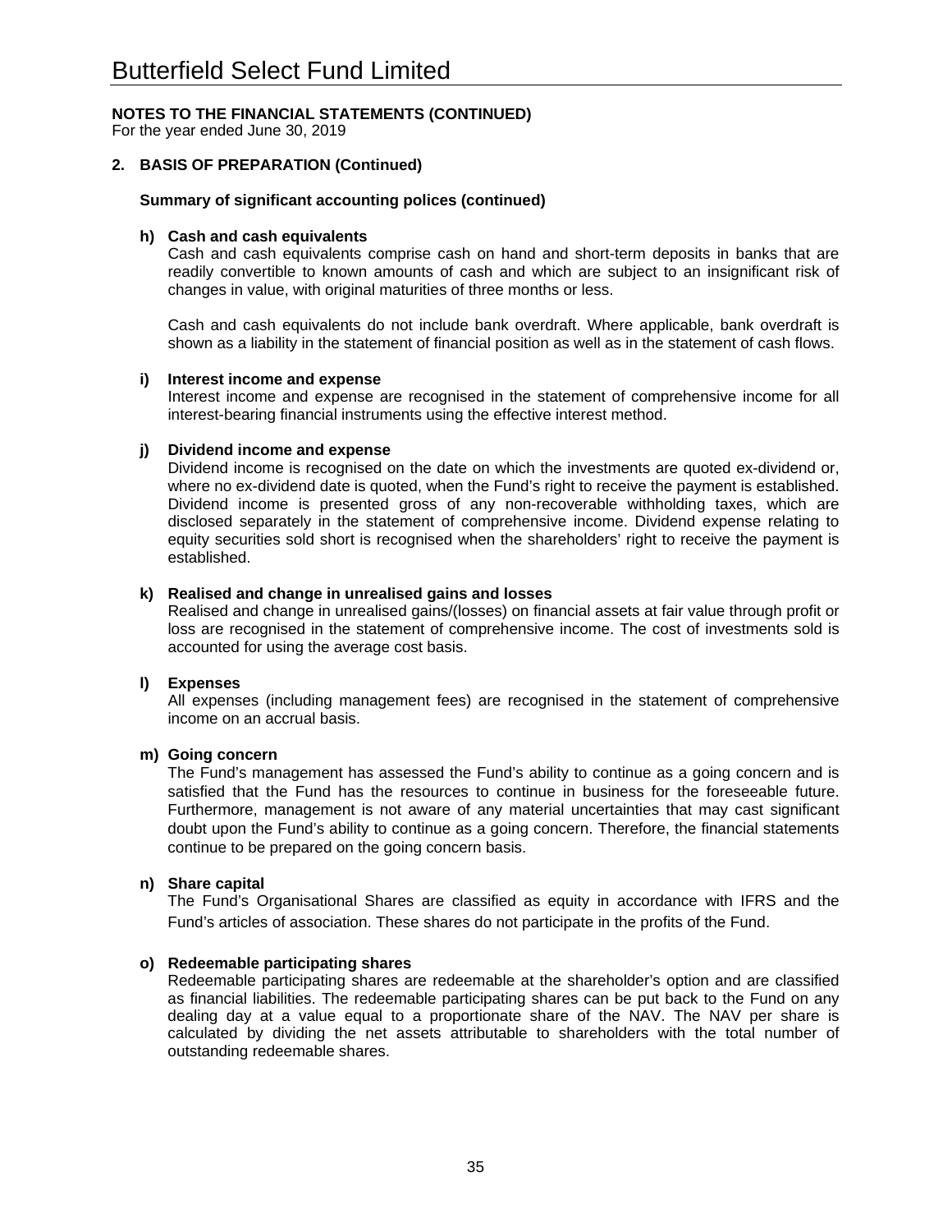# Butterfield Select Fund Limited

**NOTES TO THE FINANCIAL STATEMENTS (CONTINUED)**
For the year ended June 30, 2019

## 2. BASIS OF PREPARATION (Continued)

### Summary of significant accounting polices (continued)

**h) Cash and cash equivalents**

Cash and cash equivalents comprise cash on hand and short-term deposits in banks that are readily convertible to known amounts of cash and which are subject to an insignificant risk of changes in value, with original maturities of three months or less.

Cash and cash equivalents do not include bank overdraft. Where applicable, bank overdraft is shown as a liability in the statement of financial position as well as in the statement of cash flows.

**i) Interest income and expense**

Interest income and expense are recognised in the statement of comprehensive income for all interest-bearing financial instruments using the effective interest method.

**j) Dividend income and expense**

Dividend income is recognised on the date on which the investments are quoted ex-dividend or, where no ex-dividend date is quoted, when the Fund's right to receive the payment is established. Dividend income is presented gross of any non-recoverable withholding taxes, which are disclosed separately in the statement of comprehensive income. Dividend expense relating to equity securities sold short is recognised when the shareholders' right to receive the payment is established.

**k) Realised and change in unrealised gains and losses**

Realised and change in unrealised gains/(losses) on financial assets at fair value through profit or loss are recognised in the statement of comprehensive income. The cost of investments sold is accounted for using the average cost basis.

**l) Expenses**

All expenses (including management fees) are recognised in the statement of comprehensive income on an accrual basis.

**m) Going concern**

The Fund's management has assessed the Fund's ability to continue as a going concern and is satisfied that the Fund has the resources to continue in business for the foreseeable future. Furthermore, management is not aware of any material uncertainties that may cast significant doubt upon the Fund's ability to continue as a going concern. Therefore, the financial statements continue to be prepared on the going concern basis.

**n) Share capital**

The Fund's Organisational Shares are classified as equity in accordance with IFRS and the Fund's articles of association. These shares do not participate in the profits of the Fund.

**o) Redeemable participating shares**

Redeemable participating shares are redeemable at the shareholder's option and are classified as financial liabilities. The redeemable participating shares can be put back to the Fund on any dealing day at a value equal to a proportionate share of the NAV. The NAV per share is calculated by dividing the net assets attributable to shareholders with the total number of outstanding redeemable shares.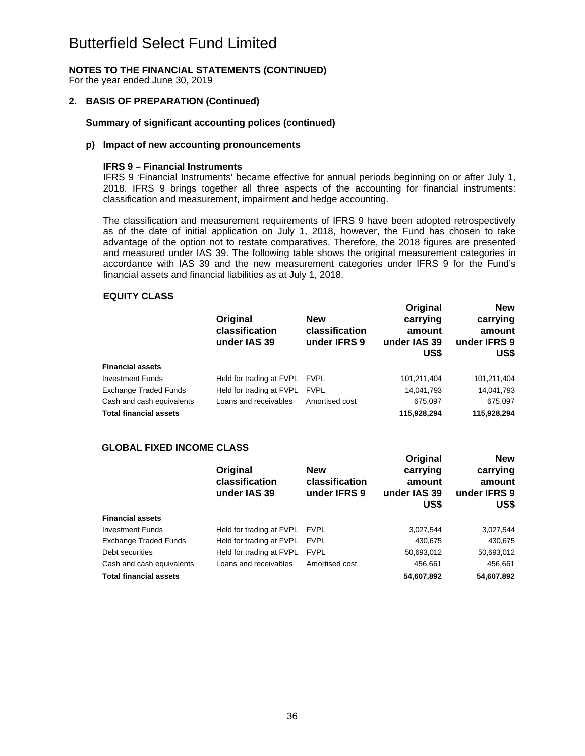# Butterfield Select Fund Limited

**NOTES TO THE FINANCIAL STATEMENTS (CONTINUED)**
For the year ended June 30, 2019

## 2. BASIS OF PREPARATION (Continued)

### Summary of significant accounting polices (continued)

#### p) Impact of new accounting pronouncements

**IFRS 9 – Financial Instruments**
IFRS 9 'Financial Instruments' became effective for annual periods beginning on or after July 1, 2018. IFRS 9 brings together all three aspects of the accounting for financial instruments: classification and measurement, impairment and hedge accounting.

The classification and measurement requirements of IFRS 9 have been adopted retrospectively as of the date of initial application on July 1, 2018, however, the Fund has chosen to take advantage of the option not to restate comparatives. Therefore, the 2018 figures are presented and measured under IAS 39. The following table shows the original measurement categories in accordance with IAS 39 and the new measurement categories under IFRS 9 for the Fund's financial assets and financial liabilities as at July 1, 2018.

**EQUITY CLASS**

| | Original classification under IAS 39 | New classification under IFRS 9 | Original carrying amount under IAS 39 US$ | New carrying amount under IFRS 9 US$ |
|---|---|---|---|---|
| **Financial assets** | | | | |
| Investment Funds | Held for trading at FVPL | FVPL | 101,211,404 | 101,211,404 |
| Exchange Traded Funds | Held for trading at FVPL | FVPL | 14,041,793 | 14,041,793 |
| Cash and cash equivalents | Loans and receivables | Amortised cost | 675,097 | 675,097 |
| **Total financial assets** | | | **115,928,294** | **115,928,294** |

**GLOBAL FIXED INCOME CLASS**

| | Original classification under IAS 39 | New classification under IFRS 9 | Original carrying amount under IAS 39 US$ | New carrying amount under IFRS 9 US$ |
|---|---|---|---|---|
| **Financial assets** | | | | |
| Investment Funds | Held for trading at FVPL | FVPL | 3,027,544 | 3,027,544 |
| Exchange Traded Funds | Held for trading at FVPL | FVPL | 430,675 | 430,675 |
| Debt securities | Held for trading at FVPL | FVPL | 50,693,012 | 50,693,012 |
| Cash and cash equivalents | Loans and receivables | Amortised cost | 456,661 | 456,661 |
| **Total financial assets** | | | **54,607,892** | **54,607,892** |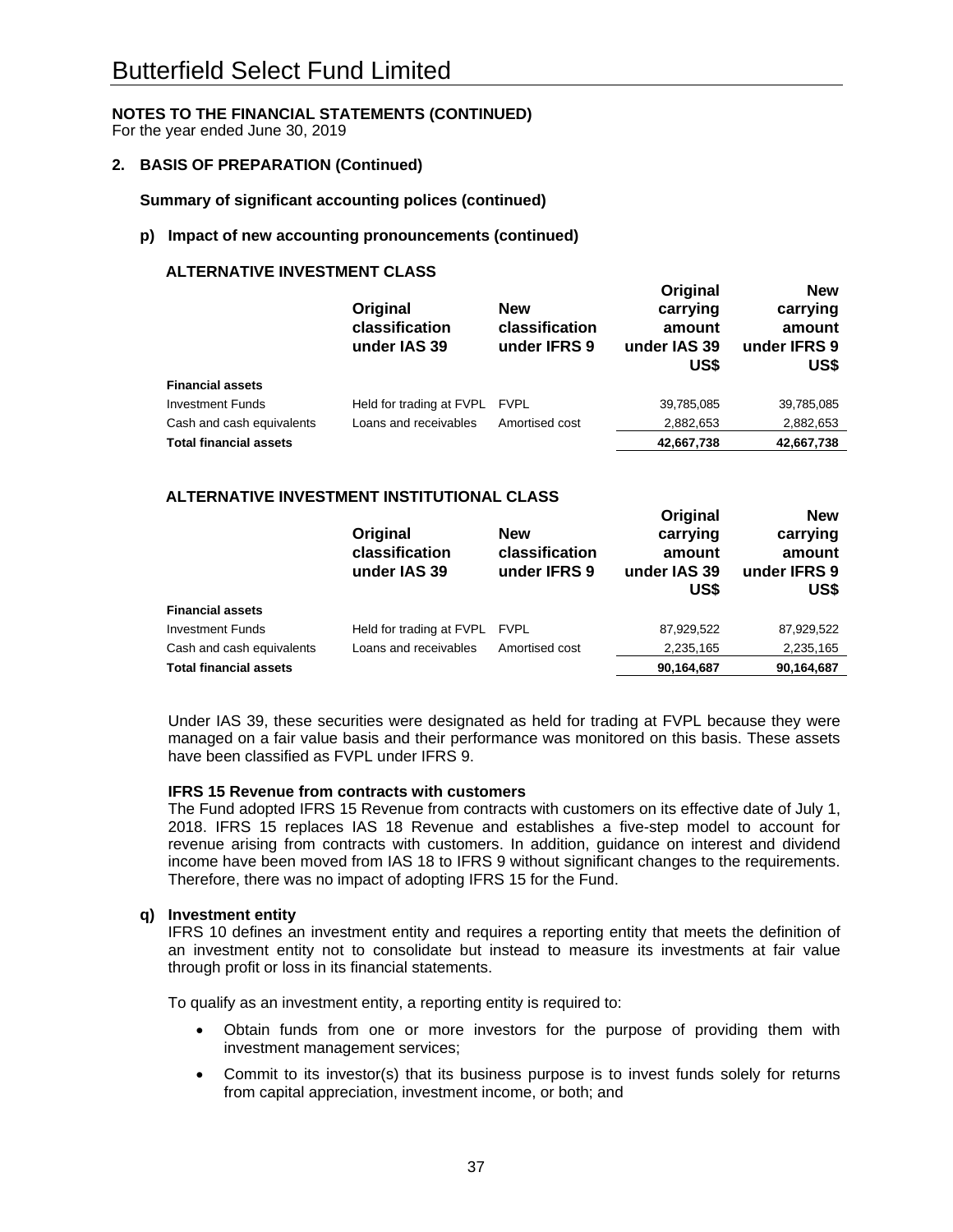# Butterfield Select Fund Limited

**NOTES TO THE FINANCIAL STATEMENTS (CONTINUED)**
For the year ended June 30, 2019

## 2. BASIS OF PREPARATION (Continued)

### Summary of significant accounting polices (continued)

#### p) Impact of new accounting pronouncements (continued)

**ALTERNATIVE INVESTMENT CLASS**

| | Original classification under IAS 39 | New classification under IFRS 9 | Original carrying amount under IAS 39 US$ | New carrying amount under IFRS 9 US$ |
|---|---|---|---|---|
| **Financial assets** | | | | |
| Investment Funds | Held for trading at FVPL | FVPL | 39,785,085 | 39,785,085 |
| Cash and cash equivalents | Loans and receivables | Amortised cost | 2,882,653 | 2,882,653 |
| **Total financial assets** | | | **42,667,738** | **42,667,738** |

**ALTERNATIVE INVESTMENT INSTITUTIONAL CLASS**

| | Original classification under IAS 39 | New classification under IFRS 9 | Original carrying amount under IAS 39 US$ | New carrying amount under IFRS 9 US$ |
|---|---|---|---|---|
| **Financial assets** | | | | |
| Investment Funds | Held for trading at FVPL | FVPL | 87,929,522 | 87,929,522 |
| Cash and cash equivalents | Loans and receivables | Amortised cost | 2,235,165 | 2,235,165 |
| **Total financial assets** | | | **90,164,687** | **90,164,687** |

Under IAS 39, these securities were designated as held for trading at FVPL because they were managed on a fair value basis and their performance was monitored on this basis. These assets have been classified as FVPL under IFRS 9.

**IFRS 15 Revenue from contracts with customers**
The Fund adopted IFRS 15 Revenue from contracts with customers on its effective date of July 1, 2018. IFRS 15 replaces IAS 18 Revenue and establishes a five-step model to account for revenue arising from contracts with customers. In addition, guidance on interest and dividend income have been moved from IAS 18 to IFRS 9 without significant changes to the requirements. Therefore, there was no impact of adopting IFRS 15 for the Fund.

#### q) Investment entity

IFRS 10 defines an investment entity and requires a reporting entity that meets the definition of an investment entity not to consolidate but instead to measure its investments at fair value through profit or loss in its financial statements.

To qualify as an investment entity, a reporting entity is required to:

- Obtain funds from one or more investors for the purpose of providing them with investment management services;
- Commit to its investor(s) that its business purpose is to invest funds solely for returns from capital appreciation, investment income, or both; and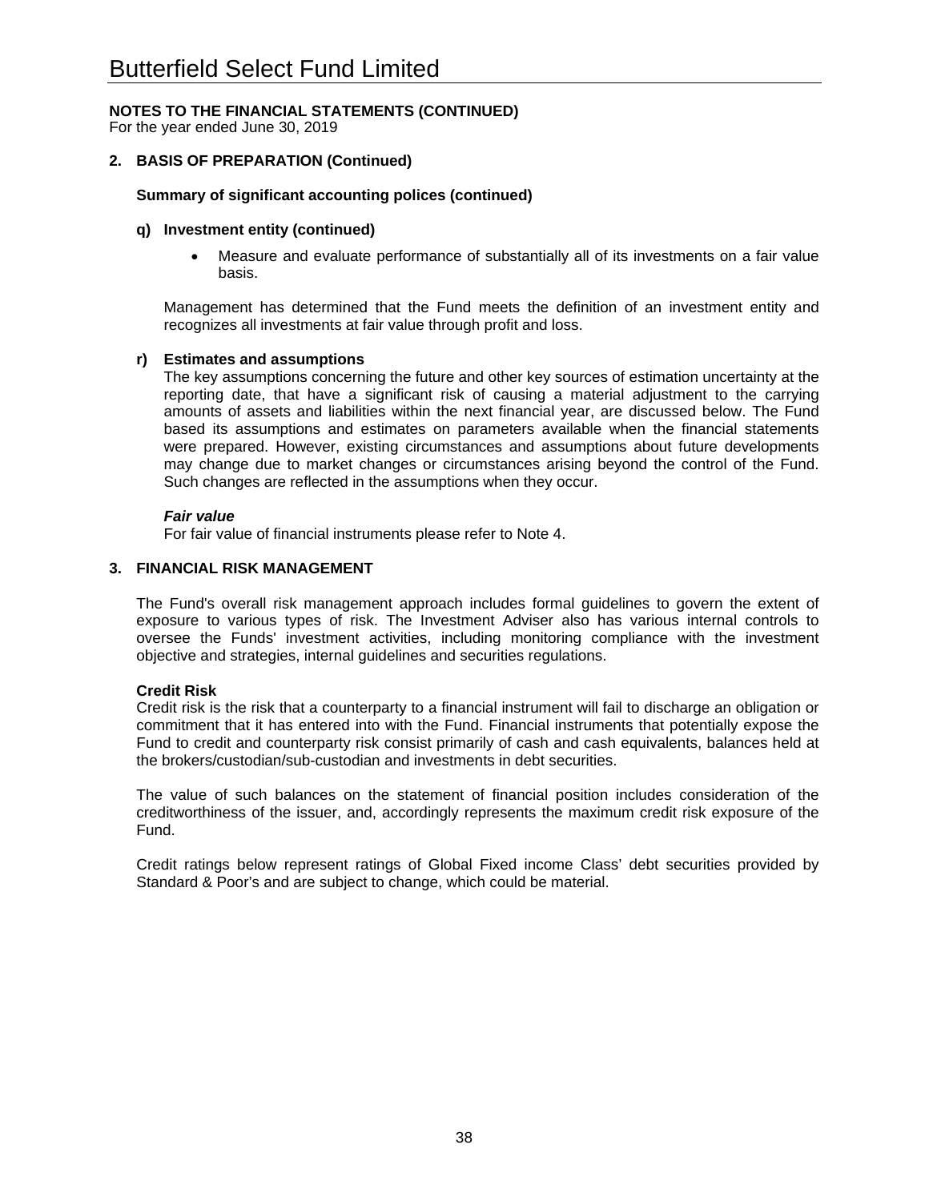**NOTES TO THE FINANCIAL STATEMENTS (CONTINUED)**
For the year ended June 30, 2019

**2. BASIS OF PREPARATION (Continued)**

**Summary of significant accounting polices (continued)**

**q) Investment entity (continued)**

- Measure and evaluate performance of substantially all of its investments on a fair value basis.

Management has determined that the Fund meets the definition of an investment entity and recognizes all investments at fair value through profit and loss.

**r) Estimates and assumptions**
The key assumptions concerning the future and other key sources of estimation uncertainty at the reporting date, that have a significant risk of causing a material adjustment to the carrying amounts of assets and liabilities within the next financial year, are discussed below. The Fund based its assumptions and estimates on parameters available when the financial statements were prepared. However, existing circumstances and assumptions about future developments may change due to market changes or circumstances arising beyond the control of the Fund. Such changes are reflected in the assumptions when they occur.

***Fair value***
For fair value of financial instruments please refer to Note 4.

**3. FINANCIAL RISK MANAGEMENT**

The Fund's overall risk management approach includes formal guidelines to govern the extent of exposure to various types of risk. The Investment Adviser also has various internal controls to oversee the Funds' investment activities, including monitoring compliance with the investment objective and strategies, internal guidelines and securities regulations.

**Credit Risk**
Credit risk is the risk that a counterparty to a financial instrument will fail to discharge an obligation or commitment that it has entered into with the Fund. Financial instruments that potentially expose the Fund to credit and counterparty risk consist primarily of cash and cash equivalents, balances held at the brokers/custodian/sub-custodian and investments in debt securities.

The value of such balances on the statement of financial position includes consideration of the creditworthiness of the issuer, and, accordingly represents the maximum credit risk exposure of the Fund.

Credit ratings below represent ratings of Global Fixed income Class' debt securities provided by Standard & Poor's and are subject to change, which could be material.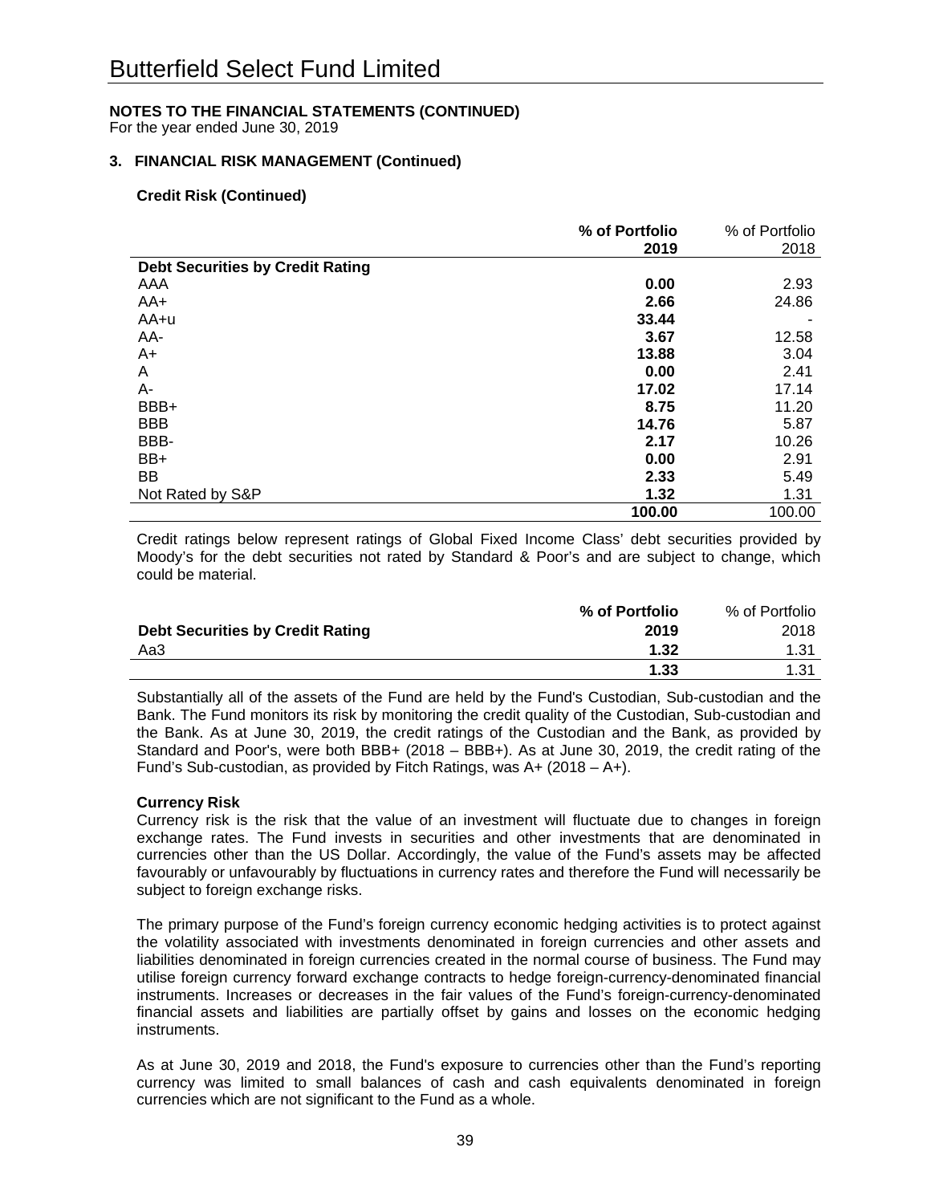# Butterfield Select Fund Limited

**NOTES TO THE FINANCIAL STATEMENTS (CONTINUED)**
For the year ended June 30, 2019

### 3. FINANCIAL RISK MANAGEMENT (Continued)

**Credit Risk (Continued)**

| | **% of Portfolio 2019** | % of Portfolio 2018 |
|---|---|---|
| **Debt Securities by Credit Rating** | | |
| AAA | **0.00** | 2.93 |
| AA+ | **2.66** | 24.86 |
| AA+u | **33.44** | - |
| AA- | **3.67** | 12.58 |
| A+ | **13.88** | 3.04 |
| A | **0.00** | 2.41 |
| A- | **17.02** | 17.14 |
| BBB+ | **8.75** | 11.20 |
| BBB | **14.76** | 5.87 |
| BBB- | **2.17** | 10.26 |
| BB+ | **0.00** | 2.91 |
| BB | **2.33** | 5.49 |
| Not Rated by S&P | **1.32** | 1.31 |
| | **100.00** | 100.00 |

Credit ratings below represent ratings of Global Fixed Income Class' debt securities provided by Moody's for the debt securities not rated by Standard & Poor's and are subject to change, which could be material.

| **Debt Securities by Credit Rating** | **% of Portfolio 2019** | % of Portfolio 2018 |
|---|---|---|
| Aa3 | **1.32** | 1.31 |
| | **1.33** | 1.31 |

Substantially all of the assets of the Fund are held by the Fund's Custodian, Sub-custodian and the Bank. The Fund monitors its risk by monitoring the credit quality of the Custodian, Sub-custodian and the Bank. As at June 30, 2019, the credit ratings of the Custodian and the Bank, as provided by Standard and Poor's, were both BBB+ (2018 – BBB+). As at June 30, 2019, the credit rating of the Fund's Sub-custodian, as provided by Fitch Ratings, was A+ (2018 – A+).

**Currency Risk**

Currency risk is the risk that the value of an investment will fluctuate due to changes in foreign exchange rates. The Fund invests in securities and other investments that are denominated in currencies other than the US Dollar. Accordingly, the value of the Fund's assets may be affected favourably or unfavourably by fluctuations in currency rates and therefore the Fund will necessarily be subject to foreign exchange risks.

The primary purpose of the Fund's foreign currency economic hedging activities is to protect against the volatility associated with investments denominated in foreign currencies and other assets and liabilities denominated in foreign currencies created in the normal course of business. The Fund may utilise foreign currency forward exchange contracts to hedge foreign-currency-denominated financial instruments. Increases or decreases in the fair values of the Fund's foreign-currency-denominated financial assets and liabilities are partially offset by gains and losses on the economic hedging instruments.

As at June 30, 2019 and 2018, the Fund's exposure to currencies other than the Fund's reporting currency was limited to small balances of cash and cash equivalents denominated in foreign currencies which are not significant to the Fund as a whole.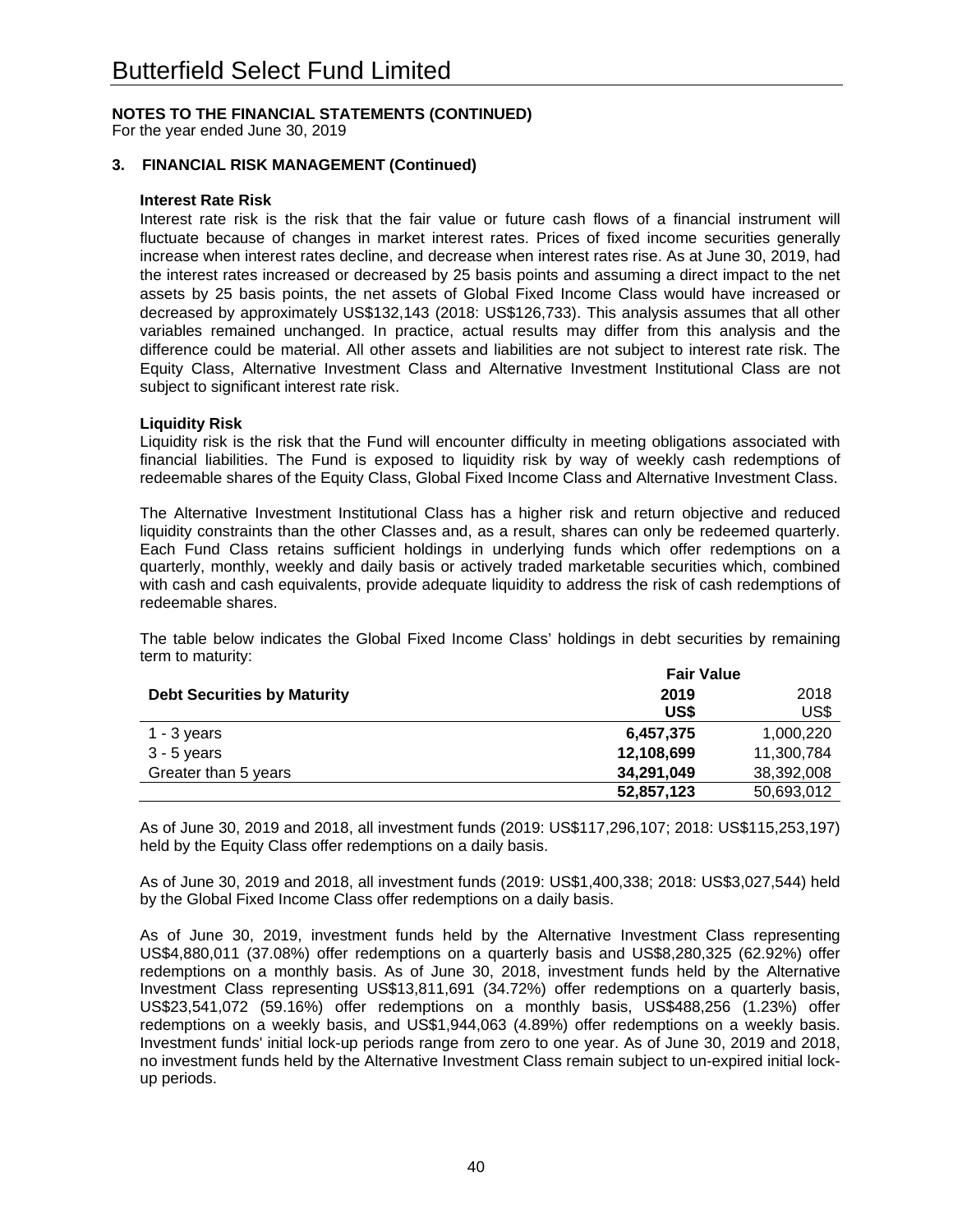# Butterfield Select Fund Limited

**NOTES TO THE FINANCIAL STATEMENTS (CONTINUED)**
For the year ended June 30, 2019

## 3. FINANCIAL RISK MANAGEMENT (Continued)

**Interest Rate Risk**

Interest rate risk is the risk that the fair value or future cash flows of a financial instrument will fluctuate because of changes in market interest rates. Prices of fixed income securities generally increase when interest rates decline, and decrease when interest rates rise. As at June 30, 2019, had the interest rates increased or decreased by 25 basis points and assuming a direct impact to the net assets by 25 basis points, the net assets of Global Fixed Income Class would have increased or decreased by approximately US$132,143 (2018: US$126,733). This analysis assumes that all other variables remained unchanged. In practice, actual results may differ from this analysis and the difference could be material. All other assets and liabilities are not subject to interest rate risk. The Equity Class, Alternative Investment Class and Alternative Investment Institutional Class are not subject to significant interest rate risk.

**Liquidity Risk**

Liquidity risk is the risk that the Fund will encounter difficulty in meeting obligations associated with financial liabilities. The Fund is exposed to liquidity risk by way of weekly cash redemptions of redeemable shares of the Equity Class, Global Fixed Income Class and Alternative Investment Class.

The Alternative Investment Institutional Class has a higher risk and return objective and reduced liquidity constraints than the other Classes and, as a result, shares can only be redeemed quarterly. Each Fund Class retains sufficient holdings in underlying funds which offer redemptions on a quarterly, monthly, weekly and daily basis or actively traded marketable securities which, combined with cash and cash equivalents, provide adequate liquidity to address the risk of cash redemptions of redeemable shares.

The table below indicates the Global Fixed Income Class' holdings in debt securities by remaining term to maturity:

| | Fair Value | |
|---|---|---|
| **Debt Securities by Maturity** | **2019 US$** | 2018 US$ |
| 1 - 3 years | **6,457,375** | 1,000,220 |
| 3 - 5 years | **12,108,699** | 11,300,784 |
| Greater than 5 years | **34,291,049** | 38,392,008 |
| | **52,857,123** | 50,693,012 |

As of June 30, 2019 and 2018, all investment funds (2019: US$117,296,107; 2018: US$115,253,197) held by the Equity Class offer redemptions on a daily basis.

As of June 30, 2019 and 2018, all investment funds (2019: US$1,400,338; 2018: US$3,027,544) held by the Global Fixed Income Class offer redemptions on a daily basis.

As of June 30, 2019, investment funds held by the Alternative Investment Class representing US$4,880,011 (37.08%) offer redemptions on a quarterly basis and US$8,280,325 (62.92%) offer redemptions on a monthly basis. As of June 30, 2018, investment funds held by the Alternative Investment Class representing US$13,811,691 (34.72%) offer redemptions on a quarterly basis, US$23,541,072 (59.16%) offer redemptions on a monthly basis, US$488,256 (1.23%) offer redemptions on a weekly basis, and US$1,944,063 (4.89%) offer redemptions on a weekly basis. Investment funds' initial lock-up periods range from zero to one year. As of June 30, 2019 and 2018, no investment funds held by the Alternative Investment Class remain subject to un-expired initial lock-up periods.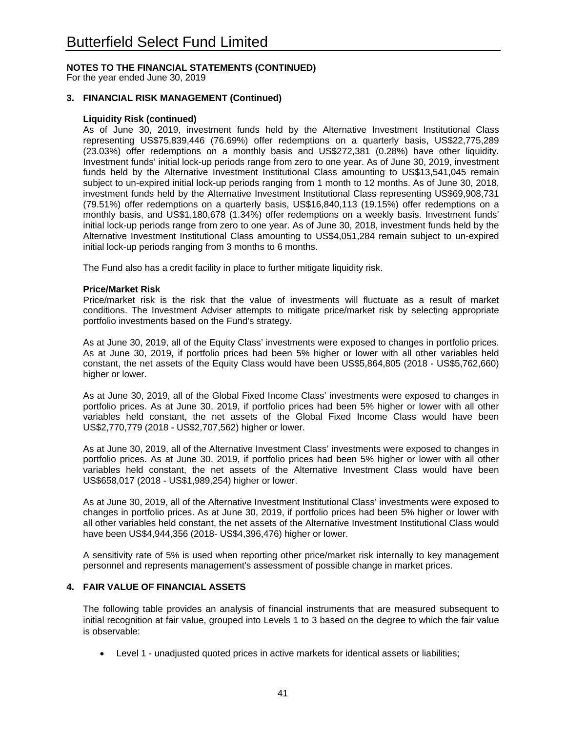## NOTES TO THE FINANCIAL STATEMENTS (CONTINUED)

For the year ended June 30, 2019

### 3. FINANCIAL RISK MANAGEMENT (Continued)

**Liquidity Risk (continued)**

As of June 30, 2019, investment funds held by the Alternative Investment Institutional Class representing US$75,839,446 (76.69%) offer redemptions on a quarterly basis, US$22,775,289 (23.03%) offer redemptions on a monthly basis and US$272,381 (0.28%) have other liquidity. Investment funds' initial lock-up periods range from zero to one year. As of June 30, 2019, investment funds held by the Alternative Investment Institutional Class amounting to US$13,541,045 remain subject to un-expired initial lock-up periods ranging from 1 month to 12 months. As of June 30, 2018, investment funds held by the Alternative Investment Institutional Class representing US$69,908,731 (79.51%) offer redemptions on a quarterly basis, US$16,840,113 (19.15%) offer redemptions on a monthly basis, and US$1,180,678 (1.34%) offer redemptions on a weekly basis. Investment funds' initial lock-up periods range from zero to one year. As of June 30, 2018, investment funds held by the Alternative Investment Institutional Class amounting to US$4,051,284 remain subject to un-expired initial lock-up periods ranging from 3 months to 6 months.

The Fund also has a credit facility in place to further mitigate liquidity risk.

**Price/Market Risk**

Price/market risk is the risk that the value of investments will fluctuate as a result of market conditions. The Investment Adviser attempts to mitigate price/market risk by selecting appropriate portfolio investments based on the Fund's strategy.

As at June 30, 2019, all of the Equity Class' investments were exposed to changes in portfolio prices. As at June 30, 2019, if portfolio prices had been 5% higher or lower with all other variables held constant, the net assets of the Equity Class would have been US$5,864,805 (2018 - US$5,762,660) higher or lower.

As at June 30, 2019, all of the Global Fixed Income Class' investments were exposed to changes in portfolio prices. As at June 30, 2019, if portfolio prices had been 5% higher or lower with all other variables held constant, the net assets of the Global Fixed Income Class would have been US$2,770,779 (2018 - US$2,707,562) higher or lower.

As at June 30, 2019, all of the Alternative Investment Class' investments were exposed to changes in portfolio prices. As at June 30, 2019, if portfolio prices had been 5% higher or lower with all other variables held constant, the net assets of the Alternative Investment Class would have been US$658,017 (2018 - US$1,989,254) higher or lower.

As at June 30, 2019, all of the Alternative Investment Institutional Class' investments were exposed to changes in portfolio prices. As at June 30, 2019, if portfolio prices had been 5% higher or lower with all other variables held constant, the net assets of the Alternative Investment Institutional Class would have been US$4,944,356 (2018- US$4,396,476) higher or lower.

A sensitivity rate of 5% is used when reporting other price/market risk internally to key management personnel and represents management's assessment of possible change in market prices.

### 4. FAIR VALUE OF FINANCIAL ASSETS

The following table provides an analysis of financial instruments that are measured subsequent to initial recognition at fair value, grouped into Levels 1 to 3 based on the degree to which the fair value is observable:

- Level 1 - unadjusted quoted prices in active markets for identical assets or liabilities;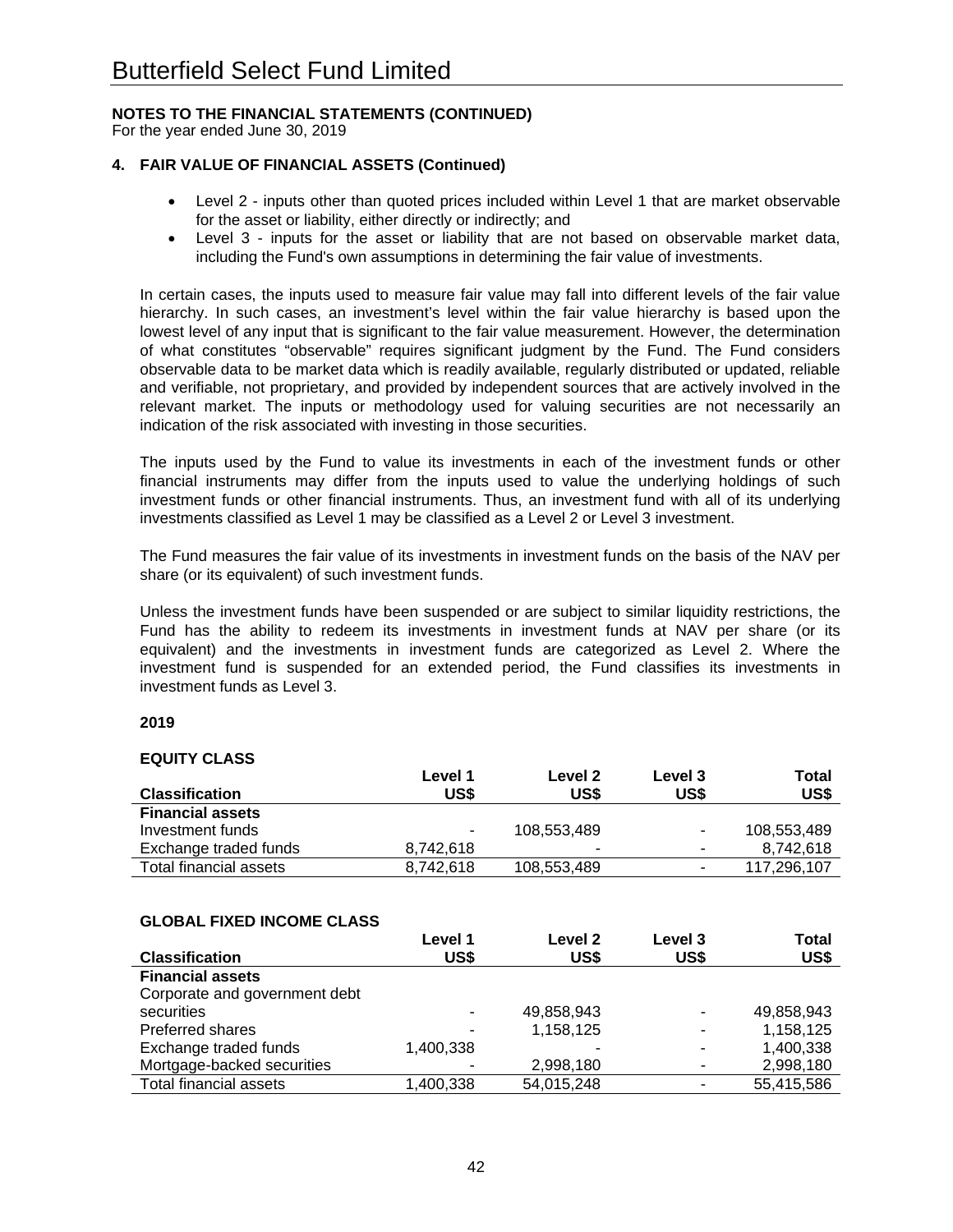# Butterfield Select Fund Limited

**NOTES TO THE FINANCIAL STATEMENTS (CONTINUED)**
For the year ended June 30, 2019

**4. FAIR VALUE OF FINANCIAL ASSETS (Continued)**

- Level 2 - inputs other than quoted prices included within Level 1 that are market observable for the asset or liability, either directly or indirectly; and
- Level 3 - inputs for the asset or liability that are not based on observable market data, including the Fund's own assumptions in determining the fair value of investments.

In certain cases, the inputs used to measure fair value may fall into different levels of the fair value hierarchy. In such cases, an investment's level within the fair value hierarchy is based upon the lowest level of any input that is significant to the fair value measurement. However, the determination of what constitutes "observable" requires significant judgment by the Fund. The Fund considers observable data to be market data which is readily available, regularly distributed or updated, reliable and verifiable, not proprietary, and provided by independent sources that are actively involved in the relevant market. The inputs or methodology used for valuing securities are not necessarily an indication of the risk associated with investing in those securities.

The inputs used by the Fund to value its investments in each of the investment funds or other financial instruments may differ from the inputs used to value the underlying holdings of such investment funds or other financial instruments. Thus, an investment fund with all of its underlying investments classified as Level 1 may be classified as a Level 2 or Level 3 investment.

The Fund measures the fair value of its investments in investment funds on the basis of the NAV per share (or its equivalent) of such investment funds.

Unless the investment funds have been suspended or are subject to similar liquidity restrictions, the Fund has the ability to redeem its investments in investment funds at NAV per share (or its equivalent) and the investments in investment funds are categorized as Level 2. Where the investment fund is suspended for an extended period, the Fund classifies its investments in investment funds as Level 3.

**2019**

**EQUITY CLASS**

| Classification | Level 1 US$ | Level 2 US$ | Level 3 US$ | Total US$ |
|---|---|---|---|---|
| **Financial assets** | | | | |
| Investment funds | - | 108,553,489 | - | 108,553,489 |
| Exchange traded funds | 8,742,618 | - | - | 8,742,618 |
| Total financial assets | 8,742,618 | 108,553,489 | - | 117,296,107 |

**GLOBAL FIXED INCOME CLASS**

| Classification | Level 1 US$ | Level 2 US$ | Level 3 US$ | Total US$ |
|---|---|---|---|---|
| **Financial assets** | | | | |
| Corporate and government debt securities | - | 49,858,943 | - | 49,858,943 |
| Preferred shares | - | 1,158,125 | - | 1,158,125 |
| Exchange traded funds | 1,400,338 | - | - | 1,400,338 |
| Mortgage-backed securities | - | 2,998,180 | - | 2,998,180 |
| Total financial assets | 1,400,338 | 54,015,248 | - | 55,415,586 |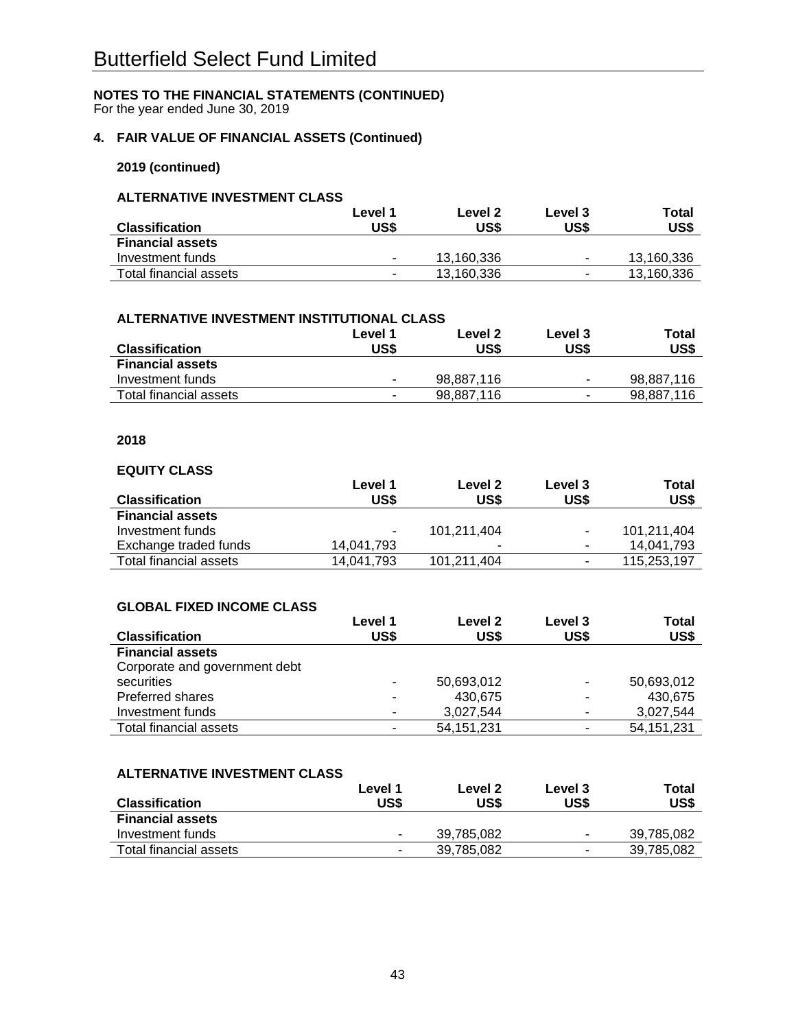# Butterfield Select Fund Limited

**NOTES TO THE FINANCIAL STATEMENTS (CONTINUED)**
For the year ended June 30, 2019

## 4. FAIR VALUE OF FINANCIAL ASSETS (Continued)

**2019 (continued)**

**ALTERNATIVE INVESTMENT CLASS**

| Classification | Level 1 US$ | Level 2 US$ | Level 3 US$ | Total US$ |
|---|---|---|---|---|
| **Financial assets** | | | | |
| Investment funds | - | 13,160,336 | - | 13,160,336 |
| Total financial assets | - | 13,160,336 | - | 13,160,336 |

**ALTERNATIVE INVESTMENT INSTITUTIONAL CLASS**

| Classification | Level 1 US$ | Level 2 US$ | Level 3 US$ | Total US$ |
|---|---|---|---|---|
| **Financial assets** | | | | |
| Investment funds | - | 98,887,116 | - | 98,887,116 |
| Total financial assets | - | 98,887,116 | - | 98,887,116 |

**2018**

**EQUITY CLASS**

| Classification | Level 1 US$ | Level 2 US$ | Level 3 US$ | Total US$ |
|---|---|---|---|---|
| **Financial assets** | | | | |
| Investment funds | - | 101,211,404 | - | 101,211,404 |
| Exchange traded funds | 14,041,793 | - | - | 14,041,793 |
| Total financial assets | 14,041,793 | 101,211,404 | - | 115,253,197 |

**GLOBAL FIXED INCOME CLASS**

| Classification | Level 1 US$ | Level 2 US$ | Level 3 US$ | Total US$ |
|---|---|---|---|---|
| **Financial assets** | | | | |
| Corporate and government debt securities | - | 50,693,012 | - | 50,693,012 |
| Preferred shares | - | 430,675 | - | 430,675 |
| Investment funds | - | 3,027,544 | - | 3,027,544 |
| Total financial assets | - | 54,151,231 | - | 54,151,231 |

**ALTERNATIVE INVESTMENT CLASS**

| Classification | Level 1 US$ | Level 2 US$ | Level 3 US$ | Total US$ |
|---|---|---|---|---|
| **Financial assets** | | | | |
| Investment funds | - | 39,785,082 | - | 39,785,082 |
| Total financial assets | - | 39,785,082 | - | 39,785,082 |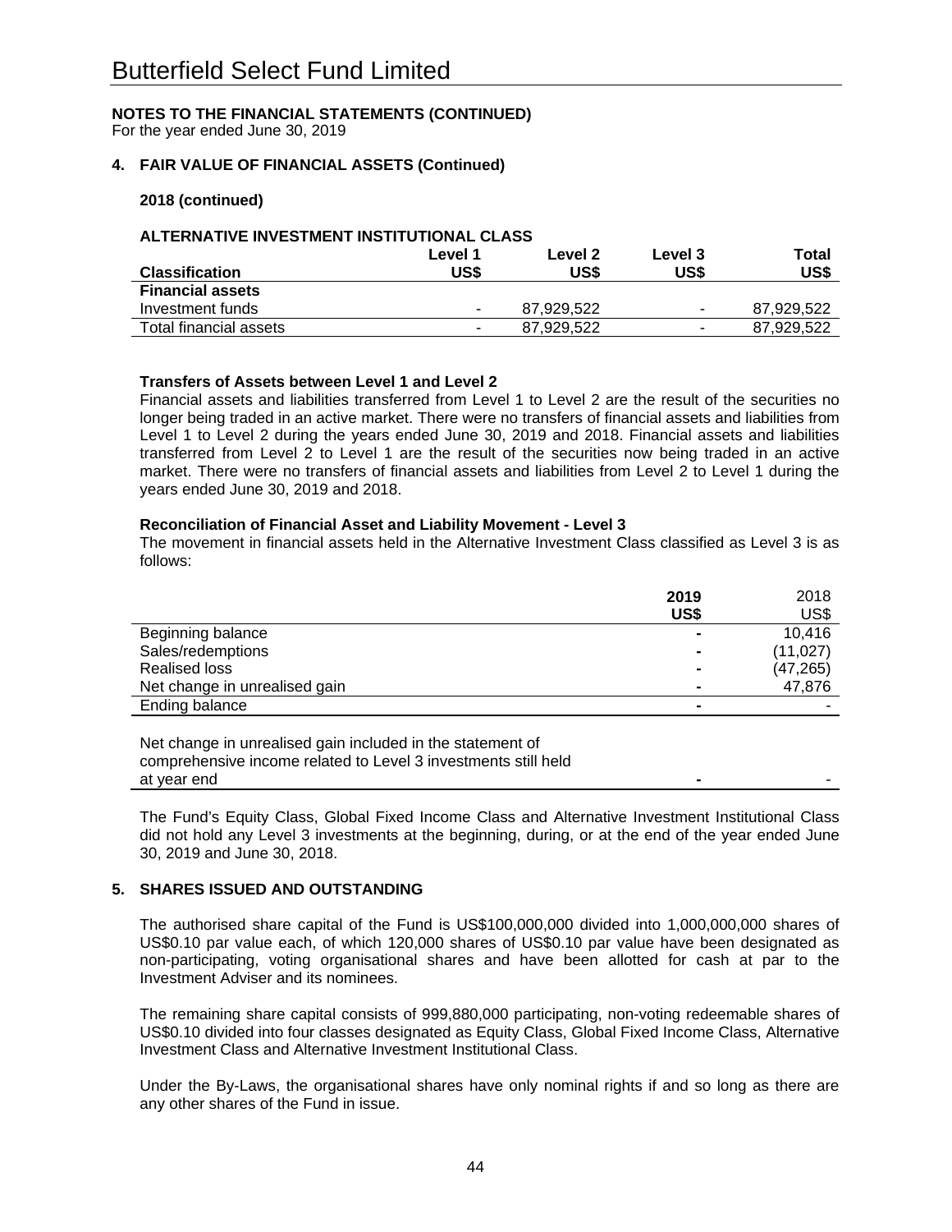# Butterfield Select Fund Limited

**NOTES TO THE FINANCIAL STATEMENTS (CONTINUED)**
For the year ended June 30, 2019

**4. FAIR VALUE OF FINANCIAL ASSETS (Continued)**

**2018 (continued)**

**ALTERNATIVE INVESTMENT INSTITUTIONAL CLASS**

| Classification | Level 1 US$ | Level 2 US$ | Level 3 US$ | Total US$ |
|---|---|---|---|---|
| **Financial assets** | | | | |
| Investment funds | - | 87,929,522 | - | 87,929,522 |
| Total financial assets | - | 87,929,522 | - | 87,929,522 |

**Transfers of Assets between Level 1 and Level 2**

Financial assets and liabilities transferred from Level 1 to Level 2 are the result of the securities no longer being traded in an active market. There were no transfers of financial assets and liabilities from Level 1 to Level 2 during the years ended June 30, 2019 and 2018. Financial assets and liabilities transferred from Level 2 to Level 1 are the result of the securities now being traded in an active market. There were no transfers of financial assets and liabilities from Level 2 to Level 1 during the years ended June 30, 2019 and 2018.

**Reconciliation of Financial Asset and Liability Movement - Level 3**

The movement in financial assets held in the Alternative Investment Class classified as Level 3 is as follows:

| | **2019 US$** | 2018 US$ |
|---|---|---|
| Beginning balance | - | 10,416 |
| Sales/redemptions | - | (11,027) |
| Realised loss | - | (47,265) |
| Net change in unrealised gain | - | 47,876 |
| Ending balance | - | - |
| Net change in unrealised gain included in the statement of comprehensive income related to Level 3 investments still held at year end | - | - |

The Fund's Equity Class, Global Fixed Income Class and Alternative Investment Institutional Class did not hold any Level 3 investments at the beginning, during, or at the end of the year ended June 30, 2019 and June 30, 2018.

**5. SHARES ISSUED AND OUTSTANDING**

The authorised share capital of the Fund is US$100,000,000 divided into 1,000,000,000 shares of US$0.10 par value each, of which 120,000 shares of US$0.10 par value have been designated as non-participating, voting organisational shares and have been allotted for cash at par to the Investment Adviser and its nominees.

The remaining share capital consists of 999,880,000 participating, non-voting redeemable shares of US$0.10 divided into four classes designated as Equity Class, Global Fixed Income Class, Alternative Investment Class and Alternative Investment Institutional Class.

Under the By-Laws, the organisational shares have only nominal rights if and so long as there are any other shares of the Fund in issue.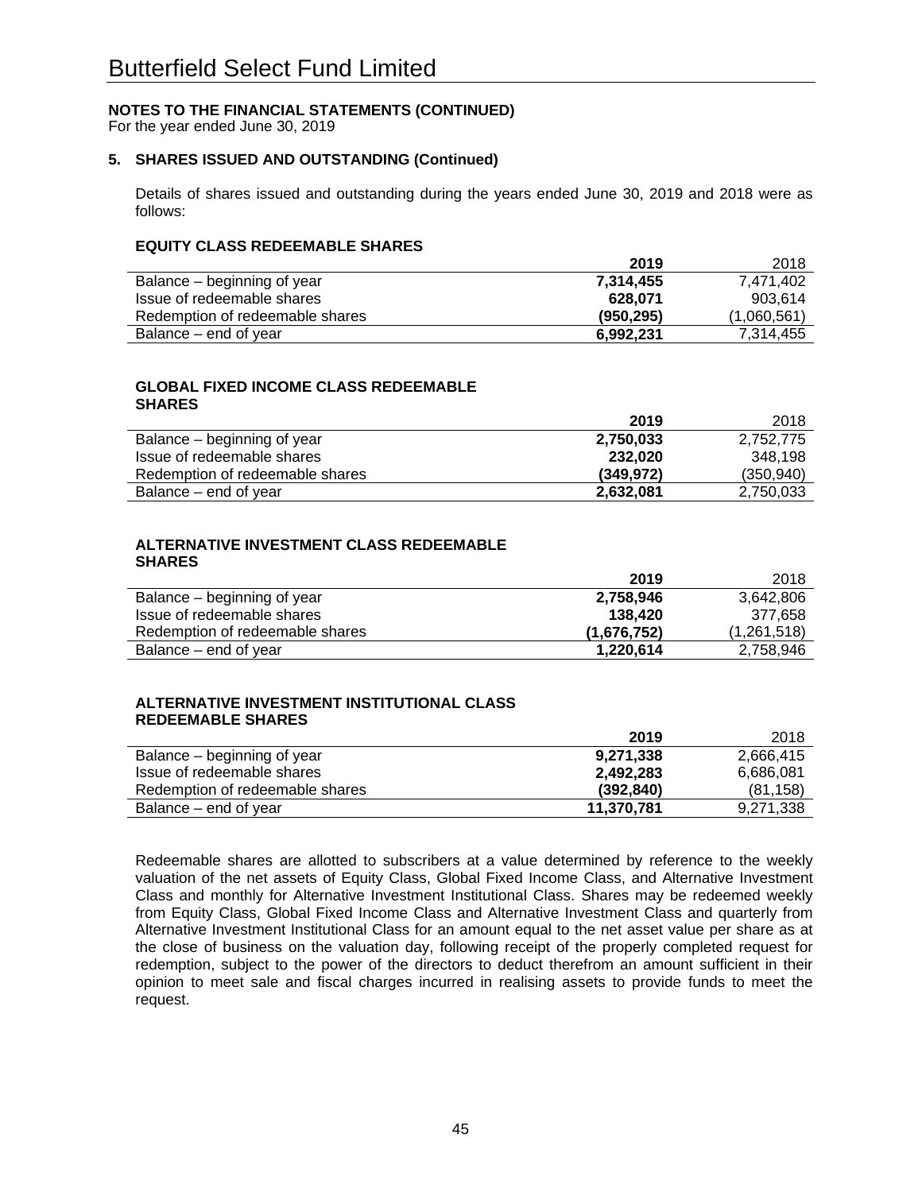# Butterfield Select Fund Limited

**NOTES TO THE FINANCIAL STATEMENTS (CONTINUED)**
For the year ended June 30, 2019

### 5. SHARES ISSUED AND OUTSTANDING (Continued)

Details of shares issued and outstanding during the years ended June 30, 2019 and 2018 were as follows:

**EQUITY CLASS REDEEMABLE SHARES**

| | **2019** | 2018 |
|---|---|---|
| Balance – beginning of year | **7,314,455** | 7,471,402 |
| Issue of redeemable shares | **628,071** | 903,614 |
| Redemption of redeemable shares | **(950,295)** | (1,060,561) |
| Balance – end of year | **6,992,231** | 7,314,455 |

**GLOBAL FIXED INCOME CLASS REDEEMABLE SHARES**

| | **2019** | 2018 |
|---|---|---|
| Balance – beginning of year | **2,750,033** | 2,752,775 |
| Issue of redeemable shares | **232,020** | 348,198 |
| Redemption of redeemable shares | **(349,972)** | (350,940) |
| Balance – end of year | **2,632,081** | 2,750,033 |

**ALTERNATIVE INVESTMENT CLASS REDEEMABLE SHARES**

| | **2019** | 2018 |
|---|---|---|
| Balance – beginning of year | **2,758,946** | 3,642,806 |
| Issue of redeemable shares | **138,420** | 377,658 |
| Redemption of redeemable shares | **(1,676,752)** | (1,261,518) |
| Balance – end of year | **1,220,614** | 2,758,946 |

**ALTERNATIVE INVESTMENT INSTITUTIONAL CLASS REDEEMABLE SHARES**

| | **2019** | 2018 |
|---|---|---|
| Balance – beginning of year | **9,271,338** | 2,666,415 |
| Issue of redeemable shares | **2,492,283** | 6,686,081 |
| Redemption of redeemable shares | **(392,840)** | (81,158) |
| Balance – end of year | **11,370,781** | 9,271,338 |

Redeemable shares are allotted to subscribers at a value determined by reference to the weekly valuation of the net assets of Equity Class, Global Fixed Income Class, and Alternative Investment Class and monthly for Alternative Investment Institutional Class. Shares may be redeemed weekly from Equity Class, Global Fixed Income Class and Alternative Investment Class and quarterly from Alternative Investment Institutional Class for an amount equal to the net asset value per share as at the close of business on the valuation day, following receipt of the properly completed request for redemption, subject to the power of the directors to deduct therefrom an amount sufficient in their opinion to meet sale and fiscal charges incurred in realising assets to provide funds to meet the request.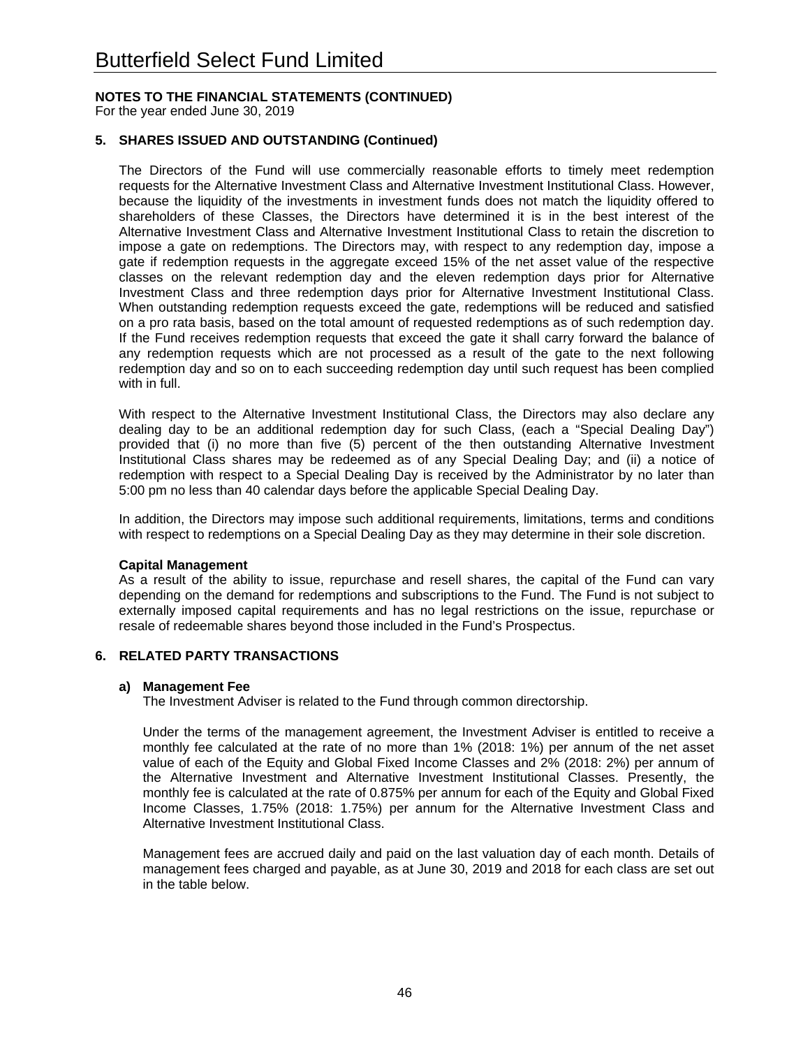# Butterfield Select Fund Limited

**NOTES TO THE FINANCIAL STATEMENTS (CONTINUED)**
For the year ended June 30, 2019

## 5. SHARES ISSUED AND OUTSTANDING (Continued)

The Directors of the Fund will use commercially reasonable efforts to timely meet redemption requests for the Alternative Investment Class and Alternative Investment Institutional Class. However, because the liquidity of the investments in investment funds does not match the liquidity offered to shareholders of these Classes, the Directors have determined it is in the best interest of the Alternative Investment Class and Alternative Investment Institutional Class to retain the discretion to impose a gate on redemptions. The Directors may, with respect to any redemption day, impose a gate if redemption requests in the aggregate exceed 15% of the net asset value of the respective classes on the relevant redemption day and the eleven redemption days prior for Alternative Investment Class and three redemption days prior for Alternative Investment Institutional Class. When outstanding redemption requests exceed the gate, redemptions will be reduced and satisfied on a pro rata basis, based on the total amount of requested redemptions as of such redemption day. If the Fund receives redemption requests that exceed the gate it shall carry forward the balance of any redemption requests which are not processed as a result of the gate to the next following redemption day and so on to each succeeding redemption day until such request has been complied with in full.

With respect to the Alternative Investment Institutional Class, the Directors may also declare any dealing day to be an additional redemption day for such Class, (each a "Special Dealing Day") provided that (i) no more than five (5) percent of the then outstanding Alternative Investment Institutional Class shares may be redeemed as of any Special Dealing Day; and (ii) a notice of redemption with respect to a Special Dealing Day is received by the Administrator by no later than 5:00 pm no less than 40 calendar days before the applicable Special Dealing Day.

In addition, the Directors may impose such additional requirements, limitations, terms and conditions with respect to redemptions on a Special Dealing Day as they may determine in their sole discretion.

**Capital Management**
As a result of the ability to issue, repurchase and resell shares, the capital of the Fund can vary depending on the demand for redemptions and subscriptions to the Fund. The Fund is not subject to externally imposed capital requirements and has no legal restrictions on the issue, repurchase or resale of redeemable shares beyond those included in the Fund's Prospectus.

## 6. RELATED PARTY TRANSACTIONS

**a) Management Fee**
The Investment Adviser is related to the Fund through common directorship.

Under the terms of the management agreement, the Investment Adviser is entitled to receive a monthly fee calculated at the rate of no more than 1% (2018: 1%) per annum of the net asset value of each of the Equity and Global Fixed Income Classes and 2% (2018: 2%) per annum of the Alternative Investment and Alternative Investment Institutional Classes. Presently, the monthly fee is calculated at the rate of 0.875% per annum for each of the Equity and Global Fixed Income Classes, 1.75% (2018: 1.75%) per annum for the Alternative Investment Class and Alternative Investment Institutional Class.

Management fees are accrued daily and paid on the last valuation day of each month. Details of management fees charged and payable, as at June 30, 2019 and 2018 for each class are set out in the table below.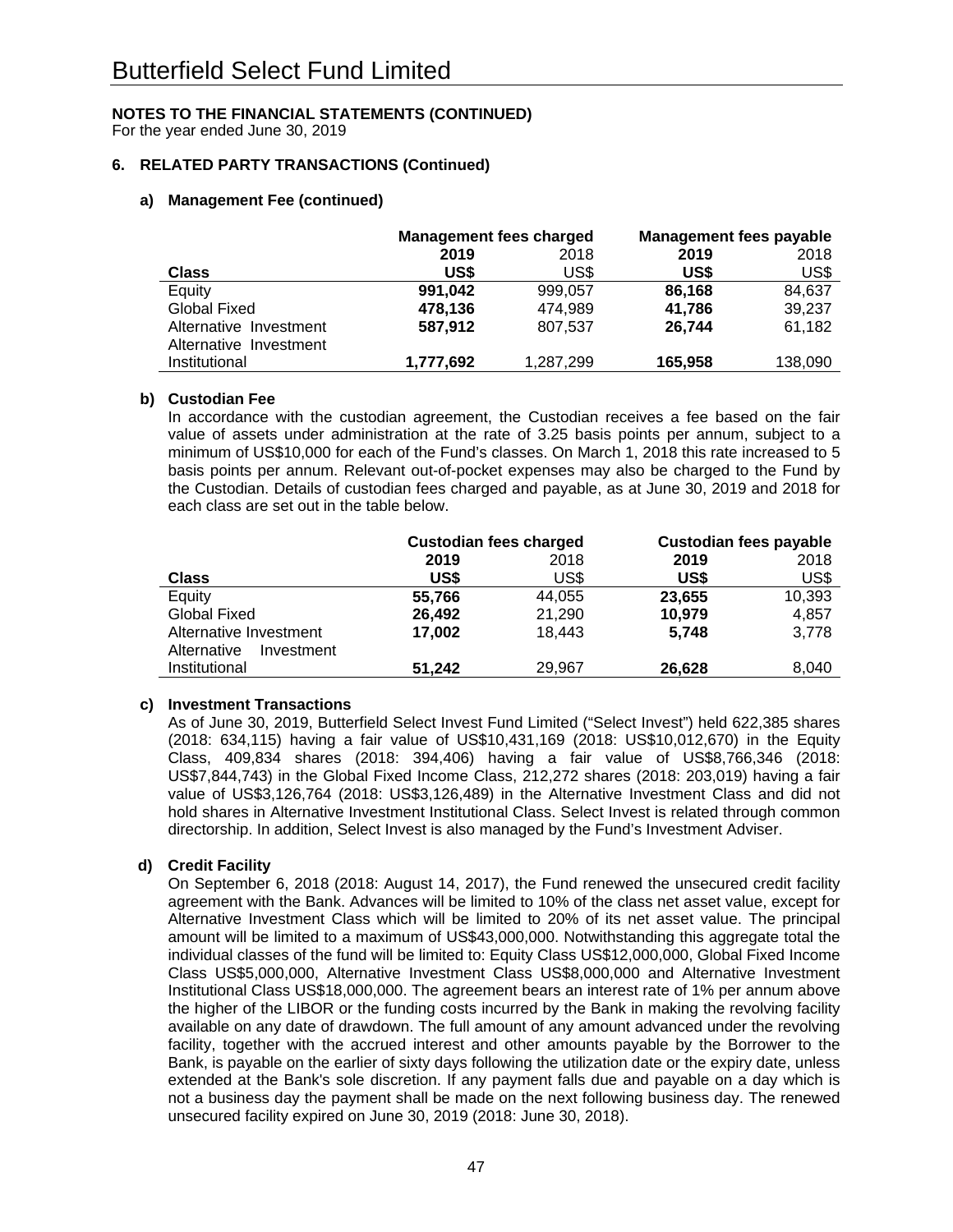# Butterfield Select Fund Limited

**NOTES TO THE FINANCIAL STATEMENTS (CONTINUED)**
For the year ended June 30, 2019

## 6. RELATED PARTY TRANSACTIONS (Continued)

### a) Management Fee (continued)

| | Management fees charged | | Management fees payable | |
|---|---|---|---|---|
| | **2019** | 2018 | **2019** | 2018 |
| **Class** | **US$** | US$ | **US$** | US$ |
| Equity | **991,042** | 999,057 | **86,168** | 84,637 |
| Global Fixed | **478,136** | 474,989 | **41,786** | 39,237 |
| Alternative Investment | **587,912** | 807,537 | **26,744** | 61,182 |
| Alternative Investment Institutional | **1,777,692** | 1,287,299 | **165,958** | 138,090 |

### b) Custodian Fee

In accordance with the custodian agreement, the Custodian receives a fee based on the fair value of assets under administration at the rate of 3.25 basis points per annum, subject to a minimum of US$10,000 for each of the Fund's classes. On March 1, 2018 this rate increased to 5 basis points per annum. Relevant out-of-pocket expenses may also be charged to the Fund by the Custodian. Details of custodian fees charged and payable, as at June 30, 2019 and 2018 for each class are set out in the table below.

| | Custodian fees charged | | Custodian fees payable | |
|---|---|---|---|---|
| | **2019** | 2018 | **2019** | 2018 |
| **Class** | **US$** | US$ | **US$** | US$ |
| Equity | **55,766** | 44,055 | **23,655** | 10,393 |
| Global Fixed | **26,492** | 21,290 | **10,979** | 4,857 |
| Alternative Investment | **17,002** | 18,443 | **5,748** | 3,778 |
| Alternative Investment Institutional | **51,242** | 29,967 | **26,628** | 8,040 |

### c) Investment Transactions

As of June 30, 2019, Butterfield Select Invest Fund Limited ("Select Invest") held 622,385 shares (2018: 634,115) having a fair value of US$10,431,169 (2018: US$10,012,670) in the Equity Class, 409,834 shares (2018: 394,406) having a fair value of US$8,766,346 (2018: US$7,844,743) in the Global Fixed Income Class, 212,272 shares (2018: 203,019) having a fair value of US$3,126,764 (2018: US$3,126,489) in the Alternative Investment Class and did not hold shares in Alternative Investment Institutional Class. Select Invest is related through common directorship. In addition, Select Invest is also managed by the Fund's Investment Adviser.

### d) Credit Facility

On September 6, 2018 (2018: August 14, 2017), the Fund renewed the unsecured credit facility agreement with the Bank. Advances will be limited to 10% of the class net asset value, except for Alternative Investment Class which will be limited to 20% of its net asset value. The principal amount will be limited to a maximum of US$43,000,000. Notwithstanding this aggregate total the individual classes of the fund will be limited to: Equity Class US$12,000,000, Global Fixed Income Class US$5,000,000, Alternative Investment Class US$8,000,000 and Alternative Investment Institutional Class US$18,000,000. The agreement bears an interest rate of 1% per annum above the higher of the LIBOR or the funding costs incurred by the Bank in making the revolving facility available on any date of drawdown. The full amount of any amount advanced under the revolving facility, together with the accrued interest and other amounts payable by the Borrower to the Bank, is payable on the earlier of sixty days following the utilization date or the expiry date, unless extended at the Bank's sole discretion. If any payment falls due and payable on a day which is not a business day the payment shall be made on the next following business day. The renewed unsecured facility expired on June 30, 2019 (2018: June 30, 2018).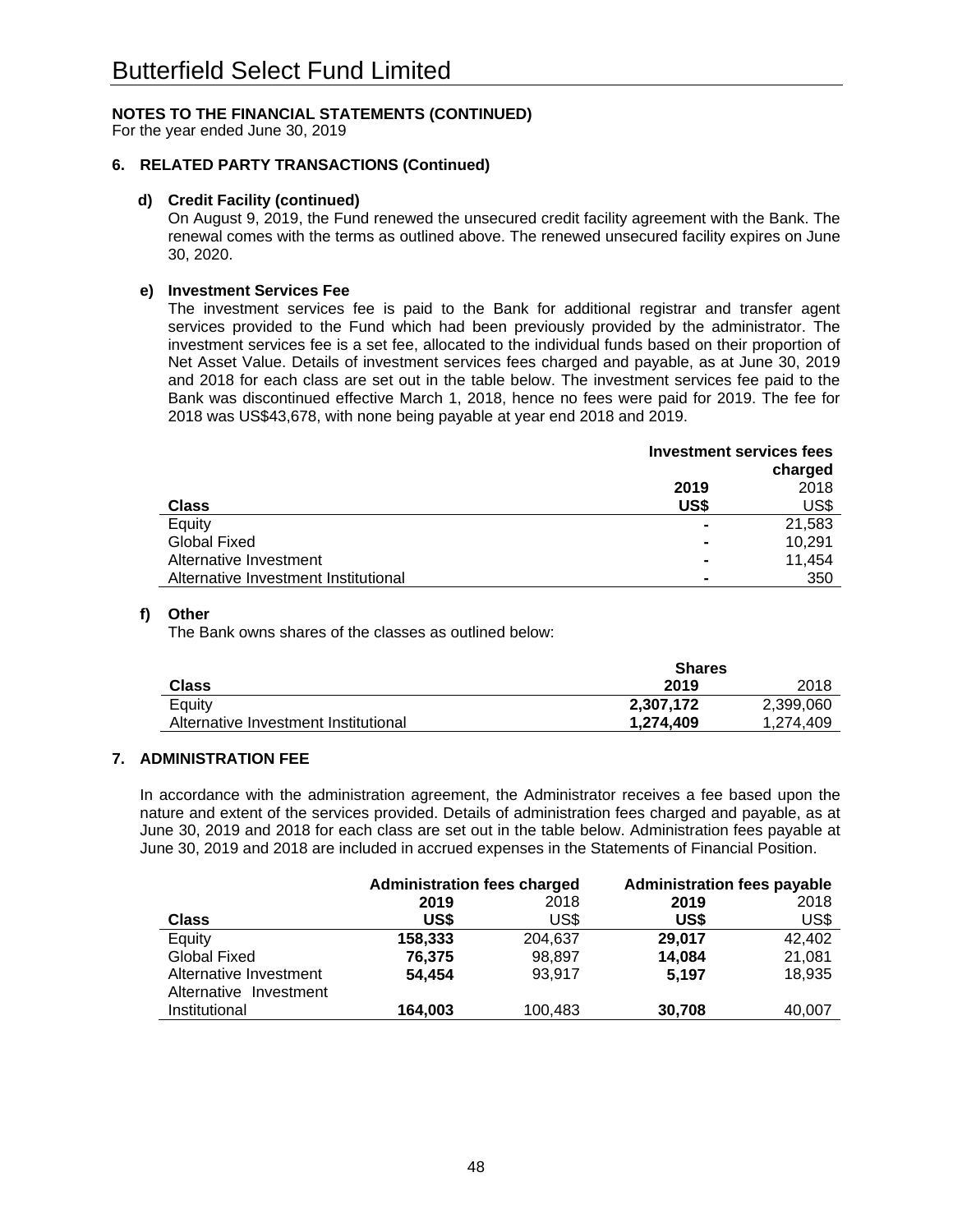# Butterfield Select Fund Limited

**NOTES TO THE FINANCIAL STATEMENTS (CONTINUED)**
For the year ended June 30, 2019

### 6. RELATED PARTY TRANSACTIONS (Continued)

**d) Credit Facility (continued)**

On August 9, 2019, the Fund renewed the unsecured credit facility agreement with the Bank. The renewal comes with the terms as outlined above. The renewed unsecured facility expires on June 30, 2020.

**e) Investment Services Fee**

The investment services fee is paid to the Bank for additional registrar and transfer agent services provided to the Fund which had been previously provided by the administrator. The investment services fee is a set fee, allocated to the individual funds based on their proportion of Net Asset Value. Details of investment services fees charged and payable, as at June 30, 2019 and 2018 for each class are set out in the table below. The investment services fee paid to the Bank was discontinued effective March 1, 2018, hence no fees were paid for 2019. The fee for 2018 was US$43,678, with none being payable at year end 2018 and 2019.

| | **Investment services fees charged** | |
|---|---|---|
| | **2019** | 2018 |
| **Class** | **US$** | US$ |
| Equity | **-** | 21,583 |
| Global Fixed | **-** | 10,291 |
| Alternative Investment | **-** | 11,454 |
| Alternative Investment Institutional | **-** | 350 |

**f) Other**

The Bank owns shares of the classes as outlined below:

| | **Shares** | |
|---|---|---|
| **Class** | **2019** | 2018 |
| Equity | **2,307,172** | 2,399,060 |
| Alternative Investment Institutional | **1,274,409** | 1,274,409 |

### 7. ADMINISTRATION FEE

In accordance with the administration agreement, the Administrator receives a fee based upon the nature and extent of the services provided. Details of administration fees charged and payable, as at June 30, 2019 and 2018 for each class are set out in the table below. Administration fees payable at June 30, 2019 and 2018 are included in accrued expenses in the Statements of Financial Position.

| | **Administration fees charged** | | **Administration fees payable** | |
|---|---|---|---|---|
| | **2019** | 2018 | **2019** | 2018 |
| **Class** | **US$** | US$ | **US$** | US$ |
| Equity | **158,333** | 204,637 | **29,017** | 42,402 |
| Global Fixed | **76,375** | 98,897 | **14,084** | 21,081 |
| Alternative Investment | **54,454** | 93,917 | **5,197** | 18,935 |
| Alternative Investment Institutional | **164,003** | 100,483 | **30,708** | 40,007 |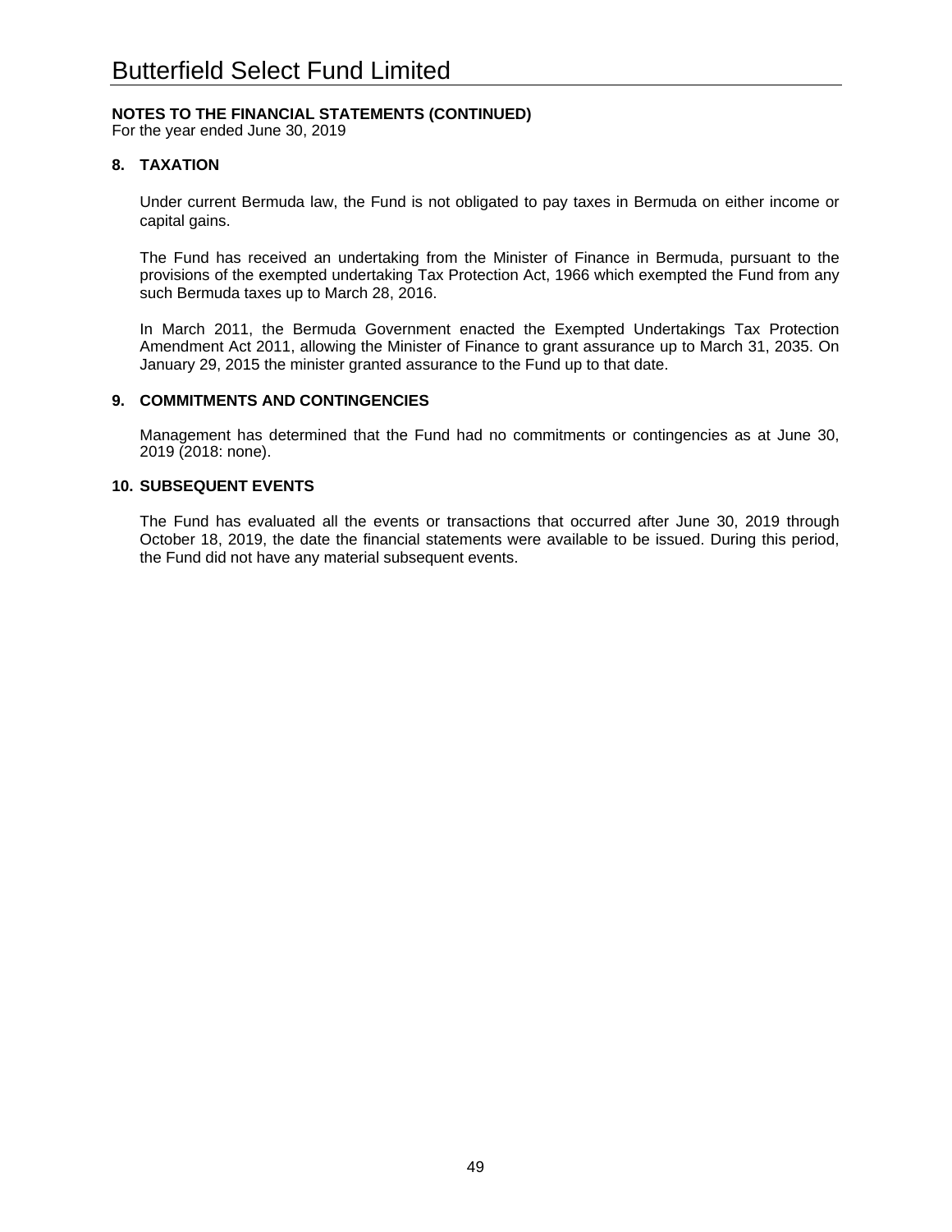## NOTES TO THE FINANCIAL STATEMENTS (CONTINUED)

For the year ended June 30, 2019

### 8. TAXATION

Under current Bermuda law, the Fund is not obligated to pay taxes in Bermuda on either income or capital gains.

The Fund has received an undertaking from the Minister of Finance in Bermuda, pursuant to the provisions of the exempted undertaking Tax Protection Act, 1966 which exempted the Fund from any such Bermuda taxes up to March 28, 2016.

In March 2011, the Bermuda Government enacted the Exempted Undertakings Tax Protection Amendment Act 2011, allowing the Minister of Finance to grant assurance up to March 31, 2035. On January 29, 2015 the minister granted assurance to the Fund up to that date.

### 9. COMMITMENTS AND CONTINGENCIES

Management has determined that the Fund had no commitments or contingencies as at June 30, 2019 (2018: none).

### 10. SUBSEQUENT EVENTS

The Fund has evaluated all the events or transactions that occurred after June 30, 2019 through October 18, 2019, the date the financial statements were available to be issued. During this period, the Fund did not have any material subsequent events.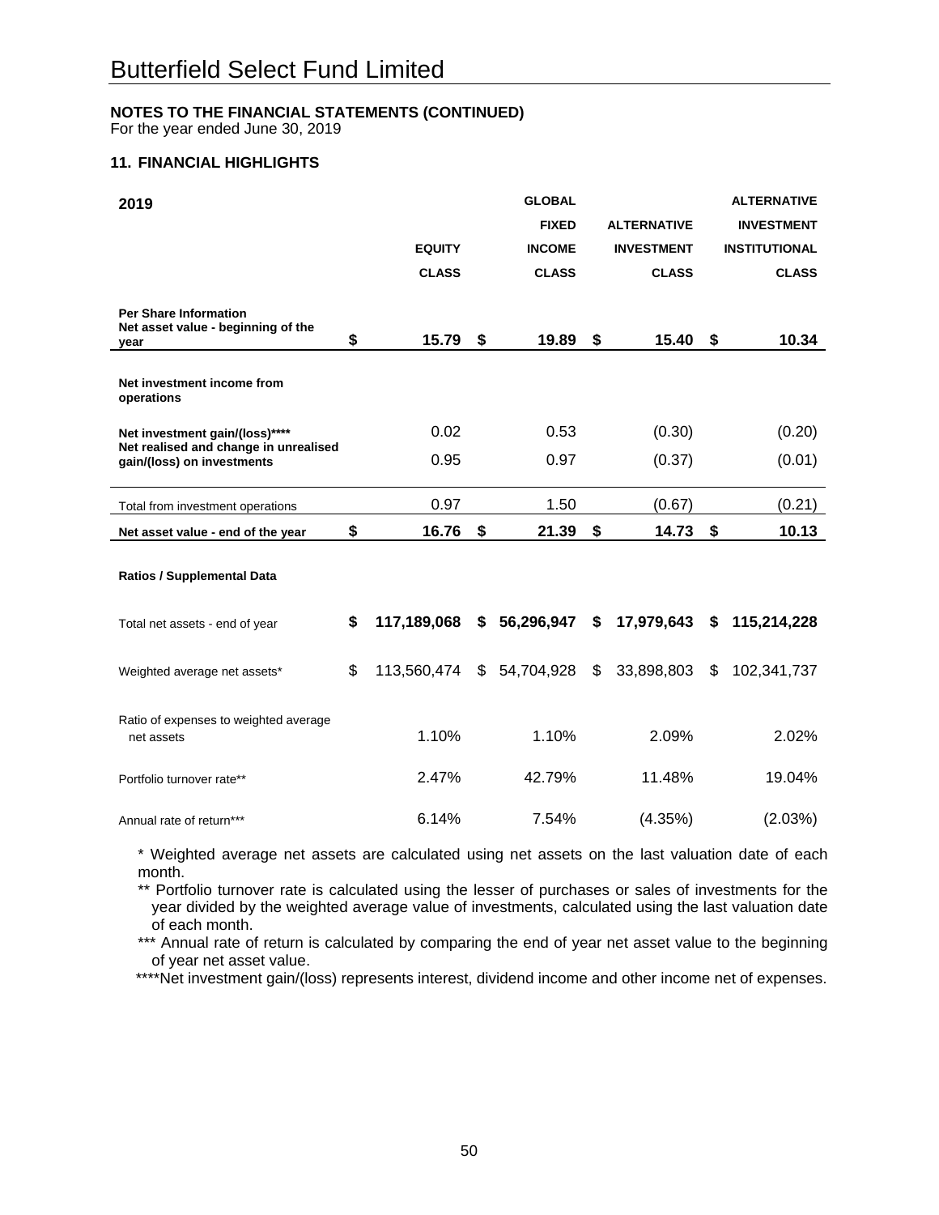# Butterfield Select Fund Limited

**NOTES TO THE FINANCIAL STATEMENTS (CONTINUED)**
For the year ended June 30, 2019

### 11. FINANCIAL HIGHLIGHTS

| 2019 | EQUITY CLASS | GLOBAL FIXED INCOME CLASS | ALTERNATIVE INVESTMENT CLASS | ALTERNATIVE INVESTMENT INSTITUTIONAL CLASS |
|---|---|---|---|---|
| **Per Share Information** | | | | |
| **Net asset value - beginning of the year** | **$ 15.79** | **$ 19.89** | **$ 15.40** | **$ 10.34** |
| **Net investment income from operations** | | | | |
| **Net investment gain/(loss)\*\*\*\*** | 0.02 | 0.53 | (0.30) | (0.20) |
| **Net realised and change in unrealised gain/(loss) on investments** | 0.95 | 0.97 | (0.37) | (0.01) |
| Total from investment operations | 0.97 | 1.50 | (0.67) | (0.21) |
| **Net asset value - end of the year** | **$ 16.76** | **$ 21.39** | **$ 14.73** | **$ 10.13** |
| **Ratios / Supplemental Data** | | | | |
| Total net assets - end of year | **$ 117,189,068** | **$ 56,296,947** | **$ 17,979,643** | **$ 115,214,228** |
| Weighted average net assets* | $ 113,560,474 | $ 54,704,928 | $ 33,898,803 | $ 102,341,737 |
| Ratio of expenses to weighted average net assets | 1.10% | 1.10% | 2.09% | 2.02% |
| Portfolio turnover rate** | 2.47% | 42.79% | 11.48% | 19.04% |
| Annual rate of return*** | 6.14% | 7.54% | (4.35%) | (2.03%) |

\* Weighted average net assets are calculated using net assets on the last valuation date of each month.

\*\* Portfolio turnover rate is calculated using the lesser of purchases or sales of investments for the year divided by the weighted average value of investments, calculated using the last valuation date of each month.

\*\*\* Annual rate of return is calculated by comparing the end of year net asset value to the beginning of year net asset value.

\*\*\*\*Net investment gain/(loss) represents interest, dividend income and other income net of expenses.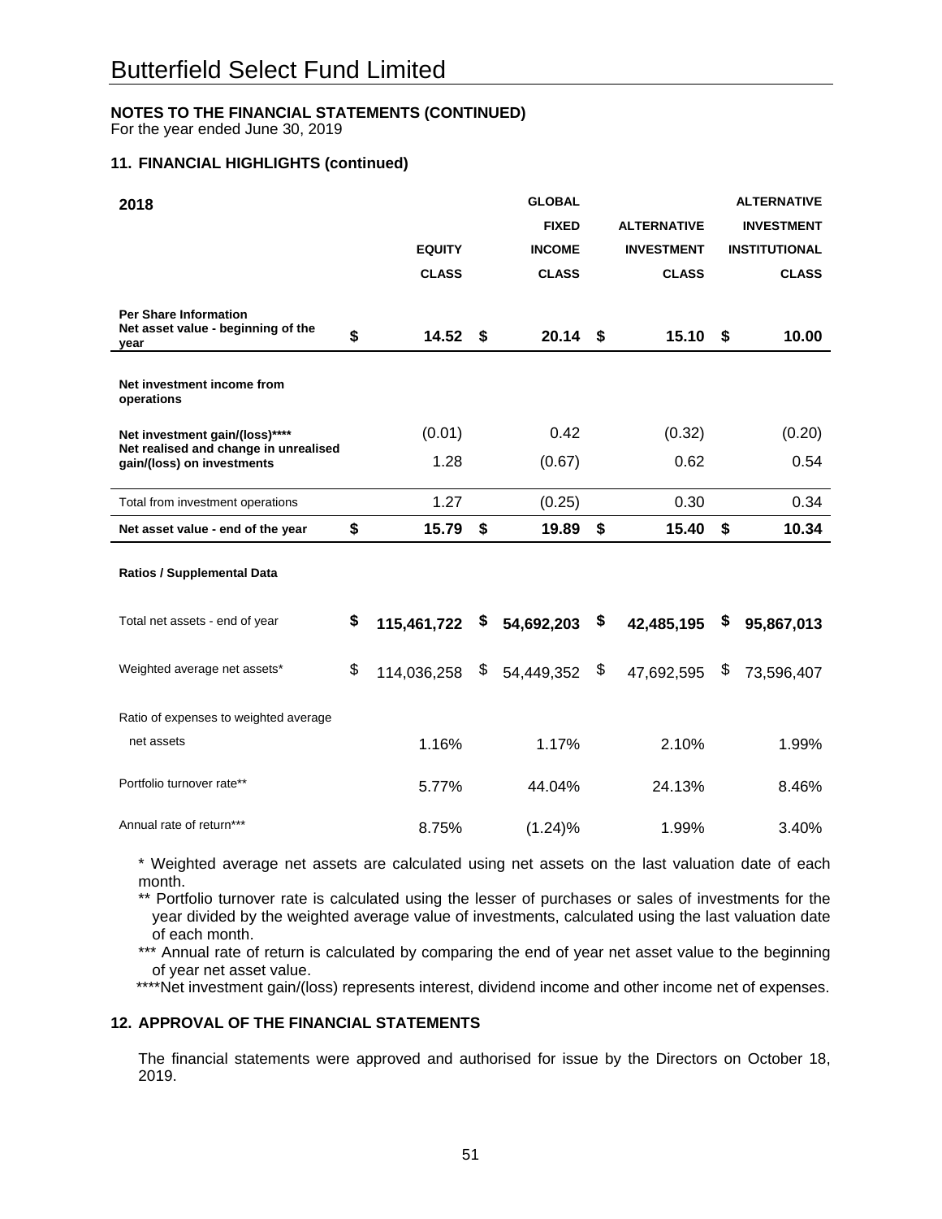# Butterfield Select Fund Limited

**NOTES TO THE FINANCIAL STATEMENTS (CONTINUED)**
For the year ended June 30, 2019

### 11. FINANCIAL HIGHLIGHTS (continued)

| 2018 | EQUITY CLASS | GLOBAL FIXED INCOME CLASS | ALTERNATIVE INVESTMENT CLASS | ALTERNATIVE INVESTMENT INSTITUTIONAL CLASS |
|---|---|---|---|---|
| **Per Share Information** | | | | |
| **Net asset value - beginning of the year** | **$ 14.52** | **$ 20.14** | **$ 15.10** | **$ 10.00** |
| **Net investment income from operations** | | | | |
| **Net investment gain/(loss)\*\*\*\*** | (0.01) | 0.42 | (0.32) | (0.20) |
| **Net realised and change in unrealised gain/(loss) on investments** | 1.28 | (0.67) | 0.62 | 0.54 |
| Total from investment operations | 1.27 | (0.25) | 0.30 | 0.34 |
| **Net asset value - end of the year** | **$ 15.79** | **$ 19.89** | **$ 15.40** | **$ 10.34** |
| **Ratios / Supplemental Data** | | | | |
| Total net assets - end of year | **$ 115,461,722** | **$ 54,692,203** | **$ 42,485,195** | **$ 95,867,013** |
| Weighted average net assets* | $ 114,036,258 | $ 54,449,352 | $ 47,692,595 | $ 73,596,407 |
| Ratio of expenses to weighted average net assets | 1.16% | 1.17% | 2.10% | 1.99% |
| Portfolio turnover rate** | 5.77% | 44.04% | 24.13% | 8.46% |
| Annual rate of return*** | 8.75% | (1.24)% | 1.99% | 3.40% |

* Weighted average net assets are calculated using net assets on the last valuation date of each month.

** Portfolio turnover rate is calculated using the lesser of purchases or sales of investments for the year divided by the weighted average value of investments, calculated using the last valuation date of each month.

*** Annual rate of return is calculated by comparing the end of year net asset value to the beginning of year net asset value.

****Net investment gain/(loss) represents interest, dividend income and other income net of expenses.

### 12. APPROVAL OF THE FINANCIAL STATEMENTS

The financial statements were approved and authorised for issue by the Directors on October 18, 2019.